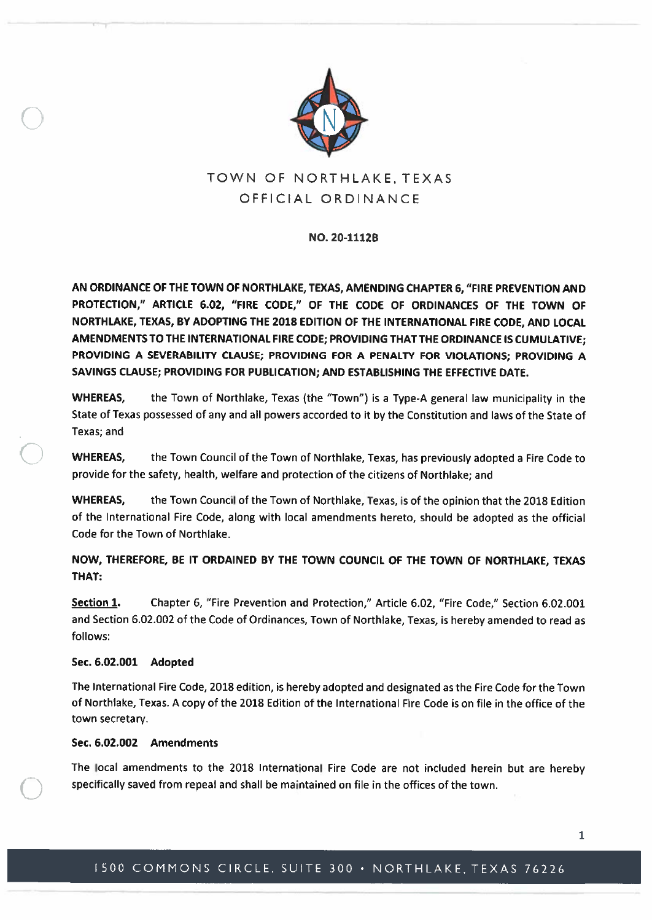# TOWN OF NORTHLAKE, TEXAS
## OFFICIAL ORDINANCE

**NO. 20-1112B**

**AN ORDINANCE OF THE TOWN OF NORTHLAKE, TEXAS, AMENDING CHAPTER 6, "FIRE PREVENTION AND PROTECTION," ARTICLE 6.02, "FIRE CODE," OF THE CODE OF ORDINANCES OF THE TOWN OF NORTHLAKE, TEXAS, BY ADOPTING THE 2018 EDITION OF THE INTERNATIONAL FIRE CODE, AND LOCAL AMENDMENTS TO THE INTERNATIONAL FIRE CODE; PROVIDING THAT THE ORDINANCE IS CUMULATIVE; PROVIDING A SEVERABILITY CLAUSE; PROVIDING FOR A PENALTY FOR VIOLATIONS; PROVIDING A SAVINGS CLAUSE; PROVIDING FOR PUBLICATION; AND ESTABLISHING THE EFFECTIVE DATE.**

**WHEREAS,** the Town of Northlake, Texas (the "Town") is a Type-A general law municipality in the State of Texas possessed of any and all powers accorded to it by the Constitution and laws of the State of Texas; and

**WHEREAS,** the Town Council of the Town of Northlake, Texas, has previously adopted a Fire Code to provide for the safety, health, welfare and protection of the citizens of Northlake; and

**WHEREAS,** the Town Council of the Town of Northlake, Texas, is of the opinion that the 2018 Edition of the International Fire Code, along with local amendments hereto, should be adopted as the official Code for the Town of Northlake.

**NOW, THEREFORE, BE IT ORDAINED BY THE TOWN COUNCIL OF THE TOWN OF NORTHLAKE, TEXAS THAT:**

**Section 1.** Chapter 6, "Fire Prevention and Protection," Article 6.02, "Fire Code," Section 6.02.001 and Section 6.02.002 of the Code of Ordinances, Town of Northlake, Texas, is hereby amended to read as follows:

**Sec. 6.02.001 Adopted**

The International Fire Code, 2018 edition, is hereby adopted and designated as the Fire Code for the Town of Northlake, Texas. A copy of the 2018 Edition of the International Fire Code is on file in the office of the town secretary.

**Sec. 6.02.002 Amendments**

The local amendments to the 2018 International Fire Code are not included herein but are hereby specifically saved from repeal and shall be maintained on file in the offices of the town.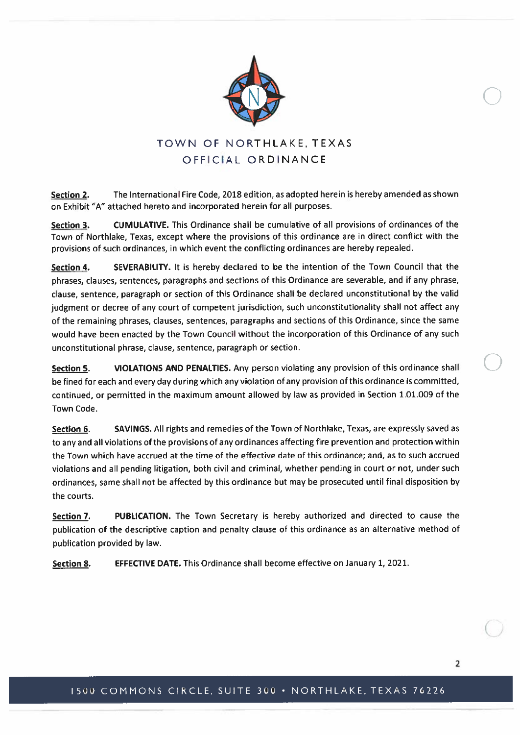TOWN OF NORTHLAKE, TEXAS
OFFICIAL ORDINANCE

**Section 2.** The International Fire Code, 2018 edition, as adopted herein is hereby amended as shown on Exhibit "A" attached hereto and incorporated herein for all purposes.

**Section 3.** **CUMULATIVE.** This Ordinance shall be cumulative of all provisions of ordinances of the Town of Northlake, Texas, except where the provisions of this ordinance are in direct conflict with the provisions of such ordinances, in which event the conflicting ordinances are hereby repealed.

**Section 4.** **SEVERABILITY.** It is hereby declared to be the intention of the Town Council that the phrases, clauses, sentences, paragraphs and sections of this Ordinance are severable, and if any phrase, clause, sentence, paragraph or section of this Ordinance shall be declared unconstitutional by the valid judgment or decree of any court of competent jurisdiction, such unconstitutionality shall not affect any of the remaining phrases, clauses, sentences, paragraphs and sections of this Ordinance, since the same would have been enacted by the Town Council without the incorporation of this Ordinance of any such unconstitutional phrase, clause, sentence, paragraph or section.

**Section 5.** **VIOLATIONS AND PENALTIES.** Any person violating any provision of this ordinance shall be fined for each and every day during which any violation of any provision of this ordinance is committed, continued, or permitted in the maximum amount allowed by law as provided in Section 1.01.009 of the Town Code.

**Section 6.** **SAVINGS.** All rights and remedies of the Town of Northlake, Texas, are expressly saved as to any and all violations of the provisions of any ordinances affecting fire prevention and protection within the Town which have accrued at the time of the effective date of this ordinance; and, as to such accrued violations and all pending litigation, both civil and criminal, whether pending in court or not, under such ordinances, same shall not be affected by this ordinance but may be prosecuted until final disposition by the courts.

**Section 7.** **PUBLICATION.** The Town Secretary is hereby authorized and directed to cause the publication of the descriptive caption and penalty clause of this ordinance as an alternative method of publication provided by law.

**Section 8.** **EFFECTIVE DATE.** This Ordinance shall become effective on January 1, 2021.

1500 COMMONS CIRCLE, SUITE 300 • NORTHLAKE, TEXAS 76226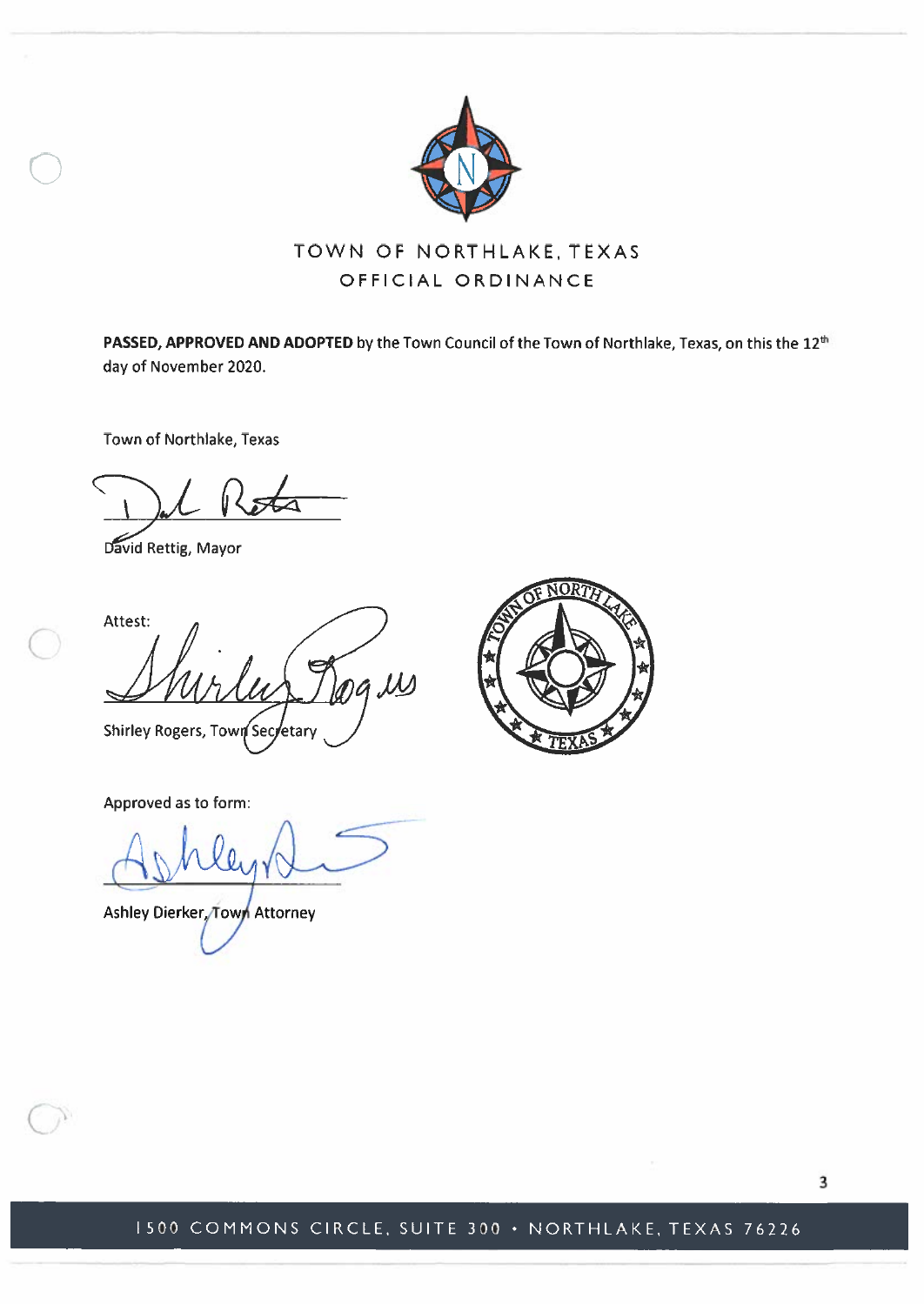TOWN OF NORTHLAKE, TEXAS

OFFICIAL ORDINANCE

**PASSED, APPROVED AND ADOPTED** by the Town Council of the Town of Northlake, Texas, on this the 12th day of November 2020.

Town of Northlake, Texas

David Rettig, Mayor

Attest:

Shirley Rogers, Town Secretary

Approved as to form:

Ashley Dierker, Town Attorney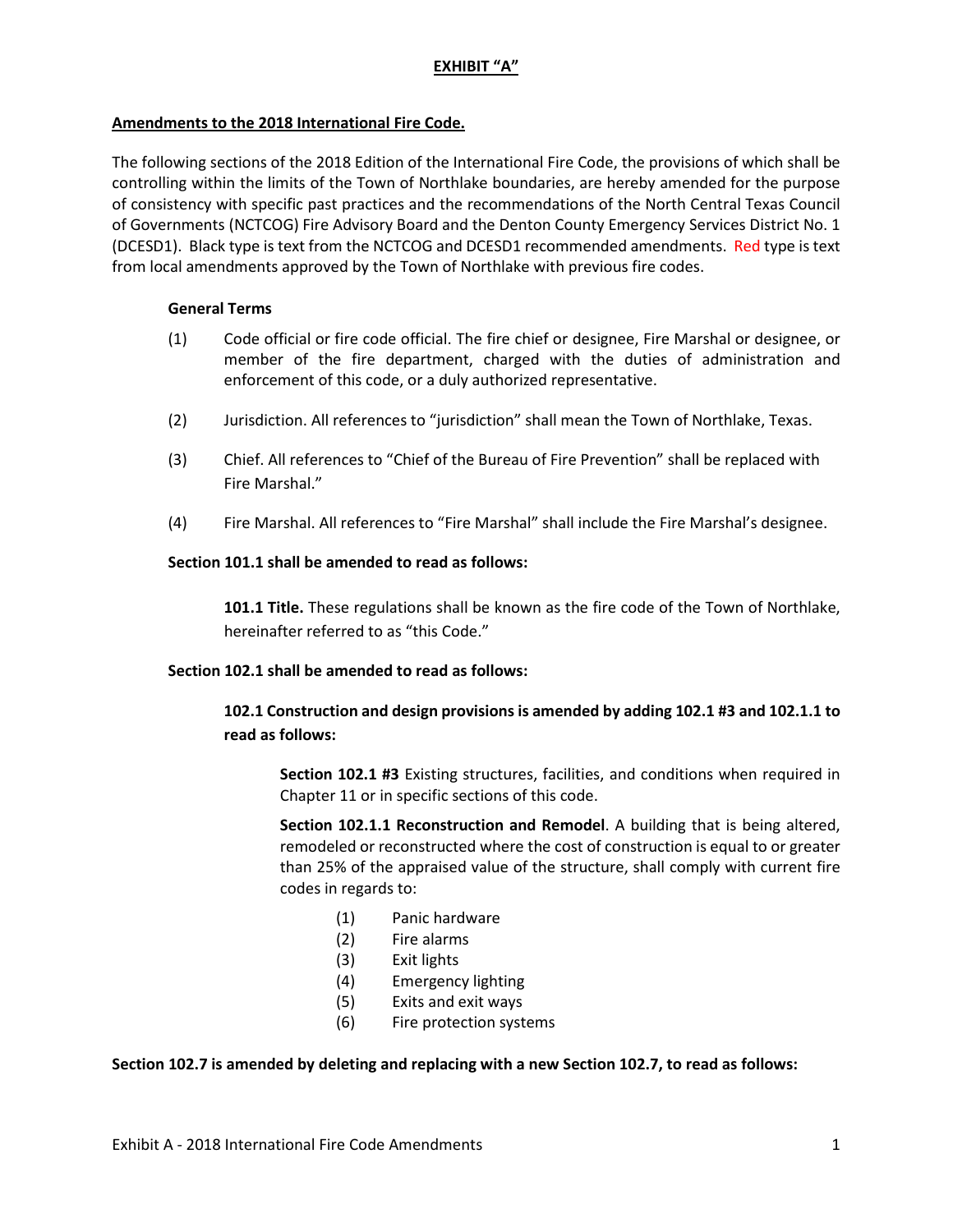**EXHIBIT "A"**

**Amendments to the 2018 International Fire Code.**

The following sections of the 2018 Edition of the International Fire Code, the provisions of which shall be controlling within the limits of the Town of Northlake boundaries, are hereby amended for the purpose of consistency with specific past practices and the recommendations of the North Central Texas Council of Governments (NCTCOG) Fire Advisory Board and the Denton County Emergency Services District No. 1 (DCESD1). Black type is text from the NCTCOG and DCESD1 recommended amendments. Red type is text from local amendments approved by the Town of Northlake with previous fire codes.

**General Terms**

(1) Code official or fire code official. The fire chief or designee, Fire Marshal or designee, or member of the fire department, charged with the duties of administration and enforcement of this code, or a duly authorized representative.

(2) Jurisdiction. All references to "jurisdiction" shall mean the Town of Northlake, Texas.

(3) Chief. All references to "Chief of the Bureau of Fire Prevention" shall be replaced with Fire Marshal."

(4) Fire Marshal. All references to "Fire Marshal" shall include the Fire Marshal's designee.

**Section 101.1 shall be amended to read as follows:**

**101.1 Title.** These regulations shall be known as the fire code of the Town of Northlake, hereinafter referred to as "this Code."

**Section 102.1 shall be amended to read as follows:**

**102.1 Construction and design provisions is amended by adding 102.1 #3 and 102.1.1 to read as follows:**

**Section 102.1 #3** Existing structures, facilities, and conditions when required in Chapter 11 or in specific sections of this code.

**Section 102.1.1 Reconstruction and Remodel**. A building that is being altered, remodeled or reconstructed where the cost of construction is equal to or greater than 25% of the appraised value of the structure, shall comply with current fire codes in regards to:

(1) Panic hardware
(2) Fire alarms
(3) Exit lights
(4) Emergency lighting
(5) Exits and exit ways
(6) Fire protection systems

**Section 102.7 is amended by deleting and replacing with a new Section 102.7, to read as follows:**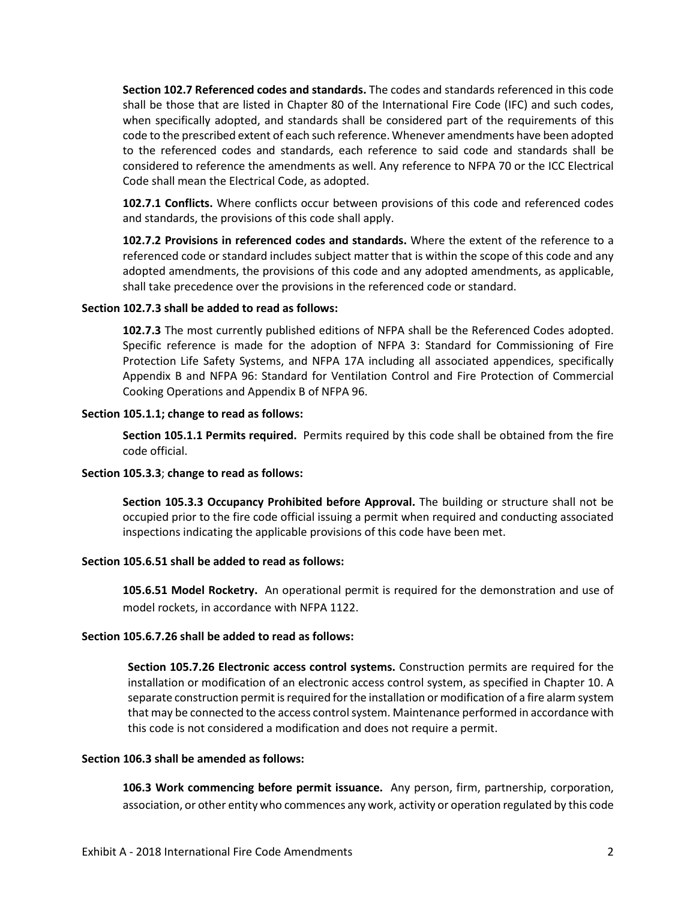**Section 102.7 Referenced codes and standards.** The codes and standards referenced in this code shall be those that are listed in Chapter 80 of the International Fire Code (IFC) and such codes, when specifically adopted, and standards shall be considered part of the requirements of this code to the prescribed extent of each such reference. Whenever amendments have been adopted to the referenced codes and standards, each reference to said code and standards shall be considered to reference the amendments as well. Any reference to NFPA 70 or the ICC Electrical Code shall mean the Electrical Code, as adopted.

**102.7.1 Conflicts.** Where conflicts occur between provisions of this code and referenced codes and standards, the provisions of this code shall apply.

**102.7.2 Provisions in referenced codes and standards.** Where the extent of the reference to a referenced code or standard includes subject matter that is within the scope of this code and any adopted amendments, the provisions of this code and any adopted amendments, as applicable, shall take precedence over the provisions in the referenced code or standard.

**Section 102.7.3 shall be added to read as follows:**

**102.7.3** The most currently published editions of NFPA shall be the Referenced Codes adopted. Specific reference is made for the adoption of NFPA 3: Standard for Commissioning of Fire Protection Life Safety Systems, and NFPA 17A including all associated appendices, specifically Appendix B and NFPA 96: Standard for Ventilation Control and Fire Protection of Commercial Cooking Operations and Appendix B of NFPA 96.

**Section 105.1.1; change to read as follows:**

**Section 105.1.1 Permits required.** Permits required by this code shall be obtained from the fire code official.

**Section 105.3.3**; **change to read as follows:**

**Section 105.3.3 Occupancy Prohibited before Approval.** The building or structure shall not be occupied prior to the fire code official issuing a permit when required and conducting associated inspections indicating the applicable provisions of this code have been met.

**Section 105.6.51 shall be added to read as follows:**

**105.6.51 Model Rocketry.** An operational permit is required for the demonstration and use of model rockets, in accordance with NFPA 1122.

**Section 105.6.7.26 shall be added to read as follows:**

**Section 105.7.26 Electronic access control systems.** Construction permits are required for the installation or modification of an electronic access control system, as specified in Chapter 10. A separate construction permit is required for the installation or modification of a fire alarm system that may be connected to the access control system. Maintenance performed in accordance with this code is not considered a modification and does not require a permit.

**Section 106.3 shall be amended as follows:**

**106.3 Work commencing before permit issuance.** Any person, firm, partnership, corporation, association, or other entity who commences any work, activity or operation regulated by this code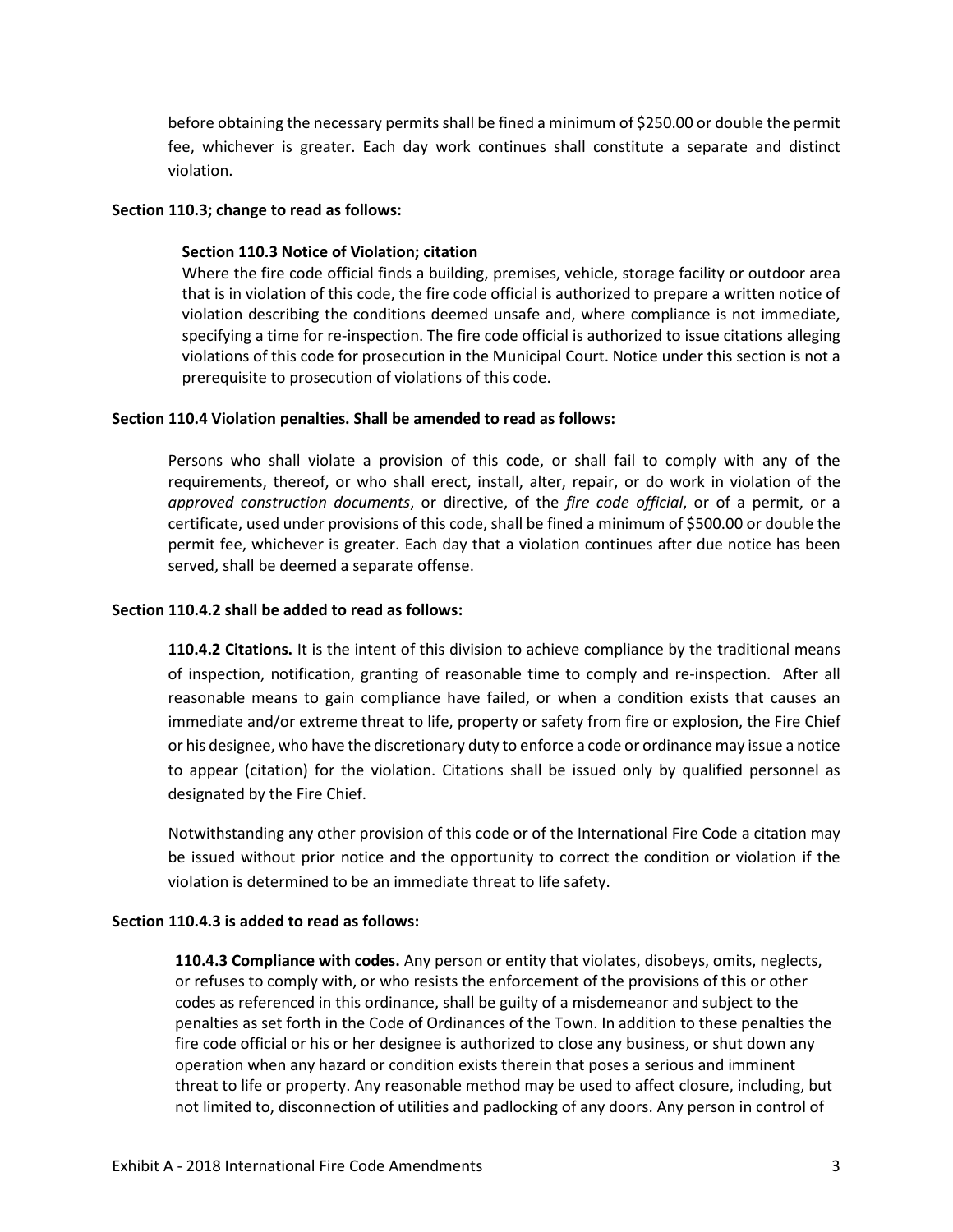before obtaining the necessary permits shall be fined a minimum of $250.00 or double the permit fee, whichever is greater. Each day work continues shall constitute a separate and distinct violation.

**Section 110.3; change to read as follows:**

**Section 110.3 Notice of Violation; citation**
Where the fire code official finds a building, premises, vehicle, storage facility or outdoor area that is in violation of this code, the fire code official is authorized to prepare a written notice of violation describing the conditions deemed unsafe and, where compliance is not immediate, specifying a time for re-inspection. The fire code official is authorized to issue citations alleging violations of this code for prosecution in the Municipal Court. Notice under this section is not a prerequisite to prosecution of violations of this code.

**Section 110.4 Violation penalties. Shall be amended to read as follows:**

Persons who shall violate a provision of this code, or shall fail to comply with any of the requirements, thereof, or who shall erect, install, alter, repair, or do work in violation of the *approved construction documents*, or directive, of the *fire code official*, or of a permit, or a certificate, used under provisions of this code, shall be fined a minimum of $500.00 or double the permit fee, whichever is greater. Each day that a violation continues after due notice has been served, shall be deemed a separate offense.

**Section 110.4.2 shall be added to read as follows:**

**110.4.2 Citations.** It is the intent of this division to achieve compliance by the traditional means of inspection, notification, granting of reasonable time to comply and re-inspection. After all reasonable means to gain compliance have failed, or when a condition exists that causes an immediate and/or extreme threat to life, property or safety from fire or explosion, the Fire Chief or his designee, who have the discretionary duty to enforce a code or ordinance may issue a notice to appear (citation) for the violation. Citations shall be issued only by qualified personnel as designated by the Fire Chief.

Notwithstanding any other provision of this code or of the International Fire Code a citation may be issued without prior notice and the opportunity to correct the condition or violation if the violation is determined to be an immediate threat to life safety.

**Section 110.4.3 is added to read as follows:**

**110.4.3 Compliance with codes.** Any person or entity that violates, disobeys, omits, neglects, or refuses to comply with, or who resists the enforcement of the provisions of this or other codes as referenced in this ordinance, shall be guilty of a misdemeanor and subject to the penalties as set forth in the Code of Ordinances of the Town. In addition to these penalties the fire code official or his or her designee is authorized to close any business, or shut down any operation when any hazard or condition exists therein that poses a serious and imminent threat to life or property. Any reasonable method may be used to affect closure, including, but not limited to, disconnection of utilities and padlocking of any doors. Any person in control of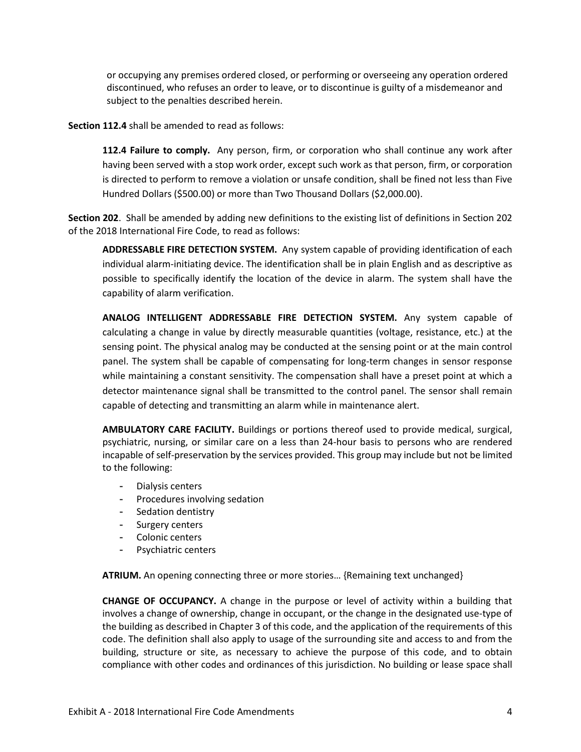or occupying any premises ordered closed, or performing or overseeing any operation ordered discontinued, who refuses an order to leave, or to discontinue is guilty of a misdemeanor and subject to the penalties described herein.

**Section 112.4** shall be amended to read as follows:

**112.4 Failure to comply.** Any person, firm, or corporation who shall continue any work after having been served with a stop work order, except such work as that person, firm, or corporation is directed to perform to remove a violation or unsafe condition, shall be fined not less than Five Hundred Dollars ($500.00) or more than Two Thousand Dollars ($2,000.00).

**Section 202**. Shall be amended by adding new definitions to the existing list of definitions in Section 202 of the 2018 International Fire Code, to read as follows:

**ADDRESSABLE FIRE DETECTION SYSTEM.** Any system capable of providing identification of each individual alarm-initiating device. The identification shall be in plain English and as descriptive as possible to specifically identify the location of the device in alarm. The system shall have the capability of alarm verification.

**ANALOG INTELLIGENT ADDRESSABLE FIRE DETECTION SYSTEM.** Any system capable of calculating a change in value by directly measurable quantities (voltage, resistance, etc.) at the sensing point. The physical analog may be conducted at the sensing point or at the main control panel. The system shall be capable of compensating for long-term changes in sensor response while maintaining a constant sensitivity. The compensation shall have a preset point at which a detector maintenance signal shall be transmitted to the control panel. The sensor shall remain capable of detecting and transmitting an alarm while in maintenance alert.

**AMBULATORY CARE FACILITY.** Buildings or portions thereof used to provide medical, surgical, psychiatric, nursing, or similar care on a less than 24-hour basis to persons who are rendered incapable of self-preservation by the services provided. This group may include but not be limited to the following:

- Dialysis centers
- Procedures involving sedation
- Sedation dentistry
- Surgery centers
- Colonic centers
- Psychiatric centers

**ATRIUM.** An opening connecting three or more stories… {Remaining text unchanged}

**CHANGE OF OCCUPANCY.** A change in the purpose or level of activity within a building that involves a change of ownership, change in occupant, or the change in the designated use-type of the building as described in Chapter 3 of this code, and the application of the requirements of this code. The definition shall also apply to usage of the surrounding site and access to and from the building, structure or site, as necessary to achieve the purpose of this code, and to obtain compliance with other codes and ordinances of this jurisdiction. No building or lease space shall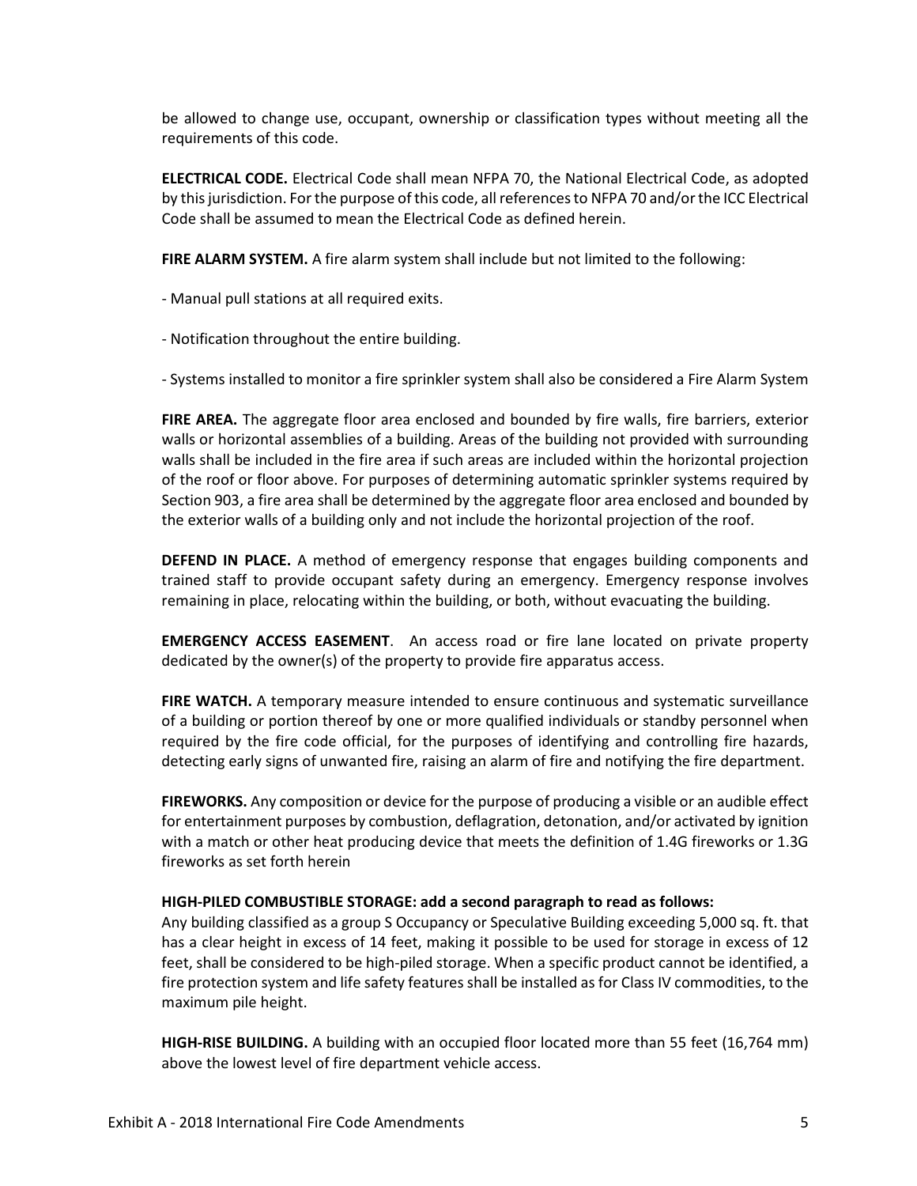be allowed to change use, occupant, ownership or classification types without meeting all the requirements of this code.

**ELECTRICAL CODE.** Electrical Code shall mean NFPA 70, the National Electrical Code, as adopted by this jurisdiction. For the purpose of this code, all references to NFPA 70 and/or the ICC Electrical Code shall be assumed to mean the Electrical Code as defined herein.

**FIRE ALARM SYSTEM.** A fire alarm system shall include but not limited to the following:

- Manual pull stations at all required exits.

- Notification throughout the entire building.

- Systems installed to monitor a fire sprinkler system shall also be considered a Fire Alarm System

**FIRE AREA.** The aggregate floor area enclosed and bounded by fire walls, fire barriers, exterior walls or horizontal assemblies of a building. Areas of the building not provided with surrounding walls shall be included in the fire area if such areas are included within the horizontal projection of the roof or floor above. For purposes of determining automatic sprinkler systems required by Section 903, a fire area shall be determined by the aggregate floor area enclosed and bounded by the exterior walls of a building only and not include the horizontal projection of the roof.

**DEFEND IN PLACE.** A method of emergency response that engages building components and trained staff to provide occupant safety during an emergency. Emergency response involves remaining in place, relocating within the building, or both, without evacuating the building.

**EMERGENCY ACCESS EASEMENT**. An access road or fire lane located on private property dedicated by the owner(s) of the property to provide fire apparatus access.

**FIRE WATCH.** A temporary measure intended to ensure continuous and systematic surveillance of a building or portion thereof by one or more qualified individuals or standby personnel when required by the fire code official, for the purposes of identifying and controlling fire hazards, detecting early signs of unwanted fire, raising an alarm of fire and notifying the fire department.

**FIREWORKS.** Any composition or device for the purpose of producing a visible or an audible effect for entertainment purposes by combustion, deflagration, detonation, and/or activated by ignition with a match or other heat producing device that meets the definition of 1.4G fireworks or 1.3G fireworks as set forth herein

**HIGH-PILED COMBUSTIBLE STORAGE: add a second paragraph to read as follows:**
Any building classified as a group S Occupancy or Speculative Building exceeding 5,000 sq. ft. that has a clear height in excess of 14 feet, making it possible to be used for storage in excess of 12 feet, shall be considered to be high-piled storage. When a specific product cannot be identified, a fire protection system and life safety features shall be installed as for Class IV commodities, to the maximum pile height.

**HIGH-RISE BUILDING.** A building with an occupied floor located more than 55 feet (16,764 mm) above the lowest level of fire department vehicle access.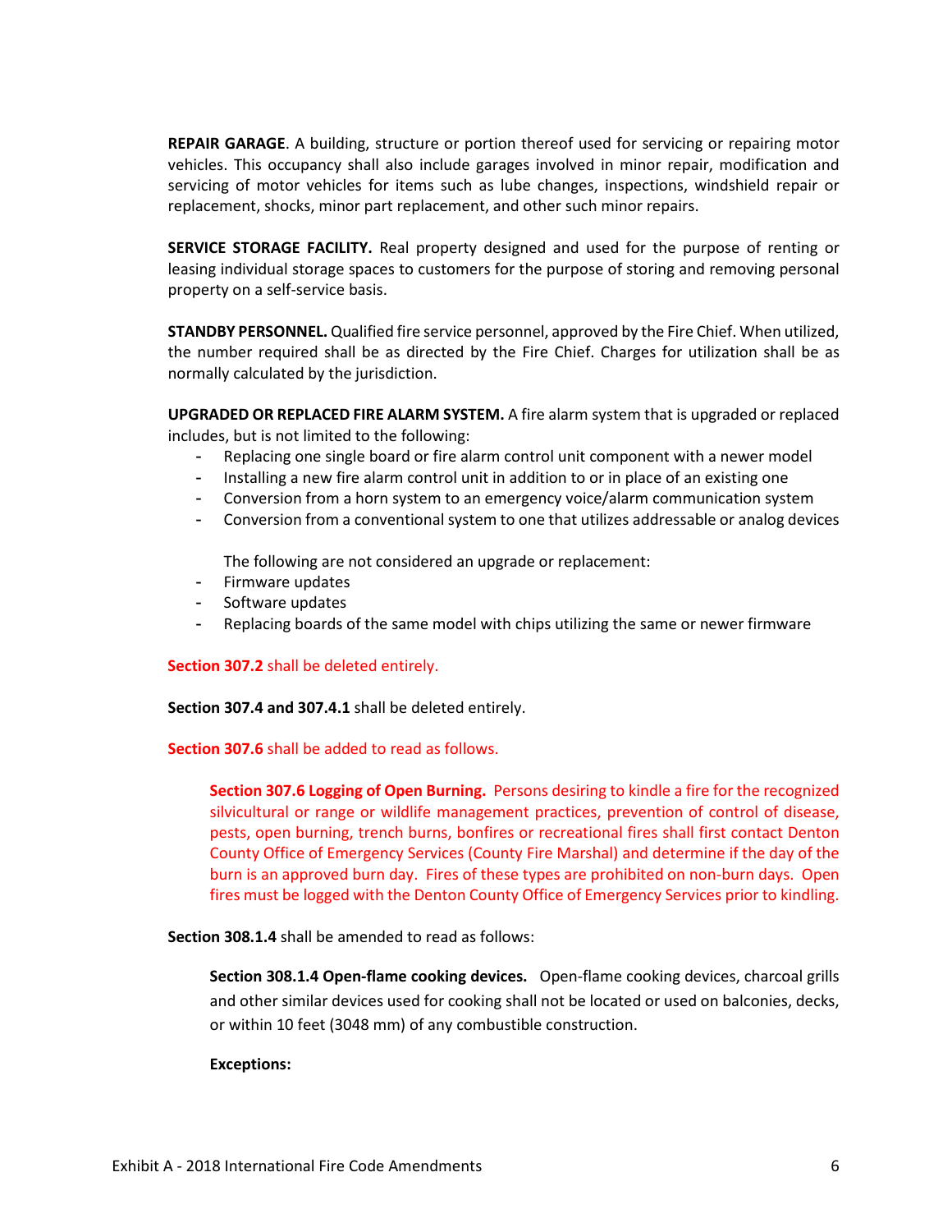**REPAIR GARAGE**. A building, structure or portion thereof used for servicing or repairing motor vehicles. This occupancy shall also include garages involved in minor repair, modification and servicing of motor vehicles for items such as lube changes, inspections, windshield repair or replacement, shocks, minor part replacement, and other such minor repairs.

**SERVICE STORAGE FACILITY.** Real property designed and used for the purpose of renting or leasing individual storage spaces to customers for the purpose of storing and removing personal property on a self-service basis.

**STANDBY PERSONNEL.** Qualified fire service personnel, approved by the Fire Chief. When utilized, the number required shall be as directed by the Fire Chief. Charges for utilization shall be as normally calculated by the jurisdiction.

**UPGRADED OR REPLACED FIRE ALARM SYSTEM.** A fire alarm system that is upgraded or replaced includes, but is not limited to the following:

- Replacing one single board or fire alarm control unit component with a newer model
- Installing a new fire alarm control unit in addition to or in place of an existing one
- Conversion from a horn system to an emergency voice/alarm communication system
- Conversion from a conventional system to one that utilizes addressable or analog devices

The following are not considered an upgrade or replacement:

- Firmware updates
- Software updates
- Replacing boards of the same model with chips utilizing the same or newer firmware

**Section 307.2** shall be deleted entirely.

**Section 307.4 and 307.4.1** shall be deleted entirely.

**Section 307.6** shall be added to read as follows.

> **Section 307.6 Logging of Open Burning.** Persons desiring to kindle a fire for the recognized silvicultural or range or wildlife management practices, prevention of control of disease, pests, open burning, trench burns, bonfires or recreational fires shall first contact Denton County Office of Emergency Services (County Fire Marshal) and determine if the day of the burn is an approved burn day. Fires of these types are prohibited on non-burn days. Open fires must be logged with the Denton County Office of Emergency Services prior to kindling.

**Section 308.1.4** shall be amended to read as follows:

> **Section 308.1.4 Open-flame cooking devices.** Open-flame cooking devices, charcoal grills and other similar devices used for cooking shall not be located or used on balconies, decks, or within 10 feet (3048 mm) of any combustible construction.
>
> **Exceptions:**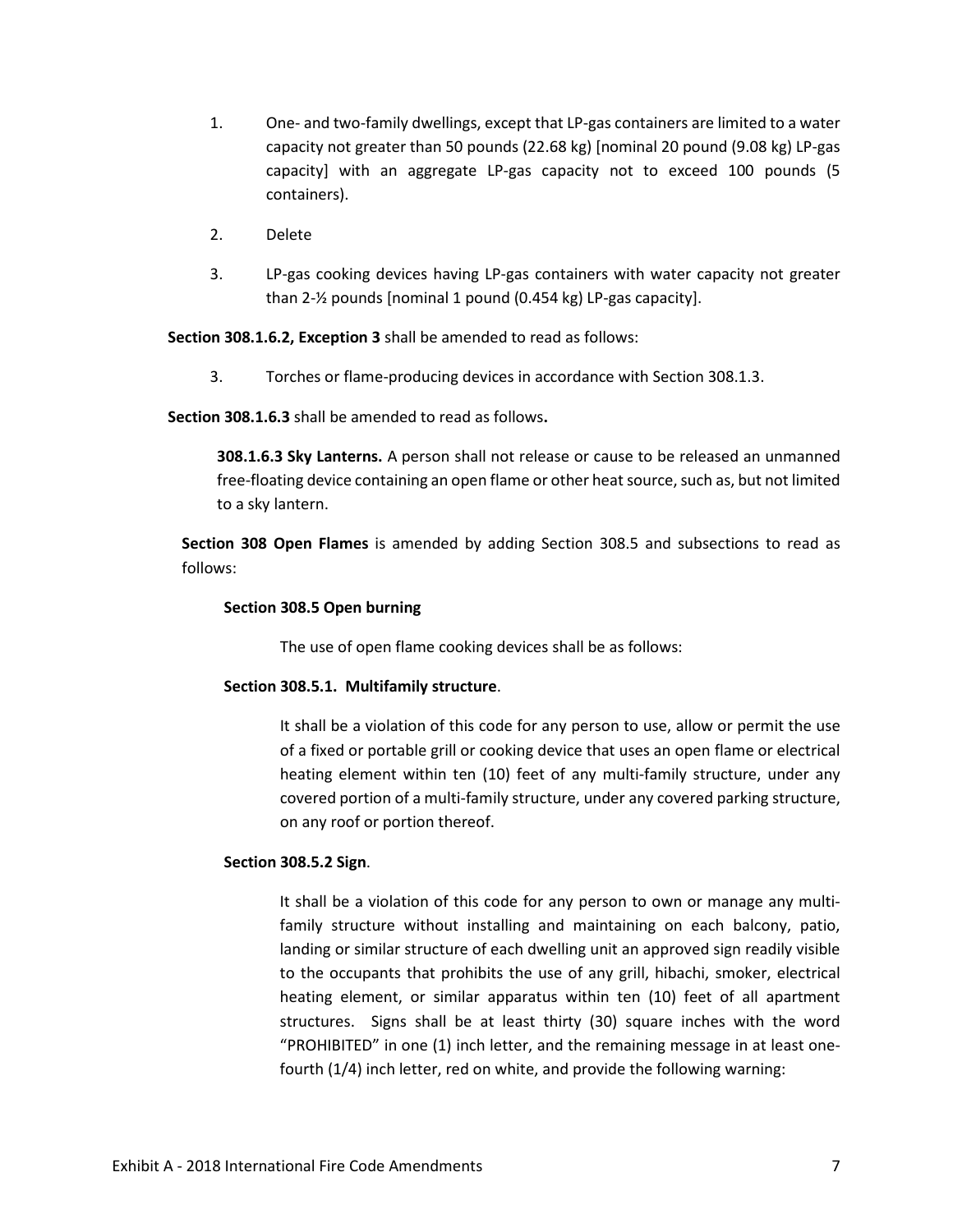1. One- and two-family dwellings, except that LP-gas containers are limited to a water capacity not greater than 50 pounds (22.68 kg) [nominal 20 pound (9.08 kg) LP-gas capacity] with an aggregate LP-gas capacity not to exceed 100 pounds (5 containers).

2. Delete

3. LP-gas cooking devices having LP-gas containers with water capacity not greater than 2-½ pounds [nominal 1 pound (0.454 kg) LP-gas capacity].

**Section 308.1.6.2, Exception 3** shall be amended to read as follows:

3. Torches or flame-producing devices in accordance with Section 308.1.3.

**Section 308.1.6.3** shall be amended to read as follows**.**

> **308.1.6.3 Sky Lanterns.** A person shall not release or cause to be released an unmanned free-floating device containing an open flame or other heat source, such as, but not limited to a sky lantern.

**Section 308 Open Flames** is amended by adding Section 308.5 and subsections to read as follows:

**Section 308.5 Open burning**

The use of open flame cooking devices shall be as follows:

**Section 308.5.1. Multifamily structure**.

It shall be a violation of this code for any person to use, allow or permit the use of a fixed or portable grill or cooking device that uses an open flame or electrical heating element within ten (10) feet of any multi-family structure, under any covered portion of a multi-family structure, under any covered parking structure, on any roof or portion thereof.

**Section 308.5.2 Sign**.

It shall be a violation of this code for any person to own or manage any multi-family structure without installing and maintaining on each balcony, patio, landing or similar structure of each dwelling unit an approved sign readily visible to the occupants that prohibits the use of any grill, hibachi, smoker, electrical heating element, or similar apparatus within ten (10) feet of all apartment structures. Signs shall be at least thirty (30) square inches with the word "PROHIBITED" in one (1) inch letter, and the remaining message in at least one-fourth (1/4) inch letter, red on white, and provide the following warning: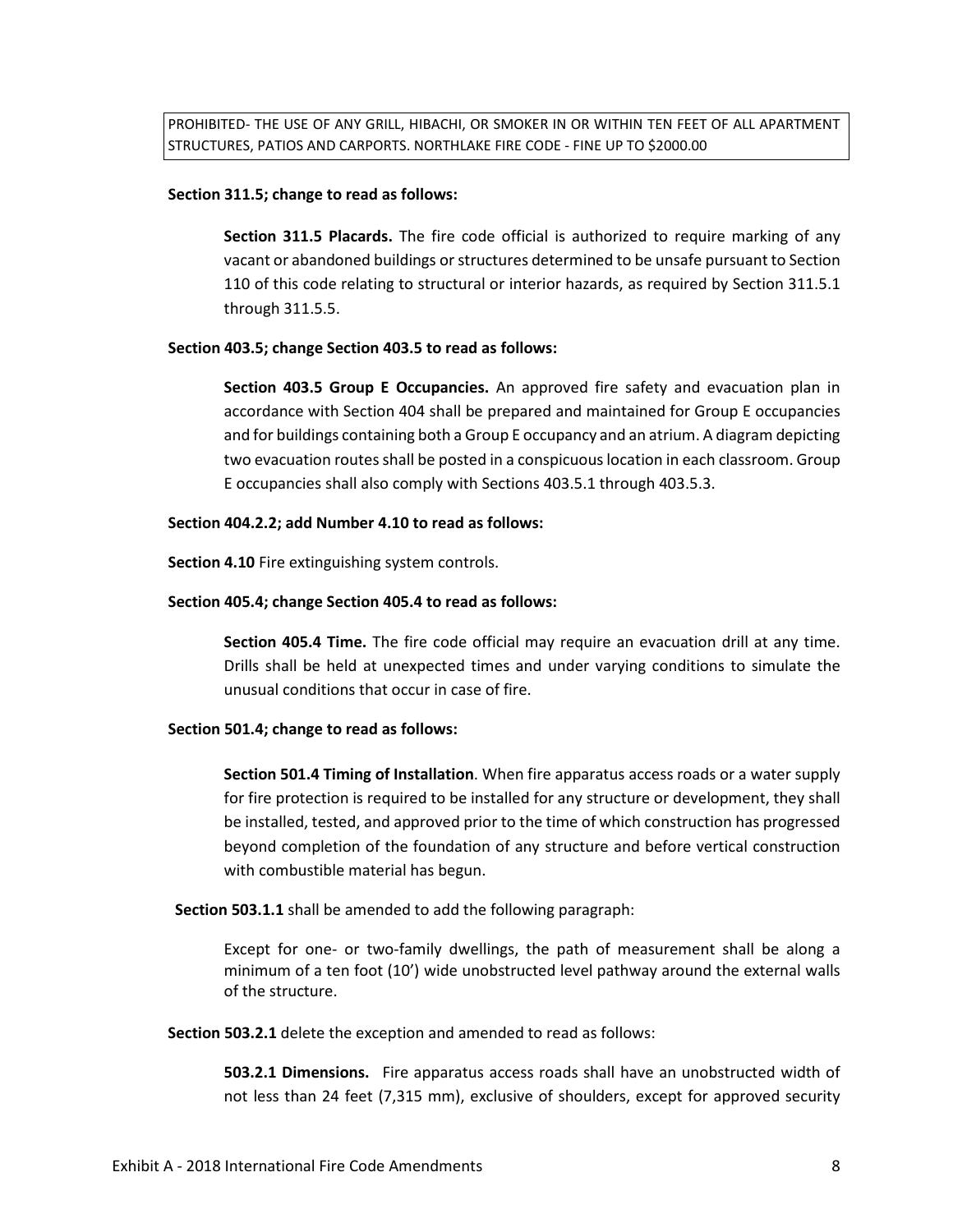PROHIBITED- THE USE OF ANY GRILL, HIBACHI, OR SMOKER IN OR WITHIN TEN FEET OF ALL APARTMENT STRUCTURES, PATIOS AND CARPORTS. NORTHLAKE FIRE CODE - FINE UP TO $2000.00

**Section 311.5; change to read as follows:**

> **Section 311.5 Placards.** The fire code official is authorized to require marking of any vacant or abandoned buildings or structures determined to be unsafe pursuant to Section 110 of this code relating to structural or interior hazards, as required by Section 311.5.1 through 311.5.5.

**Section 403.5; change Section 403.5 to read as follows:**

> **Section 403.5 Group E Occupancies.** An approved fire safety and evacuation plan in accordance with Section 404 shall be prepared and maintained for Group E occupancies and for buildings containing both a Group E occupancy and an atrium. A diagram depicting two evacuation routes shall be posted in a conspicuous location in each classroom. Group E occupancies shall also comply with Sections 403.5.1 through 403.5.3.

**Section 404.2.2; add Number 4.10 to read as follows:**

**Section 4.10** Fire extinguishing system controls.

**Section 405.4; change Section 405.4 to read as follows:**

> **Section 405.4 Time.** The fire code official may require an evacuation drill at any time. Drills shall be held at unexpected times and under varying conditions to simulate the unusual conditions that occur in case of fire.

**Section 501.4; change to read as follows:**

> **Section 501.4 Timing of Installation**. When fire apparatus access roads or a water supply for fire protection is required to be installed for any structure or development, they shall be installed, tested, and approved prior to the time of which construction has progressed beyond completion of the foundation of any structure and before vertical construction with combustible material has begun.

**Section 503.1.1** shall be amended to add the following paragraph:

> Except for one- or two-family dwellings, the path of measurement shall be along a minimum of a ten foot (10') wide unobstructed level pathway around the external walls of the structure.

**Section 503.2.1** delete the exception and amended to read as follows:

> **503.2.1 Dimensions.** Fire apparatus access roads shall have an unobstructed width of not less than 24 feet (7,315 mm), exclusive of shoulders, except for approved security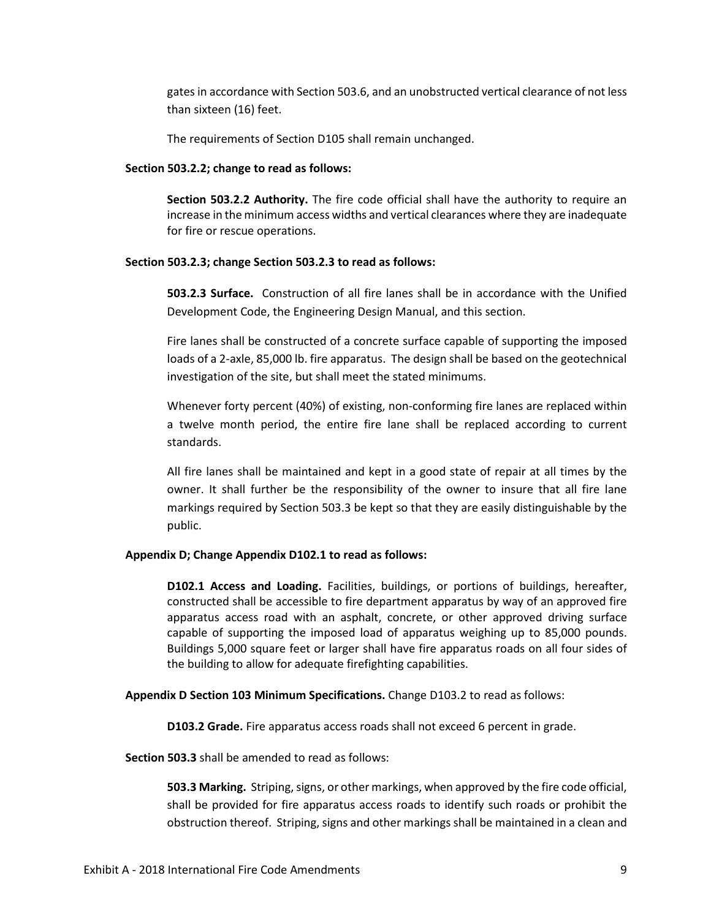gates in accordance with Section 503.6, and an unobstructed vertical clearance of not less than sixteen (16) feet.

The requirements of Section D105 shall remain unchanged.

**Section 503.2.2; change to read as follows:**

**Section 503.2.2 Authority.** The fire code official shall have the authority to require an increase in the minimum access widths and vertical clearances where they are inadequate for fire or rescue operations.

**Section 503.2.3; change Section 503.2.3 to read as follows:**

**503.2.3 Surface.** Construction of all fire lanes shall be in accordance with the Unified Development Code, the Engineering Design Manual, and this section.

Fire lanes shall be constructed of a concrete surface capable of supporting the imposed loads of a 2-axle, 85,000 lb. fire apparatus. The design shall be based on the geotechnical investigation of the site, but shall meet the stated minimums.

Whenever forty percent (40%) of existing, non-conforming fire lanes are replaced within a twelve month period, the entire fire lane shall be replaced according to current standards.

All fire lanes shall be maintained and kept in a good state of repair at all times by the owner. It shall further be the responsibility of the owner to insure that all fire lane markings required by Section 503.3 be kept so that they are easily distinguishable by the public.

**Appendix D; Change Appendix D102.1 to read as follows:**

**D102.1 Access and Loading.** Facilities, buildings, or portions of buildings, hereafter, constructed shall be accessible to fire department apparatus by way of an approved fire apparatus access road with an asphalt, concrete, or other approved driving surface capable of supporting the imposed load of apparatus weighing up to 85,000 pounds. Buildings 5,000 square feet or larger shall have fire apparatus roads on all four sides of the building to allow for adequate firefighting capabilities.

**Appendix D Section 103 Minimum Specifications.** Change D103.2 to read as follows:

**D103.2 Grade.** Fire apparatus access roads shall not exceed 6 percent in grade.

**Section 503.3** shall be amended to read as follows:

**503.3 Marking.** Striping, signs, or other markings, when approved by the fire code official, shall be provided for fire apparatus access roads to identify such roads or prohibit the obstruction thereof. Striping, signs and other markings shall be maintained in a clean and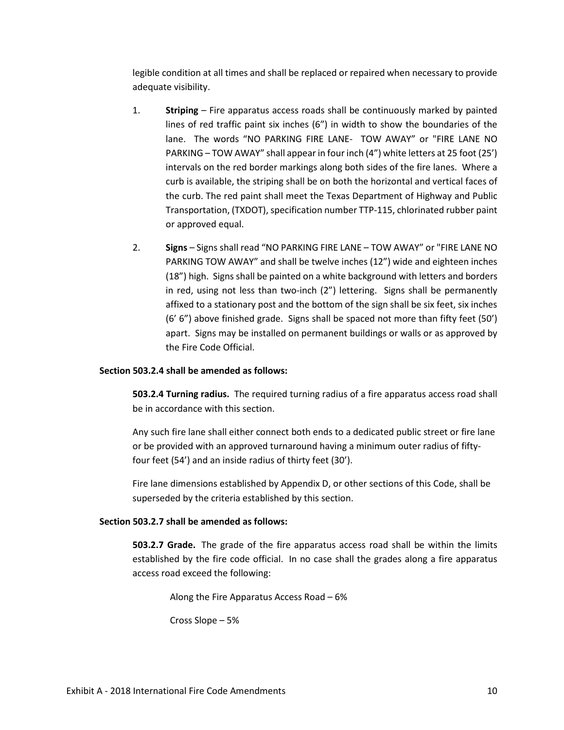legible condition at all times and shall be replaced or repaired when necessary to provide adequate visibility.

1. **Striping** – Fire apparatus access roads shall be continuously marked by painted lines of red traffic paint six inches (6") in width to show the boundaries of the lane. The words "NO PARKING FIRE LANE- TOW AWAY" or "FIRE LANE NO PARKING – TOW AWAY" shall appear in four inch (4") white letters at 25 foot (25') intervals on the red border markings along both sides of the fire lanes. Where a curb is available, the striping shall be on both the horizontal and vertical faces of the curb. The red paint shall meet the Texas Department of Highway and Public Transportation, (TXDOT), specification number TTP-115, chlorinated rubber paint or approved equal.

2. **Signs** – Signs shall read "NO PARKING FIRE LANE – TOW AWAY" or "FIRE LANE NO PARKING TOW AWAY" and shall be twelve inches (12") wide and eighteen inches (18") high. Signs shall be painted on a white background with letters and borders in red, using not less than two-inch (2") lettering. Signs shall be permanently affixed to a stationary post and the bottom of the sign shall be six feet, six inches (6' 6") above finished grade. Signs shall be spaced not more than fifty feet (50') apart. Signs may be installed on permanent buildings or walls or as approved by the Fire Code Official.

**Section 503.2.4 shall be amended as follows:**

**503.2.4 Turning radius.** The required turning radius of a fire apparatus access road shall be in accordance with this section.

Any such fire lane shall either connect both ends to a dedicated public street or fire lane or be provided with an approved turnaround having a minimum outer radius of fifty-four feet (54') and an inside radius of thirty feet (30').

Fire lane dimensions established by Appendix D, or other sections of this Code, shall be superseded by the criteria established by this section.

**Section 503.2.7 shall be amended as follows:**

**503.2.7 Grade.** The grade of the fire apparatus access road shall be within the limits established by the fire code official. In no case shall the grades along a fire apparatus access road exceed the following:

Along the Fire Apparatus Access Road – 6%

Cross Slope – 5%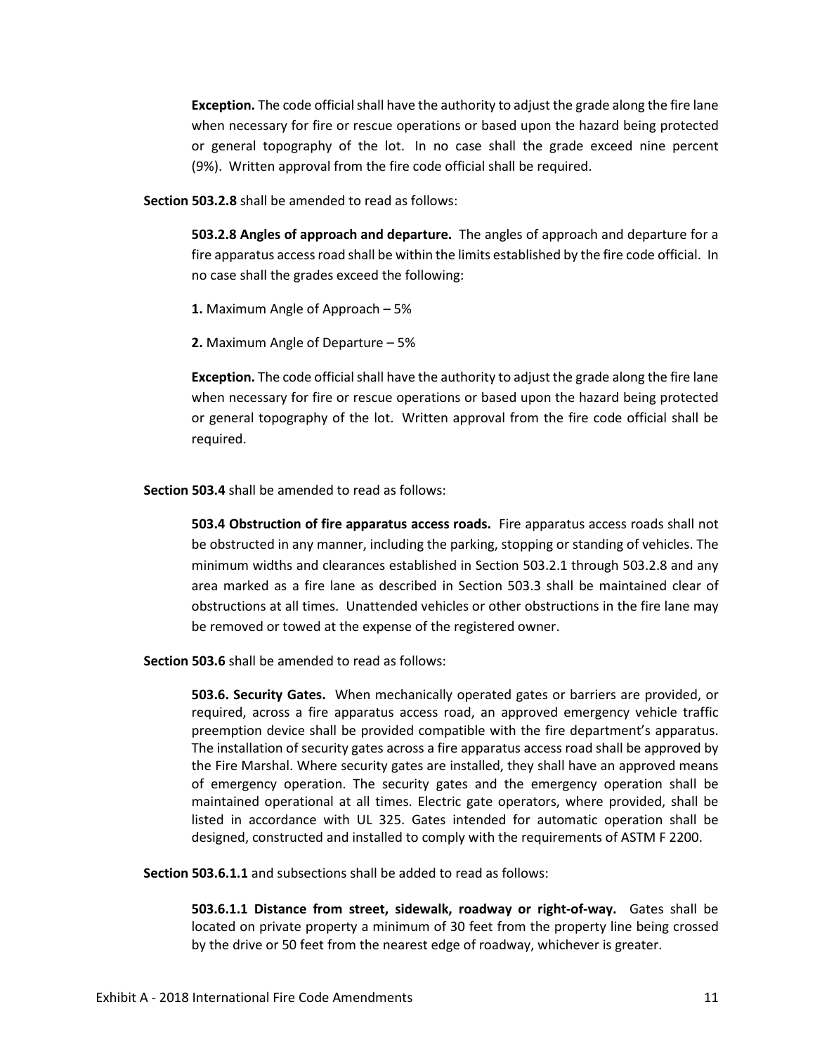**Exception.** The code official shall have the authority to adjust the grade along the fire lane when necessary for fire or rescue operations or based upon the hazard being protected or general topography of the lot. In no case shall the grade exceed nine percent (9%). Written approval from the fire code official shall be required.

**Section 503.2.8** shall be amended to read as follows:

**503.2.8 Angles of approach and departure.** The angles of approach and departure for a fire apparatus access road shall be within the limits established by the fire code official. In no case shall the grades exceed the following:

**1.** Maximum Angle of Approach – 5%

**2.** Maximum Angle of Departure – 5%

**Exception.** The code official shall have the authority to adjust the grade along the fire lane when necessary for fire or rescue operations or based upon the hazard being protected or general topography of the lot. Written approval from the fire code official shall be required.

**Section 503.4** shall be amended to read as follows:

**503.4 Obstruction of fire apparatus access roads.** Fire apparatus access roads shall not be obstructed in any manner, including the parking, stopping or standing of vehicles. The minimum widths and clearances established in Section 503.2.1 through 503.2.8 and any area marked as a fire lane as described in Section 503.3 shall be maintained clear of obstructions at all times. Unattended vehicles or other obstructions in the fire lane may be removed or towed at the expense of the registered owner.

**Section 503.6** shall be amended to read as follows:

**503.6. Security Gates.** When mechanically operated gates or barriers are provided, or required, across a fire apparatus access road, an approved emergency vehicle traffic preemption device shall be provided compatible with the fire department's apparatus. The installation of security gates across a fire apparatus access road shall be approved by the Fire Marshal. Where security gates are installed, they shall have an approved means of emergency operation. The security gates and the emergency operation shall be maintained operational at all times. Electric gate operators, where provided, shall be listed in accordance with UL 325. Gates intended for automatic operation shall be designed, constructed and installed to comply with the requirements of ASTM F 2200.

**Section 503.6.1.1** and subsections shall be added to read as follows:

**503.6.1.1 Distance from street, sidewalk, roadway or right-of-way.** Gates shall be located on private property a minimum of 30 feet from the property line being crossed by the drive or 50 feet from the nearest edge of roadway, whichever is greater.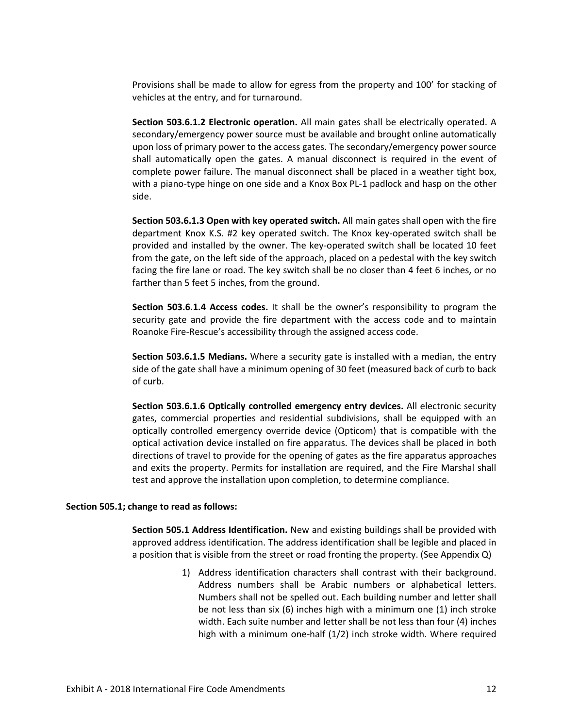Provisions shall be made to allow for egress from the property and 100’ for stacking of vehicles at the entry, and for turnaround.

**Section 503.6.1.2 Electronic operation.** All main gates shall be electrically operated. A secondary/emergency power source must be available and brought online automatically upon loss of primary power to the access gates. The secondary/emergency power source shall automatically open the gates. A manual disconnect is required in the event of complete power failure. The manual disconnect shall be placed in a weather tight box, with a piano-type hinge on one side and a Knox Box PL-1 padlock and hasp on the other side.

**Section 503.6.1.3 Open with key operated switch.** All main gates shall open with the fire department Knox K.S. #2 key operated switch. The Knox key-operated switch shall be provided and installed by the owner. The key-operated switch shall be located 10 feet from the gate, on the left side of the approach, placed on a pedestal with the key switch facing the fire lane or road. The key switch shall be no closer than 4 feet 6 inches, or no farther than 5 feet 5 inches, from the ground.

**Section 503.6.1.4 Access codes.** It shall be the owner’s responsibility to program the security gate and provide the fire department with the access code and to maintain Roanoke Fire-Rescue’s accessibility through the assigned access code.

**Section 503.6.1.5 Medians.** Where a security gate is installed with a median, the entry side of the gate shall have a minimum opening of 30 feet (measured back of curb to back of curb.

**Section 503.6.1.6 Optically controlled emergency entry devices.** All electronic security gates, commercial properties and residential subdivisions, shall be equipped with an optically controlled emergency override device (Opticom) that is compatible with the optical activation device installed on fire apparatus. The devices shall be placed in both directions of travel to provide for the opening of gates as the fire apparatus approaches and exits the property. Permits for installation are required, and the Fire Marshal shall test and approve the installation upon completion, to determine compliance.

**Section 505.1; change to read as follows:**

**Section 505.1 Address Identification.** New and existing buildings shall be provided with approved address identification. The address identification shall be legible and placed in a position that is visible from the street or road fronting the property. (See Appendix Q)

1) Address identification characters shall contrast with their background. Address numbers shall be Arabic numbers or alphabetical letters. Numbers shall not be spelled out. Each building number and letter shall be not less than six (6) inches high with a minimum one (1) inch stroke width. Each suite number and letter shall be not less than four (4) inches high with a minimum one-half (1/2) inch stroke width. Where required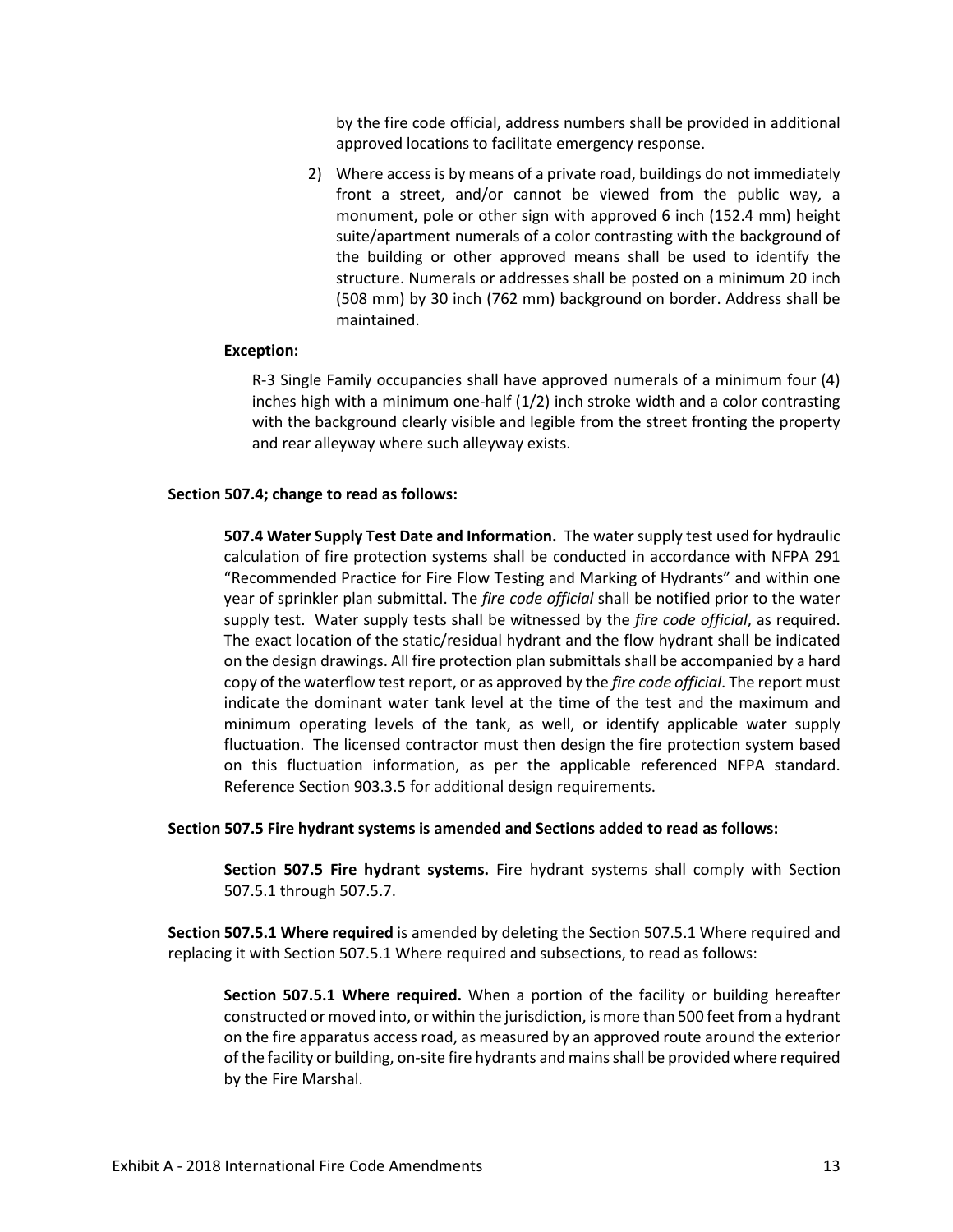by the fire code official, address numbers shall be provided in additional approved locations to facilitate emergency response.

2) Where access is by means of a private road, buildings do not immediately front a street, and/or cannot be viewed from the public way, a monument, pole or other sign with approved 6 inch (152.4 mm) height suite/apartment numerals of a color contrasting with the background of the building or other approved means shall be used to identify the structure. Numerals or addresses shall be posted on a minimum 20 inch (508 mm) by 30 inch (762 mm) background on border. Address shall be maintained.

**Exception:**

R-3 Single Family occupancies shall have approved numerals of a minimum four (4) inches high with a minimum one-half (1/2) inch stroke width and a color contrasting with the background clearly visible and legible from the street fronting the property and rear alleyway where such alleyway exists.

**Section 507.4; change to read as follows:**

**507.4 Water Supply Test Date and Information.** The water supply test used for hydraulic calculation of fire protection systems shall be conducted in accordance with NFPA 291 "Recommended Practice for Fire Flow Testing and Marking of Hydrants" and within one year of sprinkler plan submittal. The *fire code official* shall be notified prior to the water supply test. Water supply tests shall be witnessed by the *fire code official*, as required. The exact location of the static/residual hydrant and the flow hydrant shall be indicated on the design drawings. All fire protection plan submittals shall be accompanied by a hard copy of the waterflow test report, or as approved by the *fire code official*. The report must indicate the dominant water tank level at the time of the test and the maximum and minimum operating levels of the tank, as well, or identify applicable water supply fluctuation. The licensed contractor must then design the fire protection system based on this fluctuation information, as per the applicable referenced NFPA standard. Reference Section 903.3.5 for additional design requirements.

**Section 507.5 Fire hydrant systems is amended and Sections added to read as follows:**

**Section 507.5 Fire hydrant systems.** Fire hydrant systems shall comply with Section 507.5.1 through 507.5.7.

**Section 507.5.1 Where required** is amended by deleting the Section 507.5.1 Where required and replacing it with Section 507.5.1 Where required and subsections, to read as follows:

**Section 507.5.1 Where required.** When a portion of the facility or building hereafter constructed or moved into, or within the jurisdiction, is more than 500 feet from a hydrant on the fire apparatus access road, as measured by an approved route around the exterior of the facility or building, on-site fire hydrants and mains shall be provided where required by the Fire Marshal.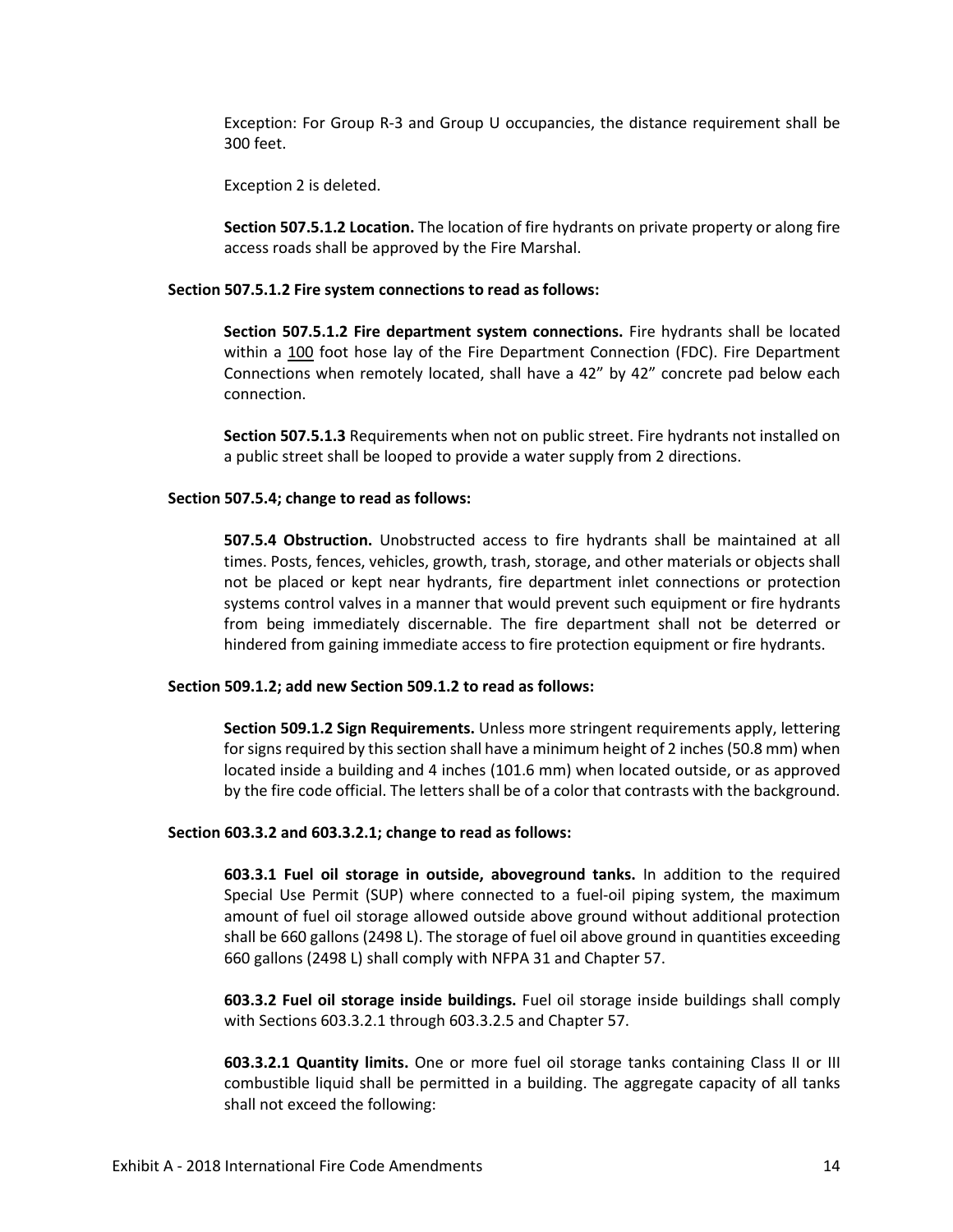Exception: For Group R-3 and Group U occupancies, the distance requirement shall be 300 feet.

Exception 2 is deleted.

**Section 507.5.1.2 Location.** The location of fire hydrants on private property or along fire access roads shall be approved by the Fire Marshal.

**Section 507.5.1.2 Fire system connections to read as follows:**

**Section 507.5.1.2 Fire department system connections.** Fire hydrants shall be located within a <u>100</u> foot hose lay of the Fire Department Connection (FDC). Fire Department Connections when remotely located, shall have a 42" by 42" concrete pad below each connection.

**Section 507.5.1.3** Requirements when not on public street. Fire hydrants not installed on a public street shall be looped to provide a water supply from 2 directions.

**Section 507.5.4; change to read as follows:**

**507.5.4 Obstruction.** Unobstructed access to fire hydrants shall be maintained at all times. Posts, fences, vehicles, growth, trash, storage, and other materials or objects shall not be placed or kept near hydrants, fire department inlet connections or protection systems control valves in a manner that would prevent such equipment or fire hydrants from being immediately discernable. The fire department shall not be deterred or hindered from gaining immediate access to fire protection equipment or fire hydrants.

**Section 509.1.2; add new Section 509.1.2 to read as follows:**

**Section 509.1.2 Sign Requirements.** Unless more stringent requirements apply, lettering for signs required by this section shall have a minimum height of 2 inches (50.8 mm) when located inside a building and 4 inches (101.6 mm) when located outside, or as approved by the fire code official. The letters shall be of a color that contrasts with the background.

**Section 603.3.2 and 603.3.2.1; change to read as follows:**

**603.3.1 Fuel oil storage in outside, aboveground tanks.** In addition to the required Special Use Permit (SUP) where connected to a fuel-oil piping system, the maximum amount of fuel oil storage allowed outside above ground without additional protection shall be 660 gallons (2498 L). The storage of fuel oil above ground in quantities exceeding 660 gallons (2498 L) shall comply with NFPA 31 and Chapter 57.

**603.3.2 Fuel oil storage inside buildings.** Fuel oil storage inside buildings shall comply with Sections 603.3.2.1 through 603.3.2.5 and Chapter 57.

**603.3.2.1 Quantity limits.** One or more fuel oil storage tanks containing Class II or III combustible liquid shall be permitted in a building. The aggregate capacity of all tanks shall not exceed the following: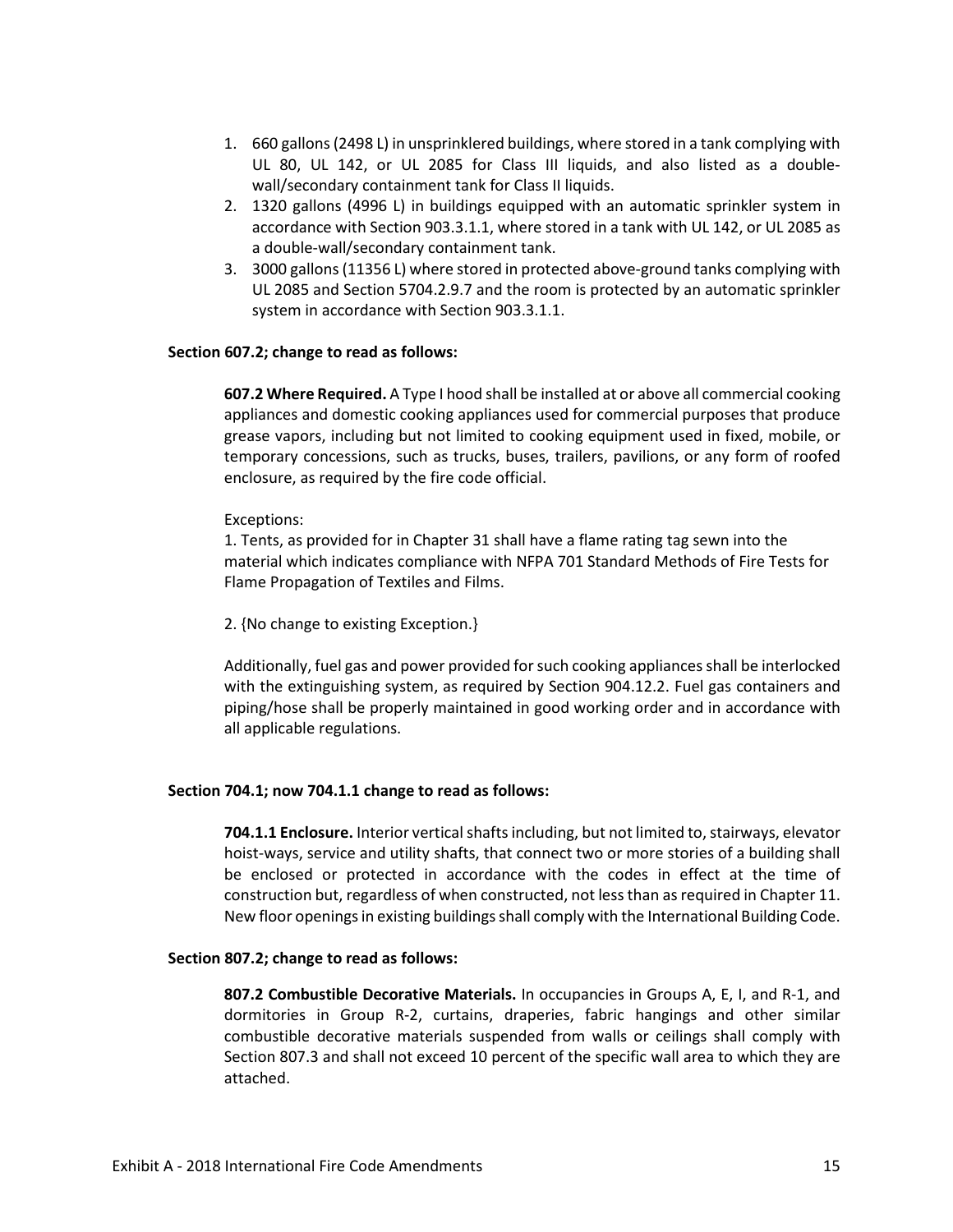1. 660 gallons (2498 L) in unsprinklered buildings, where stored in a tank complying with UL 80, UL 142, or UL 2085 for Class III liquids, and also listed as a double-wall/secondary containment tank for Class II liquids.
2. 1320 gallons (4996 L) in buildings equipped with an automatic sprinkler system in accordance with Section 903.3.1.1, where stored in a tank with UL 142, or UL 2085 as a double-wall/secondary containment tank.
3. 3000 gallons (11356 L) where stored in protected above-ground tanks complying with UL 2085 and Section 5704.2.9.7 and the room is protected by an automatic sprinkler system in accordance with Section 903.3.1.1.

**Section 607.2; change to read as follows:**

**607.2 Where Required.** A Type I hood shall be installed at or above all commercial cooking appliances and domestic cooking appliances used for commercial purposes that produce grease vapors, including but not limited to cooking equipment used in fixed, mobile, or temporary concessions, such as trucks, buses, trailers, pavilions, or any form of roofed enclosure, as required by the fire code official.

Exceptions:

1. Tents, as provided for in Chapter 31 shall have a flame rating tag sewn into the material which indicates compliance with NFPA 701 Standard Methods of Fire Tests for Flame Propagation of Textiles and Films.

2. {No change to existing Exception.}

Additionally, fuel gas and power provided for such cooking appliances shall be interlocked with the extinguishing system, as required by Section 904.12.2. Fuel gas containers and piping/hose shall be properly maintained in good working order and in accordance with all applicable regulations.

**Section 704.1; now 704.1.1 change to read as follows:**

**704.1.1 Enclosure.** Interior vertical shafts including, but not limited to, stairways, elevator hoist-ways, service and utility shafts, that connect two or more stories of a building shall be enclosed or protected in accordance with the codes in effect at the time of construction but, regardless of when constructed, not less than as required in Chapter 11. New floor openings in existing buildings shall comply with the International Building Code.

**Section 807.2; change to read as follows:**

**807.2 Combustible Decorative Materials.** In occupancies in Groups A, E, I, and R-1, and dormitories in Group R-2, curtains, draperies, fabric hangings and other similar combustible decorative materials suspended from walls or ceilings shall comply with Section 807.3 and shall not exceed 10 percent of the specific wall area to which they are attached.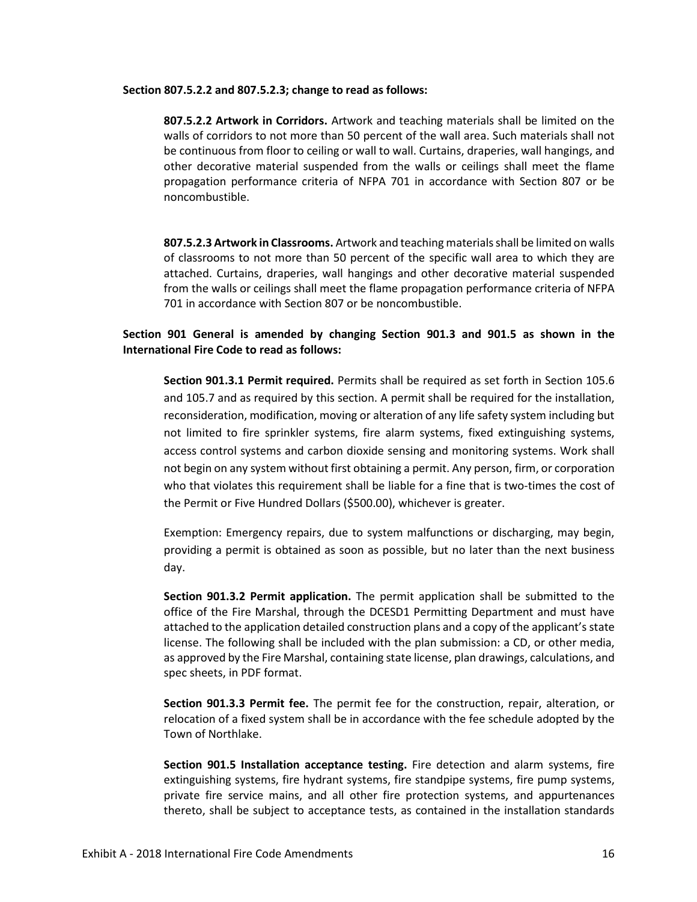**Section 807.5.2.2 and 807.5.2.3; change to read as follows:**

> **807.5.2.2 Artwork in Corridors.** Artwork and teaching materials shall be limited on the walls of corridors to not more than 50 percent of the wall area. Such materials shall not be continuous from floor to ceiling or wall to wall. Curtains, draperies, wall hangings, and other decorative material suspended from the walls or ceilings shall meet the flame propagation performance criteria of NFPA 701 in accordance with Section 807 or be noncombustible.
>
> **807.5.2.3 Artwork in Classrooms.** Artwork and teaching materials shall be limited on walls of classrooms to not more than 50 percent of the specific wall area to which they are attached. Curtains, draperies, wall hangings and other decorative material suspended from the walls or ceilings shall meet the flame propagation performance criteria of NFPA 701 in accordance with Section 807 or be noncombustible.

**Section 901 General is amended by changing Section 901.3 and 901.5 as shown in the International Fire Code to read as follows:**

> **Section 901.3.1 Permit required.** Permits shall be required as set forth in Section 105.6 and 105.7 and as required by this section. A permit shall be required for the installation, reconsideration, modification, moving or alteration of any life safety system including but not limited to fire sprinkler systems, fire alarm systems, fixed extinguishing systems, access control systems and carbon dioxide sensing and monitoring systems. Work shall not begin on any system without first obtaining a permit. Any person, firm, or corporation who that violates this requirement shall be liable for a fine that is two-times the cost of the Permit or Five Hundred Dollars ($500.00), whichever is greater.
>
> Exemption: Emergency repairs, due to system malfunctions or discharging, may begin, providing a permit is obtained as soon as possible, but no later than the next business day.
>
> **Section 901.3.2 Permit application.** The permit application shall be submitted to the office of the Fire Marshal, through the DCESD1 Permitting Department and must have attached to the application detailed construction plans and a copy of the applicant's state license. The following shall be included with the plan submission: a CD, or other media, as approved by the Fire Marshal, containing state license, plan drawings, calculations, and spec sheets, in PDF format.
>
> **Section 901.3.3 Permit fee.** The permit fee for the construction, repair, alteration, or relocation of a fixed system shall be in accordance with the fee schedule adopted by the Town of Northlake.
>
> **Section 901.5 Installation acceptance testing.** Fire detection and alarm systems, fire extinguishing systems, fire hydrant systems, fire standpipe systems, fire pump systems, private fire service mains, and all other fire protection systems, and appurtenances thereto, shall be subject to acceptance tests, as contained in the installation standards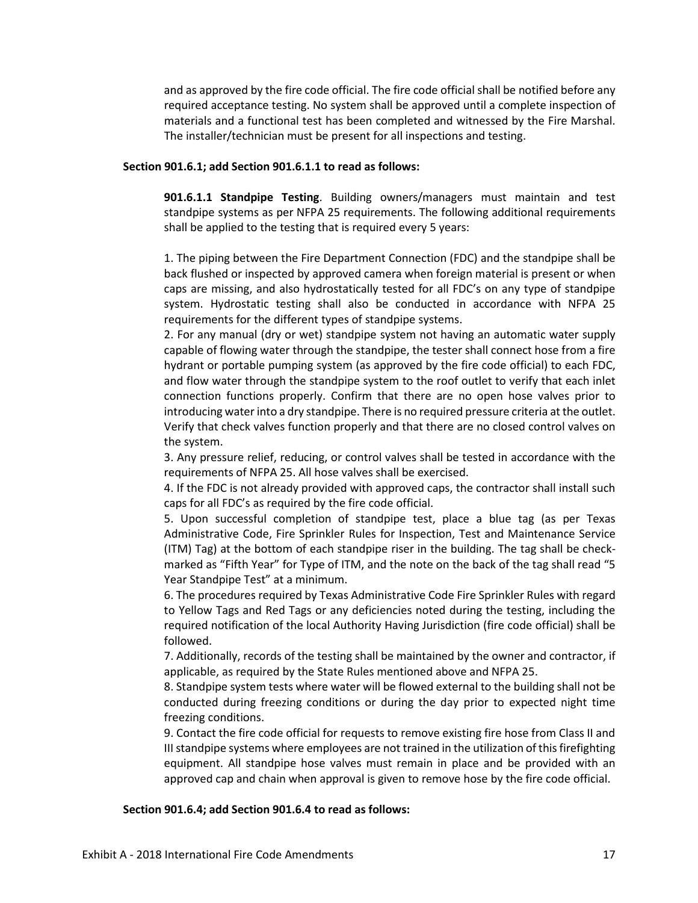and as approved by the fire code official. The fire code official shall be notified before any required acceptance testing. No system shall be approved until a complete inspection of materials and a functional test has been completed and witnessed by the Fire Marshal. The installer/technician must be present for all inspections and testing.

**Section 901.6.1; add Section 901.6.1.1 to read as follows:**

**901.6.1.1 Standpipe Testing**. Building owners/managers must maintain and test standpipe systems as per NFPA 25 requirements. The following additional requirements shall be applied to the testing that is required every 5 years:

1. The piping between the Fire Department Connection (FDC) and the standpipe shall be back flushed or inspected by approved camera when foreign material is present or when caps are missing, and also hydrostatically tested for all FDC's on any type of standpipe system. Hydrostatic testing shall also be conducted in accordance with NFPA 25 requirements for the different types of standpipe systems.
2. For any manual (dry or wet) standpipe system not having an automatic water supply capable of flowing water through the standpipe, the tester shall connect hose from a fire hydrant or portable pumping system (as approved by the fire code official) to each FDC, and flow water through the standpipe system to the roof outlet to verify that each inlet connection functions properly. Confirm that there are no open hose valves prior to introducing water into a dry standpipe. There is no required pressure criteria at the outlet. Verify that check valves function properly and that there are no closed control valves on the system.
3. Any pressure relief, reducing, or control valves shall be tested in accordance with the requirements of NFPA 25. All hose valves shall be exercised.
4. If the FDC is not already provided with approved caps, the contractor shall install such caps for all FDC's as required by the fire code official.
5. Upon successful completion of standpipe test, place a blue tag (as per Texas Administrative Code, Fire Sprinkler Rules for Inspection, Test and Maintenance Service (ITM) Tag) at the bottom of each standpipe riser in the building. The tag shall be check-marked as "Fifth Year" for Type of ITM, and the note on the back of the tag shall read "5 Year Standpipe Test" at a minimum.
6. The procedures required by Texas Administrative Code Fire Sprinkler Rules with regard to Yellow Tags and Red Tags or any deficiencies noted during the testing, including the required notification of the local Authority Having Jurisdiction (fire code official) shall be followed.
7. Additionally, records of the testing shall be maintained by the owner and contractor, if applicable, as required by the State Rules mentioned above and NFPA 25.
8. Standpipe system tests where water will be flowed external to the building shall not be conducted during freezing conditions or during the day prior to expected night time freezing conditions.
9. Contact the fire code official for requests to remove existing fire hose from Class II and III standpipe systems where employees are not trained in the utilization of this firefighting equipment. All standpipe hose valves must remain in place and be provided with an approved cap and chain when approval is given to remove hose by the fire code official.

**Section 901.6.4; add Section 901.6.4 to read as follows:**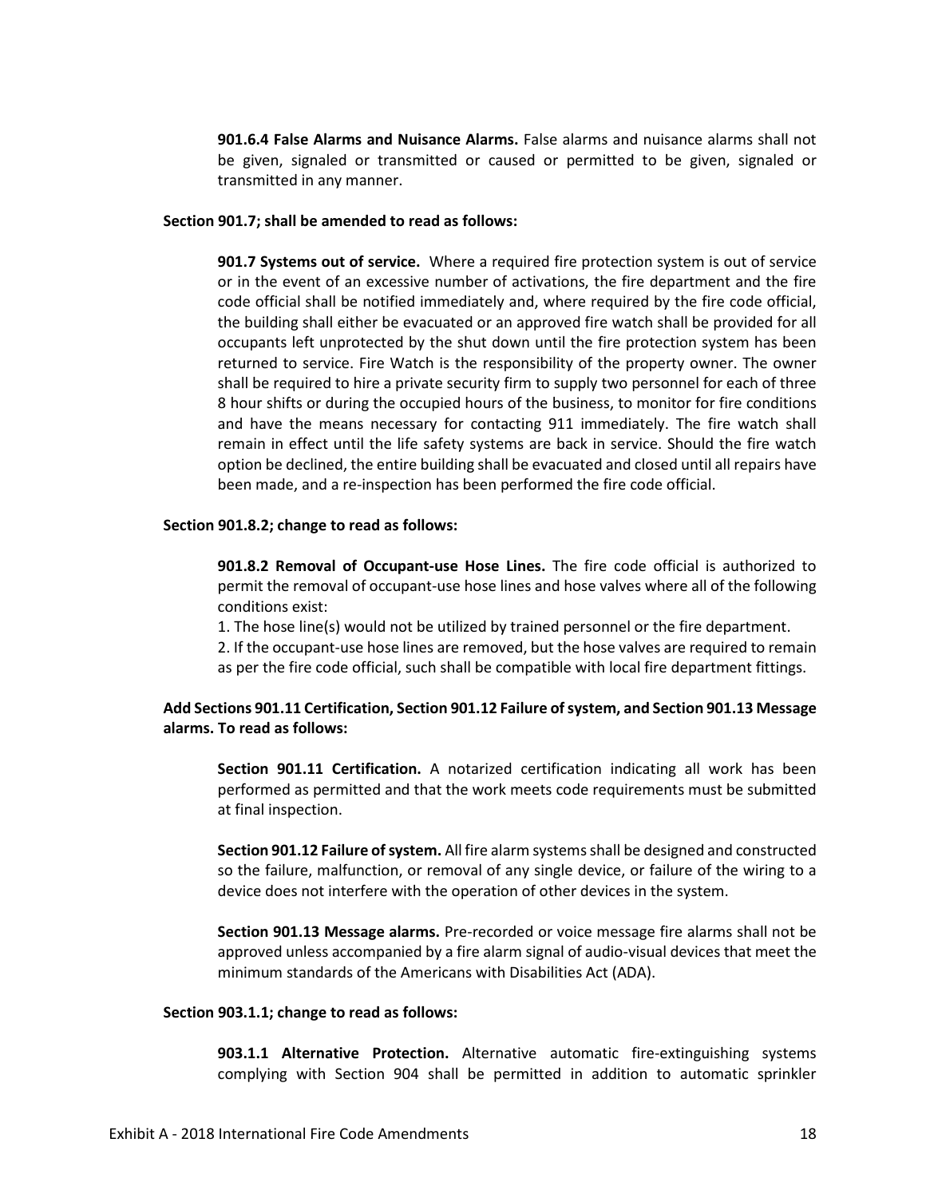**901.6.4 False Alarms and Nuisance Alarms.** False alarms and nuisance alarms shall not be given, signaled or transmitted or caused or permitted to be given, signaled or transmitted in any manner.

**Section 901.7; shall be amended to read as follows:**

**901.7 Systems out of service.** Where a required fire protection system is out of service or in the event of an excessive number of activations, the fire department and the fire code official shall be notified immediately and, where required by the fire code official, the building shall either be evacuated or an approved fire watch shall be provided for all occupants left unprotected by the shut down until the fire protection system has been returned to service. Fire Watch is the responsibility of the property owner. The owner shall be required to hire a private security firm to supply two personnel for each of three 8 hour shifts or during the occupied hours of the business, to monitor for fire conditions and have the means necessary for contacting 911 immediately. The fire watch shall remain in effect until the life safety systems are back in service. Should the fire watch option be declined, the entire building shall be evacuated and closed until all repairs have been made, and a re-inspection has been performed the fire code official.

**Section 901.8.2; change to read as follows:**

**901.8.2 Removal of Occupant-use Hose Lines.** The fire code official is authorized to permit the removal of occupant-use hose lines and hose valves where all of the following conditions exist:

1. The hose line(s) would not be utilized by trained personnel or the fire department.
2. If the occupant-use hose lines are removed, but the hose valves are required to remain as per the fire code official, such shall be compatible with local fire department fittings.

**Add Sections 901.11 Certification, Section 901.12 Failure of system, and Section 901.13 Message alarms. To read as follows:**

**Section 901.11 Certification.** A notarized certification indicating all work has been performed as permitted and that the work meets code requirements must be submitted at final inspection.

**Section 901.12 Failure of system.** All fire alarm systems shall be designed and constructed so the failure, malfunction, or removal of any single device, or failure of the wiring to a device does not interfere with the operation of other devices in the system.

**Section 901.13 Message alarms.** Pre-recorded or voice message fire alarms shall not be approved unless accompanied by a fire alarm signal of audio-visual devices that meet the minimum standards of the Americans with Disabilities Act (ADA).

**Section 903.1.1; change to read as follows:**

**903.1.1 Alternative Protection.** Alternative automatic fire-extinguishing systems complying with Section 904 shall be permitted in addition to automatic sprinkler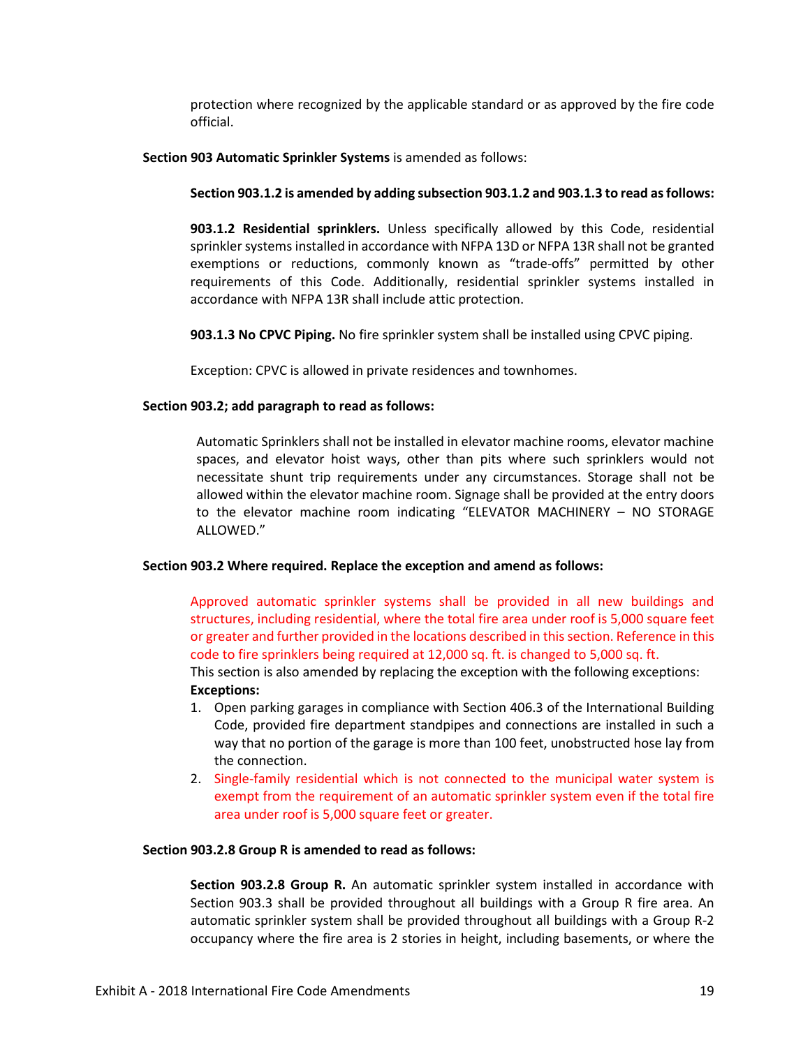protection where recognized by the applicable standard or as approved by the fire code official.

**Section 903 Automatic Sprinkler Systems** is amended as follows:

**Section 903.1.2 is amended by adding subsection 903.1.2 and 903.1.3 to read as follows:**

**903.1.2 Residential sprinklers.** Unless specifically allowed by this Code, residential sprinkler systems installed in accordance with NFPA 13D or NFPA 13R shall not be granted exemptions or reductions, commonly known as "trade-offs" permitted by other requirements of this Code. Additionally, residential sprinkler systems installed in accordance with NFPA 13R shall include attic protection.

**903.1.3 No CPVC Piping.** No fire sprinkler system shall be installed using CPVC piping.

Exception: CPVC is allowed in private residences and townhomes.

**Section 903.2; add paragraph to read as follows:**

Automatic Sprinklers shall not be installed in elevator machine rooms, elevator machine spaces, and elevator hoist ways, other than pits where such sprinklers would not necessitate shunt trip requirements under any circumstances. Storage shall not be allowed within the elevator machine room. Signage shall be provided at the entry doors to the elevator machine room indicating "ELEVATOR MACHINERY – NO STORAGE ALLOWED."

**Section 903.2 Where required. Replace the exception and amend as follows:**

Approved automatic sprinkler systems shall be provided in all new buildings and structures, including residential, where the total fire area under roof is 5,000 square feet or greater and further provided in the locations described in this section. Reference in this code to fire sprinklers being required at 12,000 sq. ft. is changed to 5,000 sq. ft.

This section is also amended by replacing the exception with the following exceptions:

**Exceptions:**

1. Open parking garages in compliance with Section 406.3 of the International Building Code, provided fire department standpipes and connections are installed in such a way that no portion of the garage is more than 100 feet, unobstructed hose lay from the connection.
2. Single-family residential which is not connected to the municipal water system is exempt from the requirement of an automatic sprinkler system even if the total fire area under roof is 5,000 square feet or greater.

**Section 903.2.8 Group R is amended to read as follows:**

**Section 903.2.8 Group R.** An automatic sprinkler system installed in accordance with Section 903.3 shall be provided throughout all buildings with a Group R fire area. An automatic sprinkler system shall be provided throughout all buildings with a Group R-2 occupancy where the fire area is 2 stories in height, including basements, or where the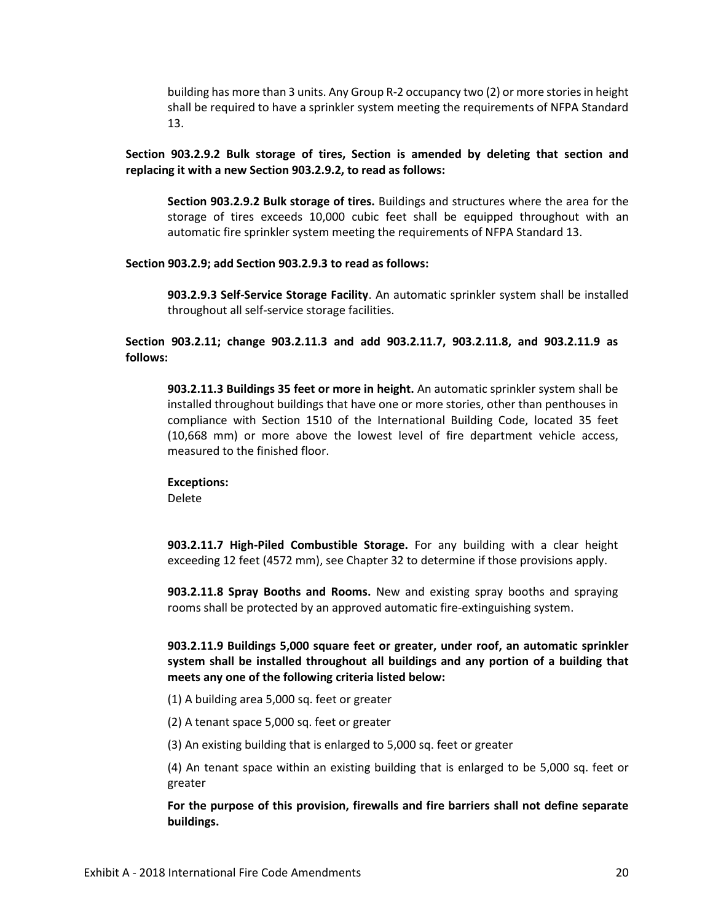building has more than 3 units. Any Group R-2 occupancy two (2) or more stories in height shall be required to have a sprinkler system meeting the requirements of NFPA Standard 13.

**Section 903.2.9.2 Bulk storage of tires, Section is amended by deleting that section and replacing it with a new Section 903.2.9.2, to read as follows:**

**Section 903.2.9.2 Bulk storage of tires.** Buildings and structures where the area for the storage of tires exceeds 10,000 cubic feet shall be equipped throughout with an automatic fire sprinkler system meeting the requirements of NFPA Standard 13.

**Section 903.2.9; add Section 903.2.9.3 to read as follows:**

**903.2.9.3 Self-Service Storage Facility**. An automatic sprinkler system shall be installed throughout all self-service storage facilities.

**Section 903.2.11; change 903.2.11.3 and add 903.2.11.7, 903.2.11.8, and 903.2.11.9 as follows:**

**903.2.11.3 Buildings 35 feet or more in height.** An automatic sprinkler system shall be installed throughout buildings that have one or more stories, other than penthouses in compliance with Section 1510 of the International Building Code, located 35 feet (10,668 mm) or more above the lowest level of fire department vehicle access, measured to the finished floor.

**Exceptions:**
Delete

**903.2.11.7 High-Piled Combustible Storage.** For any building with a clear height exceeding 12 feet (4572 mm), see Chapter 32 to determine if those provisions apply.

**903.2.11.8 Spray Booths and Rooms.** New and existing spray booths and spraying rooms shall be protected by an approved automatic fire-extinguishing system.

**903.2.11.9 Buildings 5,000 square feet or greater, under roof, an automatic sprinkler system shall be installed throughout all buildings and any portion of a building that meets any one of the following criteria listed below:**

(1) A building area 5,000 sq. feet or greater

(2) A tenant space 5,000 sq. feet or greater

(3) An existing building that is enlarged to 5,000 sq. feet or greater

(4) An tenant space within an existing building that is enlarged to be 5,000 sq. feet or greater

**For the purpose of this provision, firewalls and fire barriers shall not define separate buildings.**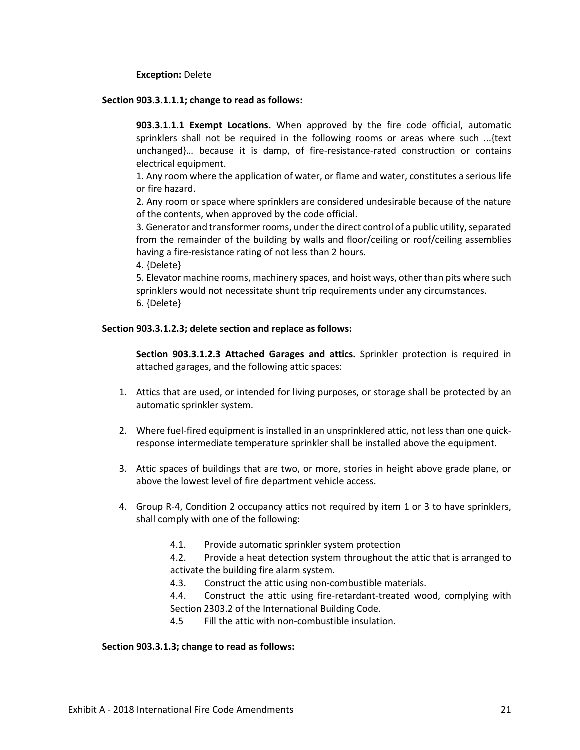**Exception:** Delete

**Section 903.3.1.1.1; change to read as follows:**

**903.3.1.1.1 Exempt Locations.** When approved by the fire code official, automatic sprinklers shall not be required in the following rooms or areas where such ...{text unchanged}… because it is damp, of fire-resistance-rated construction or contains electrical equipment.

1. Any room where the application of water, or flame and water, constitutes a serious life or fire hazard.
2. Any room or space where sprinklers are considered undesirable because of the nature of the contents, when approved by the code official.
3. Generator and transformer rooms, under the direct control of a public utility, separated from the remainder of the building by walls and floor/ceiling or roof/ceiling assemblies having a fire-resistance rating of not less than 2 hours.
4. {Delete}
5. Elevator machine rooms, machinery spaces, and hoist ways, other than pits where such sprinklers would not necessitate shunt trip requirements under any circumstances.
6. {Delete}

**Section 903.3.1.2.3; delete section and replace as follows:**

**Section 903.3.1.2.3 Attached Garages and attics.** Sprinkler protection is required in attached garages, and the following attic spaces:

1. Attics that are used, or intended for living purposes, or storage shall be protected by an automatic sprinkler system.
2. Where fuel-fired equipment is installed in an unsprinklered attic, not less than one quick-response intermediate temperature sprinkler shall be installed above the equipment.
3. Attic spaces of buildings that are two, or more, stories in height above grade plane, or above the lowest level of fire department vehicle access.
4. Group R-4, Condition 2 occupancy attics not required by item 1 or 3 to have sprinklers, shall comply with one of the following:
   - 4.1. Provide automatic sprinkler system protection
   - 4.2. Provide a heat detection system throughout the attic that is arranged to activate the building fire alarm system.
   - 4.3. Construct the attic using non-combustible materials.
   - 4.4. Construct the attic using fire-retardant-treated wood, complying with Section 2303.2 of the International Building Code.
   - 4.5 Fill the attic with non-combustible insulation.

**Section 903.3.1.3; change to read as follows:**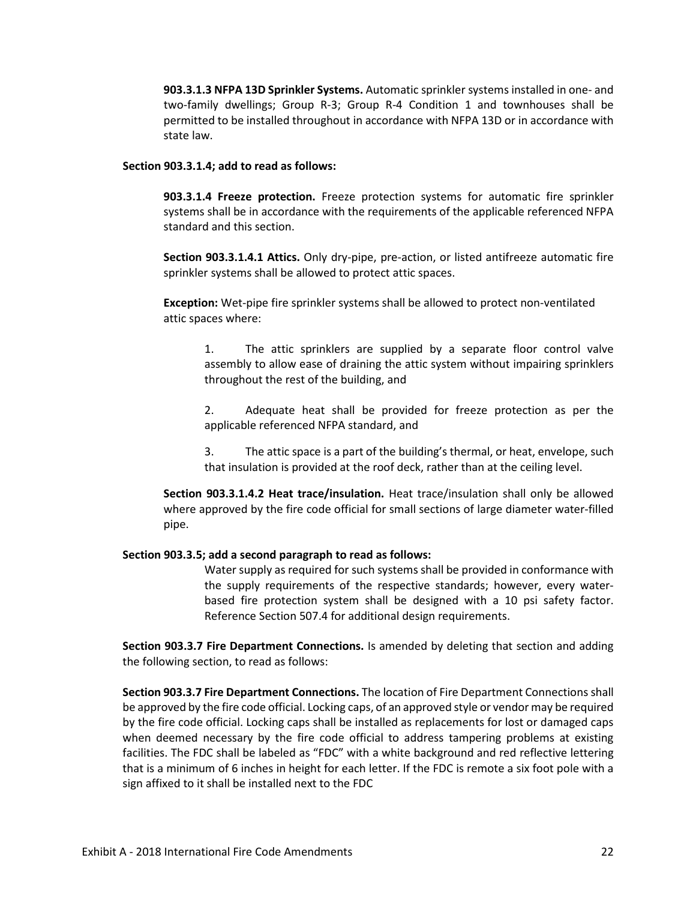**903.3.1.3 NFPA 13D Sprinkler Systems.** Automatic sprinkler systems installed in one- and two-family dwellings; Group R-3; Group R-4 Condition 1 and townhouses shall be permitted to be installed throughout in accordance with NFPA 13D or in accordance with state law.

**Section 903.3.1.4; add to read as follows:**

**903.3.1.4 Freeze protection.** Freeze protection systems for automatic fire sprinkler systems shall be in accordance with the requirements of the applicable referenced NFPA standard and this section.

**Section 903.3.1.4.1 Attics.** Only dry-pipe, pre-action, or listed antifreeze automatic fire sprinkler systems shall be allowed to protect attic spaces.

**Exception:** Wet-pipe fire sprinkler systems shall be allowed to protect non-ventilated attic spaces where:

1. The attic sprinklers are supplied by a separate floor control valve assembly to allow ease of draining the attic system without impairing sprinklers throughout the rest of the building, and

2. Adequate heat shall be provided for freeze protection as per the applicable referenced NFPA standard, and

3. The attic space is a part of the building's thermal, or heat, envelope, such that insulation is provided at the roof deck, rather than at the ceiling level.

**Section 903.3.1.4.2 Heat trace/insulation.** Heat trace/insulation shall only be allowed where approved by the fire code official for small sections of large diameter water-filled pipe.

**Section 903.3.5; add a second paragraph to read as follows:**

Water supply as required for such systems shall be provided in conformance with the supply requirements of the respective standards; however, every water-based fire protection system shall be designed with a 10 psi safety factor. Reference Section 507.4 for additional design requirements.

**Section 903.3.7 Fire Department Connections.** Is amended by deleting that section and adding the following section, to read as follows:

**Section 903.3.7 Fire Department Connections.** The location of Fire Department Connections shall be approved by the fire code official. Locking caps, of an approved style or vendor may be required by the fire code official. Locking caps shall be installed as replacements for lost or damaged caps when deemed necessary by the fire code official to address tampering problems at existing facilities. The FDC shall be labeled as "FDC" with a white background and red reflective lettering that is a minimum of 6 inches in height for each letter. If the FDC is remote a six foot pole with a sign affixed to it shall be installed next to the FDC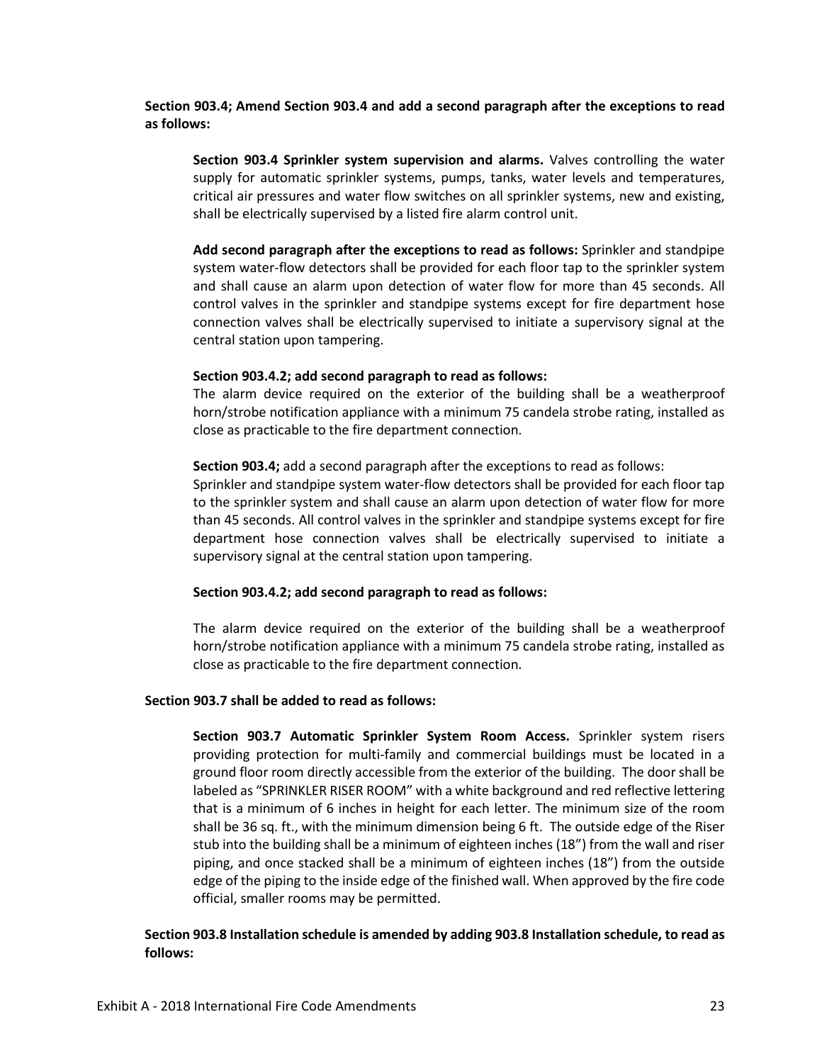**Section 903.4; Amend Section 903.4 and add a second paragraph after the exceptions to read as follows:**

> **Section 903.4 Sprinkler system supervision and alarms.** Valves controlling the water supply for automatic sprinkler systems, pumps, tanks, water levels and temperatures, critical air pressures and water flow switches on all sprinkler systems, new and existing, shall be electrically supervised by a listed fire alarm control unit.
>
> **Add second paragraph after the exceptions to read as follows:** Sprinkler and standpipe system water-flow detectors shall be provided for each floor tap to the sprinkler system and shall cause an alarm upon detection of water flow for more than 45 seconds. All control valves in the sprinkler and standpipe systems except for fire department hose connection valves shall be electrically supervised to initiate a supervisory signal at the central station upon tampering.
>
> **Section 903.4.2; add second paragraph to read as follows:**
> The alarm device required on the exterior of the building shall be a weatherproof horn/strobe notification appliance with a minimum 75 candela strobe rating, installed as close as practicable to the fire department connection.
>
> **Section 903.4;** add a second paragraph after the exceptions to read as follows:
> Sprinkler and standpipe system water-flow detectors shall be provided for each floor tap to the sprinkler system and shall cause an alarm upon detection of water flow for more than 45 seconds. All control valves in the sprinkler and standpipe systems except for fire department hose connection valves shall be electrically supervised to initiate a supervisory signal at the central station upon tampering.
>
> **Section 903.4.2; add second paragraph to read as follows:**
>
> The alarm device required on the exterior of the building shall be a weatherproof horn/strobe notification appliance with a minimum 75 candela strobe rating, installed as close as practicable to the fire department connection.

**Section 903.7 shall be added to read as follows:**

> **Section 903.7 Automatic Sprinkler System Room Access.** Sprinkler system risers providing protection for multi-family and commercial buildings must be located in a ground floor room directly accessible from the exterior of the building. The door shall be labeled as "SPRINKLER RISER ROOM" with a white background and red reflective lettering that is a minimum of 6 inches in height for each letter. The minimum size of the room shall be 36 sq. ft., with the minimum dimension being 6 ft. The outside edge of the Riser stub into the building shall be a minimum of eighteen inches (18") from the wall and riser piping, and once stacked shall be a minimum of eighteen inches (18") from the outside edge of the piping to the inside edge of the finished wall. When approved by the fire code official, smaller rooms may be permitted.

**Section 903.8 Installation schedule is amended by adding 903.8 Installation schedule, to read as follows:**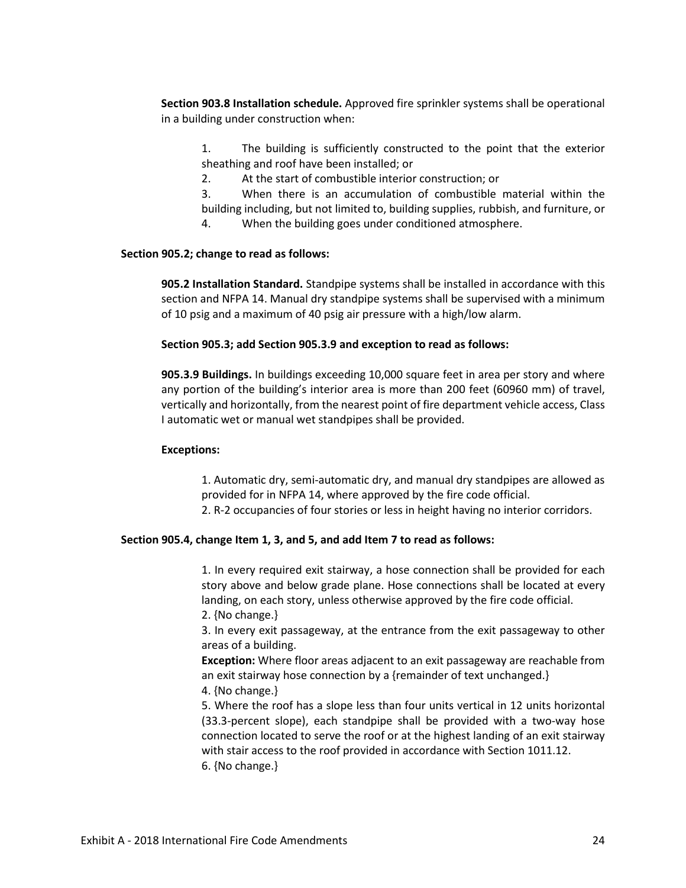**Section 903.8 Installation schedule.** Approved fire sprinkler systems shall be operational in a building under construction when:

1. The building is sufficiently constructed to the point that the exterior sheathing and roof have been installed; or
2. At the start of combustible interior construction; or
3. When there is an accumulation of combustible material within the building including, but not limited to, building supplies, rubbish, and furniture, or
4. When the building goes under conditioned atmosphere.

**Section 905.2; change to read as follows:**

**905.2 Installation Standard.** Standpipe systems shall be installed in accordance with this section and NFPA 14. Manual dry standpipe systems shall be supervised with a minimum of 10 psig and a maximum of 40 psig air pressure with a high/low alarm.

**Section 905.3; add Section 905.3.9 and exception to read as follows:**

**905.3.9 Buildings.** In buildings exceeding 10,000 square feet in area per story and where any portion of the building's interior area is more than 200 feet (60960 mm) of travel, vertically and horizontally, from the nearest point of fire department vehicle access, Class I automatic wet or manual wet standpipes shall be provided.

**Exceptions:**

1. Automatic dry, semi-automatic dry, and manual dry standpipes are allowed as provided for in NFPA 14, where approved by the fire code official.
2. R-2 occupancies of four stories or less in height having no interior corridors.

**Section 905.4, change Item 1, 3, and 5, and add Item 7 to read as follows:**

1. In every required exit stairway, a hose connection shall be provided for each story above and below grade plane. Hose connections shall be located at every landing, on each story, unless otherwise approved by the fire code official.
2. {No change.}
3. In every exit passageway, at the entrance from the exit passageway to other areas of a building.

   **Exception:** Where floor areas adjacent to an exit passageway are reachable from an exit stairway hose connection by a {remainder of text unchanged.}
4. {No change.}
5. Where the roof has a slope less than four units vertical in 12 units horizontal (33.3-percent slope), each standpipe shall be provided with a two-way hose connection located to serve the roof or at the highest landing of an exit stairway with stair access to the roof provided in accordance with Section 1011.12.
6. {No change.}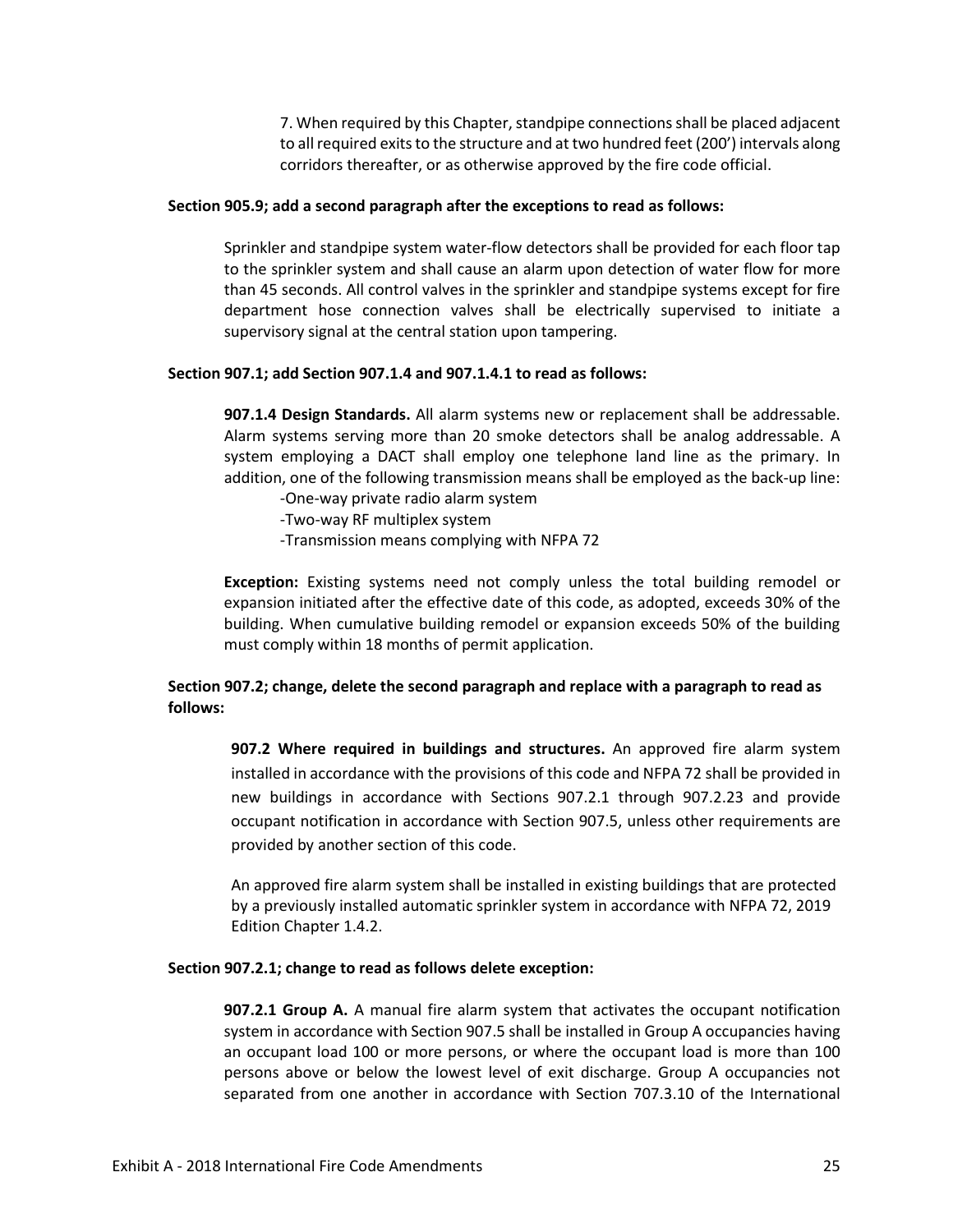7. When required by this Chapter, standpipe connections shall be placed adjacent to all required exits to the structure and at two hundred feet (200') intervals along corridors thereafter, or as otherwise approved by the fire code official.

**Section 905.9; add a second paragraph after the exceptions to read as follows:**

Sprinkler and standpipe system water-flow detectors shall be provided for each floor tap to the sprinkler system and shall cause an alarm upon detection of water flow for more than 45 seconds. All control valves in the sprinkler and standpipe systems except for fire department hose connection valves shall be electrically supervised to initiate a supervisory signal at the central station upon tampering.

**Section 907.1; add Section 907.1.4 and 907.1.4.1 to read as follows:**

**907.1.4 Design Standards.** All alarm systems new or replacement shall be addressable. Alarm systems serving more than 20 smoke detectors shall be analog addressable. A system employing a DACT shall employ one telephone land line as the primary. In addition, one of the following transmission means shall be employed as the back-up line:

-One-way private radio alarm system

-Two-way RF multiplex system

-Transmission means complying with NFPA 72

**Exception:** Existing systems need not comply unless the total building remodel or expansion initiated after the effective date of this code, as adopted, exceeds 30% of the building. When cumulative building remodel or expansion exceeds 50% of the building must comply within 18 months of permit application.

**Section 907.2; change, delete the second paragraph and replace with a paragraph to read as follows:**

**907.2 Where required in buildings and structures.** An approved fire alarm system installed in accordance with the provisions of this code and NFPA 72 shall be provided in new buildings in accordance with Sections 907.2.1 through 907.2.23 and provide occupant notification in accordance with Section 907.5, unless other requirements are provided by another section of this code.

An approved fire alarm system shall be installed in existing buildings that are protected by a previously installed automatic sprinkler system in accordance with NFPA 72, 2019 Edition Chapter 1.4.2.

**Section 907.2.1; change to read as follows delete exception:**

**907.2.1 Group A.** A manual fire alarm system that activates the occupant notification system in accordance with Section 907.5 shall be installed in Group A occupancies having an occupant load 100 or more persons, or where the occupant load is more than 100 persons above or below the lowest level of exit discharge. Group A occupancies not separated from one another in accordance with Section 707.3.10 of the International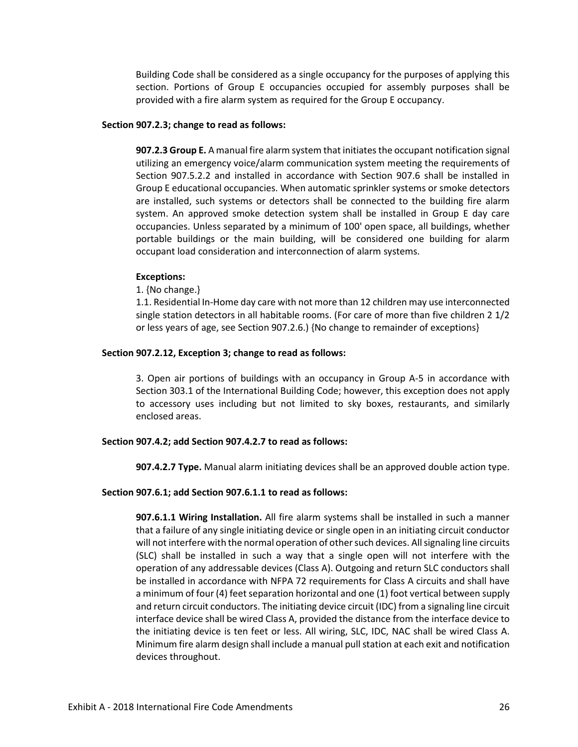Building Code shall be considered as a single occupancy for the purposes of applying this section. Portions of Group E occupancies occupied for assembly purposes shall be provided with a fire alarm system as required for the Group E occupancy.

**Section 907.2.3; change to read as follows:**

**907.2.3 Group E.** A manual fire alarm system that initiates the occupant notification signal utilizing an emergency voice/alarm communication system meeting the requirements of Section 907.5.2.2 and installed in accordance with Section 907.6 shall be installed in Group E educational occupancies. When automatic sprinkler systems or smoke detectors are installed, such systems or detectors shall be connected to the building fire alarm system. An approved smoke detection system shall be installed in Group E day care occupancies. Unless separated by a minimum of 100' open space, all buildings, whether portable buildings or the main building, will be considered one building for alarm occupant load consideration and interconnection of alarm systems.

**Exceptions:**

1. {No change.}

1.1. Residential In-Home day care with not more than 12 children may use interconnected single station detectors in all habitable rooms. (For care of more than five children 2 1/2 or less years of age, see Section 907.2.6.) {No change to remainder of exceptions}

**Section 907.2.12, Exception 3; change to read as follows:**

3. Open air portions of buildings with an occupancy in Group A-5 in accordance with Section 303.1 of the International Building Code; however, this exception does not apply to accessory uses including but not limited to sky boxes, restaurants, and similarly enclosed areas.

**Section 907.4.2; add Section 907.4.2.7 to read as follows:**

**907.4.2.7 Type.** Manual alarm initiating devices shall be an approved double action type.

**Section 907.6.1; add Section 907.6.1.1 to read as follows:**

**907.6.1.1 Wiring Installation.** All fire alarm systems shall be installed in such a manner that a failure of any single initiating device or single open in an initiating circuit conductor will not interfere with the normal operation of other such devices. All signaling line circuits (SLC) shall be installed in such a way that a single open will not interfere with the operation of any addressable devices (Class A). Outgoing and return SLC conductors shall be installed in accordance with NFPA 72 requirements for Class A circuits and shall have a minimum of four (4) feet separation horizontal and one (1) foot vertical between supply and return circuit conductors. The initiating device circuit (IDC) from a signaling line circuit interface device shall be wired Class A, provided the distance from the interface device to the initiating device is ten feet or less. All wiring, SLC, IDC, NAC shall be wired Class A. Minimum fire alarm design shall include a manual pull station at each exit and notification devices throughout.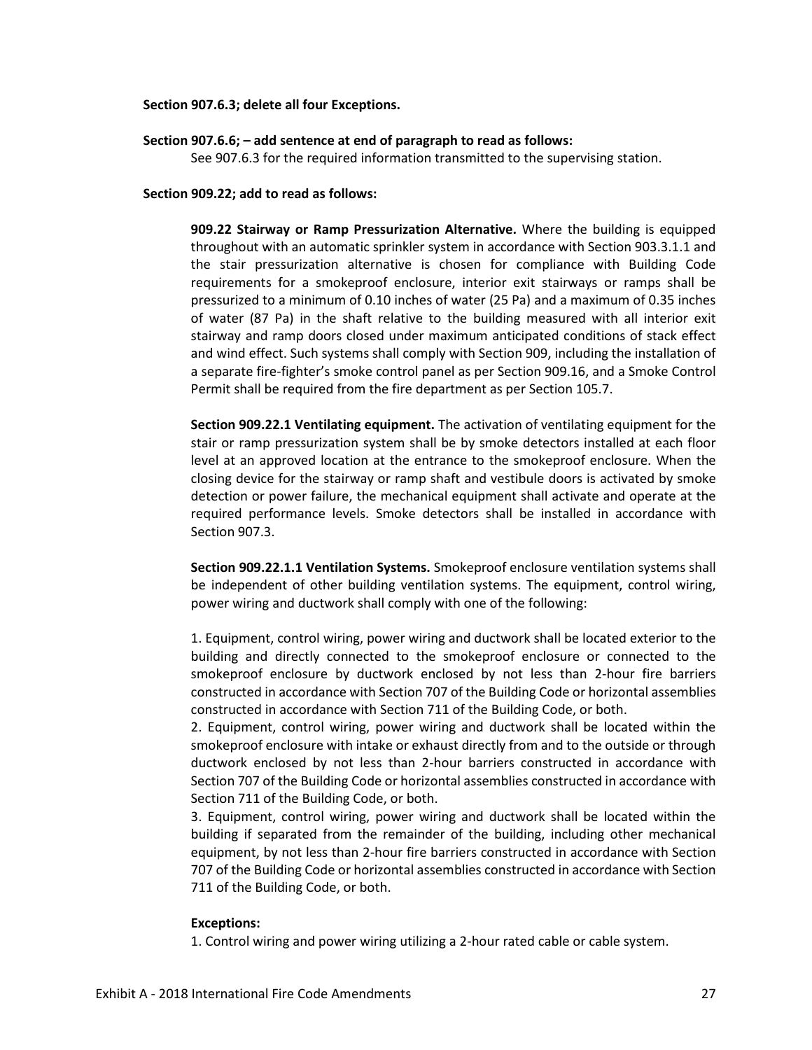**Section 907.6.3; delete all four Exceptions.**

**Section 907.6.6; – add sentence at end of paragraph to read as follows:**

See 907.6.3 for the required information transmitted to the supervising station.

**Section 909.22; add to read as follows:**

**909.22 Stairway or Ramp Pressurization Alternative.** Where the building is equipped throughout with an automatic sprinkler system in accordance with Section 903.3.1.1 and the stair pressurization alternative is chosen for compliance with Building Code requirements for a smokeproof enclosure, interior exit stairways or ramps shall be pressurized to a minimum of 0.10 inches of water (25 Pa) and a maximum of 0.35 inches of water (87 Pa) in the shaft relative to the building measured with all interior exit stairway and ramp doors closed under maximum anticipated conditions of stack effect and wind effect. Such systems shall comply with Section 909, including the installation of a separate fire-fighter's smoke control panel as per Section 909.16, and a Smoke Control Permit shall be required from the fire department as per Section 105.7.

**Section 909.22.1 Ventilating equipment.** The activation of ventilating equipment for the stair or ramp pressurization system shall be by smoke detectors installed at each floor level at an approved location at the entrance to the smokeproof enclosure. When the closing device for the stairway or ramp shaft and vestibule doors is activated by smoke detection or power failure, the mechanical equipment shall activate and operate at the required performance levels. Smoke detectors shall be installed in accordance with Section 907.3.

**Section 909.22.1.1 Ventilation Systems.** Smokeproof enclosure ventilation systems shall be independent of other building ventilation systems. The equipment, control wiring, power wiring and ductwork shall comply with one of the following:

1. Equipment, control wiring, power wiring and ductwork shall be located exterior to the building and directly connected to the smokeproof enclosure or connected to the smokeproof enclosure by ductwork enclosed by not less than 2-hour fire barriers constructed in accordance with Section 707 of the Building Code or horizontal assemblies constructed in accordance with Section 711 of the Building Code, or both.
2. Equipment, control wiring, power wiring and ductwork shall be located within the smokeproof enclosure with intake or exhaust directly from and to the outside or through ductwork enclosed by not less than 2-hour barriers constructed in accordance with Section 707 of the Building Code or horizontal assemblies constructed in accordance with Section 711 of the Building Code, or both.
3. Equipment, control wiring, power wiring and ductwork shall be located within the building if separated from the remainder of the building, including other mechanical equipment, by not less than 2-hour fire barriers constructed in accordance with Section 707 of the Building Code or horizontal assemblies constructed in accordance with Section 711 of the Building Code, or both.

**Exceptions:**

1. Control wiring and power wiring utilizing a 2-hour rated cable or cable system.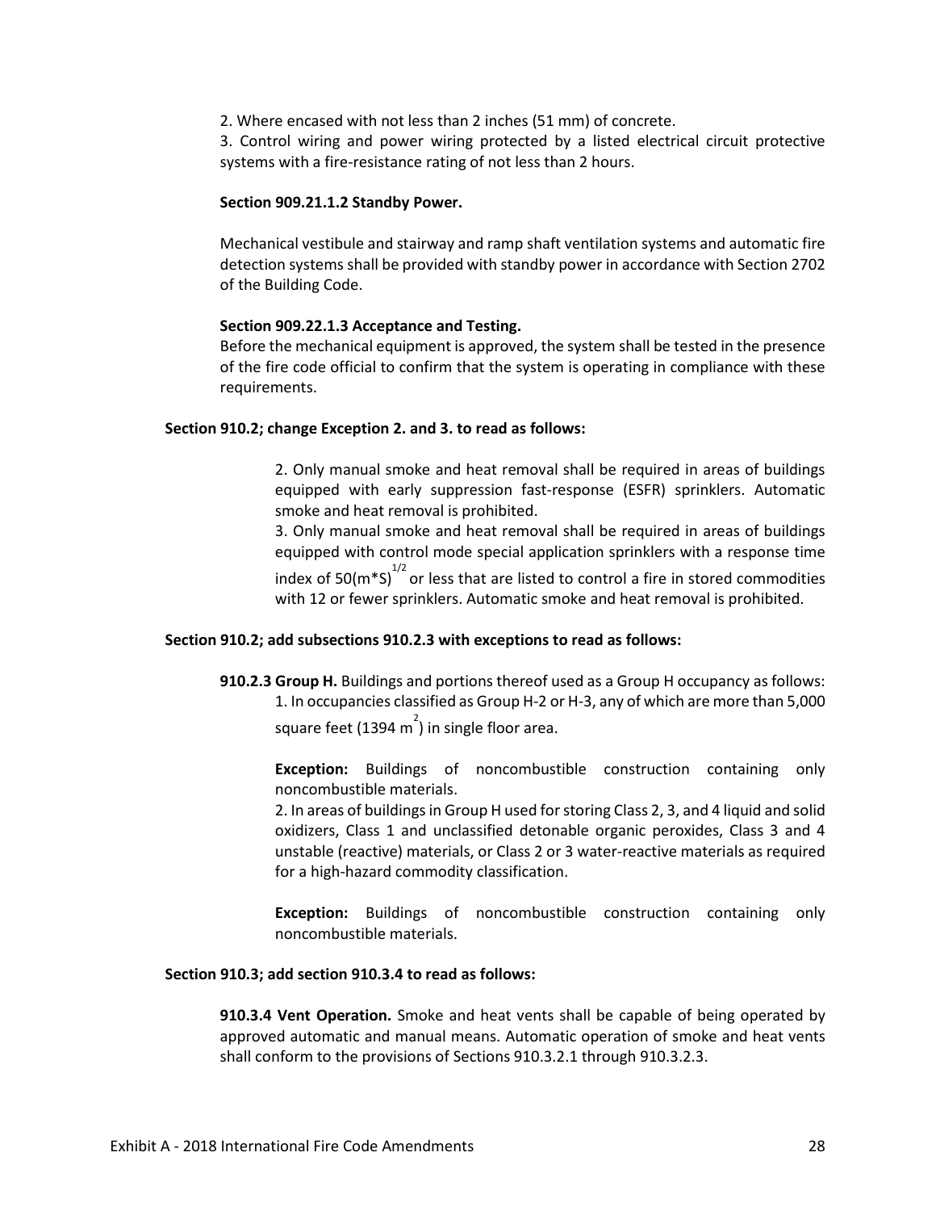2. Where encased with not less than 2 inches (51 mm) of concrete.

3. Control wiring and power wiring protected by a listed electrical circuit protective systems with a fire-resistance rating of not less than 2 hours.

**Section 909.21.1.2 Standby Power.**

Mechanical vestibule and stairway and ramp shaft ventilation systems and automatic fire detection systems shall be provided with standby power in accordance with Section 2702 of the Building Code.

**Section 909.22.1.3 Acceptance and Testing.**

Before the mechanical equipment is approved, the system shall be tested in the presence of the fire code official to confirm that the system is operating in compliance with these requirements.

**Section 910.2; change Exception 2. and 3. to read as follows:**

2. Only manual smoke and heat removal shall be required in areas of buildings equipped with early suppression fast-response (ESFR) sprinklers. Automatic smoke and heat removal is prohibited.

3. Only manual smoke and heat removal shall be required in areas of buildings equipped with control mode special application sprinklers with a response time index of $50(m*S)^{1/2}$ or less that are listed to control a fire in stored commodities with 12 or fewer sprinklers. Automatic smoke and heat removal is prohibited.

**Section 910.2; add subsections 910.2.3 with exceptions to read as follows:**

**910.2.3 Group H.** Buildings and portions thereof used as a Group H occupancy as follows:

1. In occupancies classified as Group H-2 or H-3, any of which are more than 5,000 square feet (1394 $m^2$) in single floor area.

**Exception:** Buildings of noncombustible construction containing only noncombustible materials.

2. In areas of buildings in Group H used for storing Class 2, 3, and 4 liquid and solid oxidizers, Class 1 and unclassified detonable organic peroxides, Class 3 and 4 unstable (reactive) materials, or Class 2 or 3 water-reactive materials as required for a high-hazard commodity classification.

**Exception:** Buildings of noncombustible construction containing only noncombustible materials.

**Section 910.3; add section 910.3.4 to read as follows:**

**910.3.4 Vent Operation.** Smoke and heat vents shall be capable of being operated by approved automatic and manual means. Automatic operation of smoke and heat vents shall conform to the provisions of Sections 910.3.2.1 through 910.3.2.3.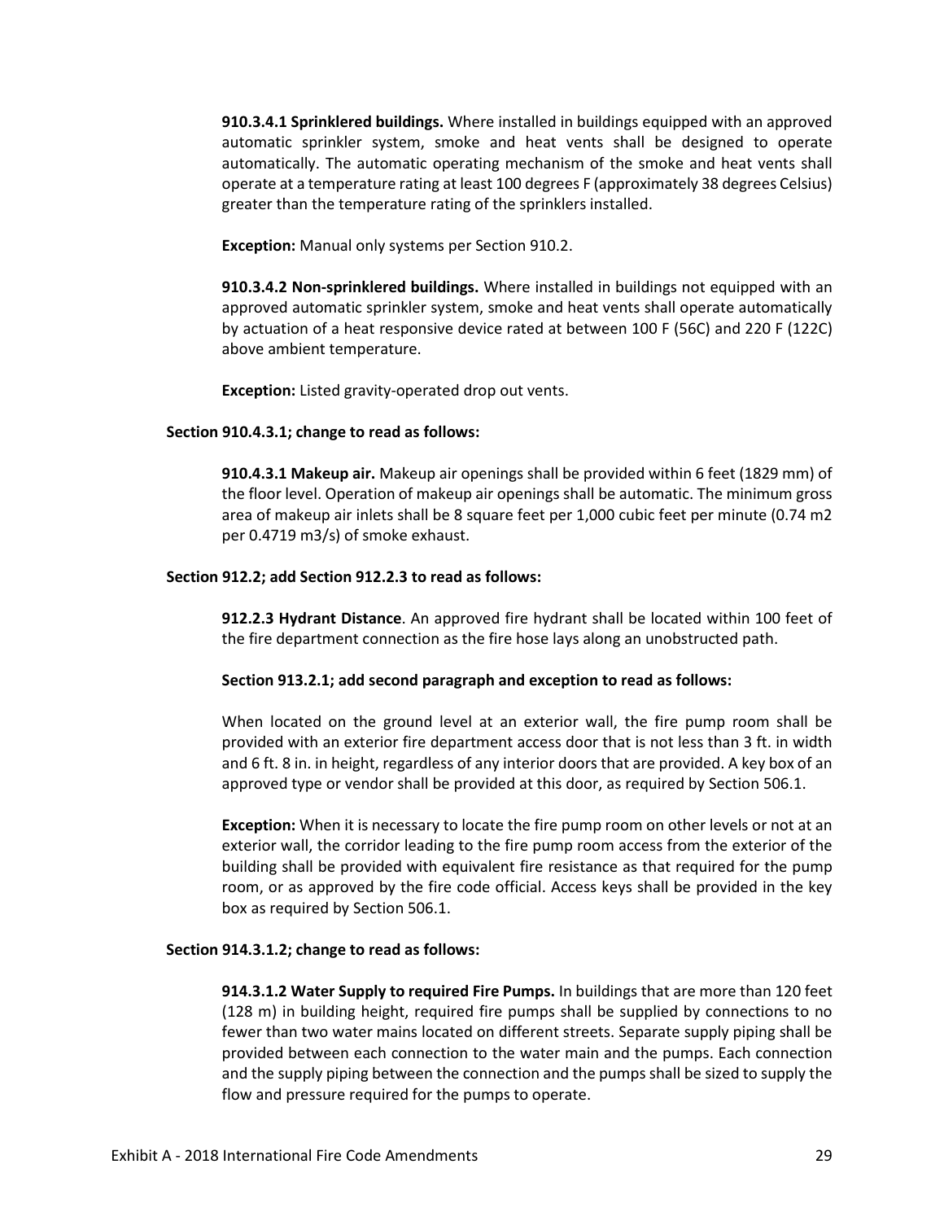**910.3.4.1 Sprinklered buildings.** Where installed in buildings equipped with an approved automatic sprinkler system, smoke and heat vents shall be designed to operate automatically. The automatic operating mechanism of the smoke and heat vents shall operate at a temperature rating at least 100 degrees F (approximately 38 degrees Celsius) greater than the temperature rating of the sprinklers installed.

**Exception:** Manual only systems per Section 910.2.

**910.3.4.2 Non-sprinklered buildings.** Where installed in buildings not equipped with an approved automatic sprinkler system, smoke and heat vents shall operate automatically by actuation of a heat responsive device rated at between 100 F (56C) and 220 F (122C) above ambient temperature.

**Exception:** Listed gravity-operated drop out vents.

**Section 910.4.3.1; change to read as follows:**

**910.4.3.1 Makeup air.** Makeup air openings shall be provided within 6 feet (1829 mm) of the floor level. Operation of makeup air openings shall be automatic. The minimum gross area of makeup air inlets shall be 8 square feet per 1,000 cubic feet per minute (0.74 m2 per 0.4719 m3/s) of smoke exhaust.

**Section 912.2; add Section 912.2.3 to read as follows:**

**912.2.3 Hydrant Distance**. An approved fire hydrant shall be located within 100 feet of the fire department connection as the fire hose lays along an unobstructed path.

**Section 913.2.1; add second paragraph and exception to read as follows:**

When located on the ground level at an exterior wall, the fire pump room shall be provided with an exterior fire department access door that is not less than 3 ft. in width and 6 ft. 8 in. in height, regardless of any interior doors that are provided. A key box of an approved type or vendor shall be provided at this door, as required by Section 506.1.

**Exception:** When it is necessary to locate the fire pump room on other levels or not at an exterior wall, the corridor leading to the fire pump room access from the exterior of the building shall be provided with equivalent fire resistance as that required for the pump room, or as approved by the fire code official. Access keys shall be provided in the key box as required by Section 506.1.

**Section 914.3.1.2; change to read as follows:**

**914.3.1.2 Water Supply to required Fire Pumps.** In buildings that are more than 120 feet (128 m) in building height, required fire pumps shall be supplied by connections to no fewer than two water mains located on different streets. Separate supply piping shall be provided between each connection to the water main and the pumps. Each connection and the supply piping between the connection and the pumps shall be sized to supply the flow and pressure required for the pumps to operate.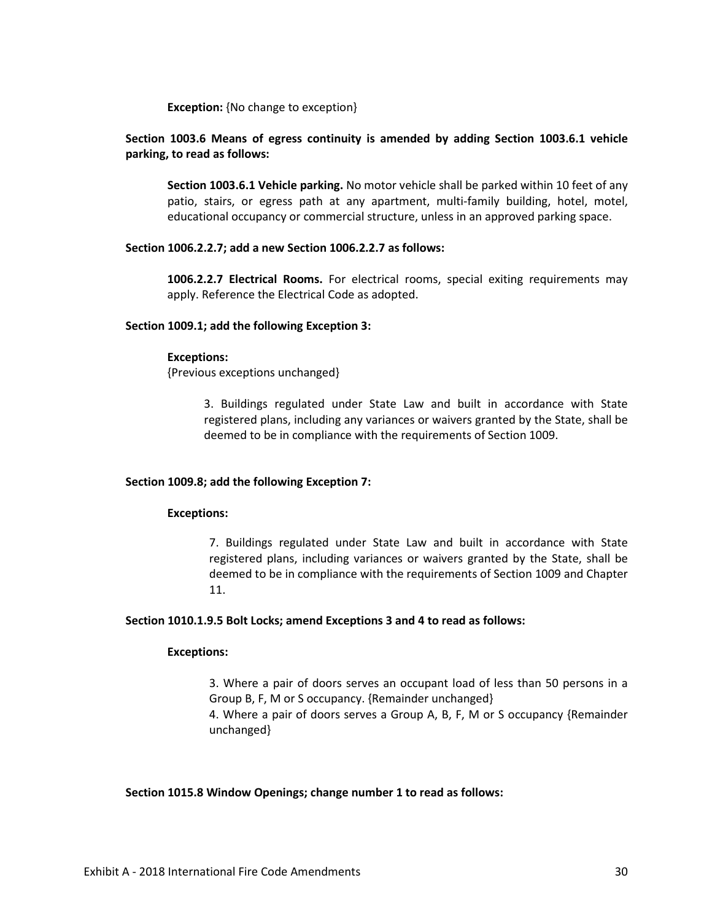**Exception:** {No change to exception}

**Section 1003.6 Means of egress continuity is amended by adding Section 1003.6.1 vehicle parking, to read as follows:**

> **Section 1003.6.1 Vehicle parking.** No motor vehicle shall be parked within 10 feet of any patio, stairs, or egress path at any apartment, multi-family building, hotel, motel, educational occupancy or commercial structure, unless in an approved parking space.

**Section 1006.2.2.7; add a new Section 1006.2.2.7 as follows:**

> **1006.2.2.7 Electrical Rooms.** For electrical rooms, special exiting requirements may apply. Reference the Electrical Code as adopted.

**Section 1009.1; add the following Exception 3:**

> **Exceptions:**
> {Previous exceptions unchanged}
>
> 3. Buildings regulated under State Law and built in accordance with State registered plans, including any variances or waivers granted by the State, shall be deemed to be in compliance with the requirements of Section 1009.

**Section 1009.8; add the following Exception 7:**

> **Exceptions:**
>
> 7. Buildings regulated under State Law and built in accordance with State registered plans, including variances or waivers granted by the State, shall be deemed to be in compliance with the requirements of Section 1009 and Chapter 11.

**Section 1010.1.9.5 Bolt Locks; amend Exceptions 3 and 4 to read as follows:**

> **Exceptions:**
>
> 3. Where a pair of doors serves an occupant load of less than 50 persons in a Group B, F, M or S occupancy. {Remainder unchanged}
> 4. Where a pair of doors serves a Group A, B, F, M or S occupancy {Remainder unchanged}

**Section 1015.8 Window Openings; change number 1 to read as follows:**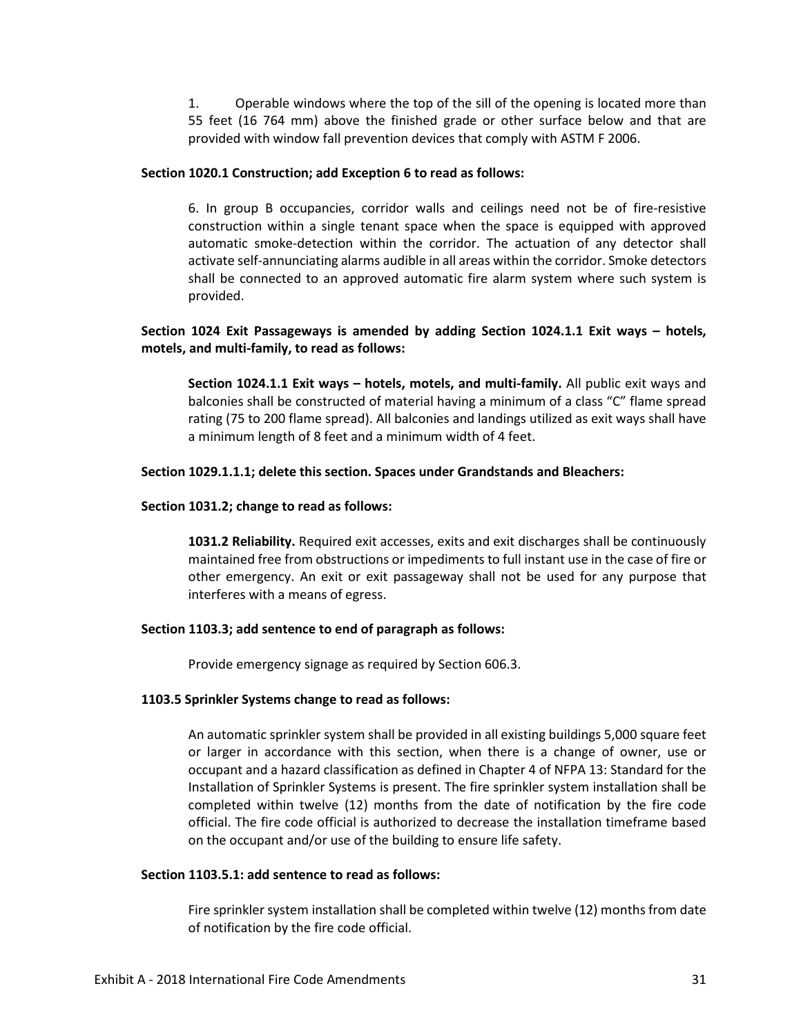1. Operable windows where the top of the sill of the opening is located more than 55 feet (16 764 mm) above the finished grade or other surface below and that are provided with window fall prevention devices that comply with ASTM F 2006.

**Section 1020.1 Construction; add Exception 6 to read as follows:**

6. In group B occupancies, corridor walls and ceilings need not be of fire-resistive construction within a single tenant space when the space is equipped with approved automatic smoke-detection within the corridor. The actuation of any detector shall activate self-annunciating alarms audible in all areas within the corridor. Smoke detectors shall be connected to an approved automatic fire alarm system where such system is provided.

**Section 1024 Exit Passageways is amended by adding Section 1024.1.1 Exit ways – hotels, motels, and multi-family, to read as follows:**

**Section 1024.1.1 Exit ways – hotels, motels, and multi-family.** All public exit ways and balconies shall be constructed of material having a minimum of a class "C" flame spread rating (75 to 200 flame spread). All balconies and landings utilized as exit ways shall have a minimum length of 8 feet and a minimum width of 4 feet.

**Section 1029.1.1.1; delete this section. Spaces under Grandstands and Bleachers:**

**Section 1031.2; change to read as follows:**

**1031.2 Reliability.** Required exit accesses, exits and exit discharges shall be continuously maintained free from obstructions or impediments to full instant use in the case of fire or other emergency. An exit or exit passageway shall not be used for any purpose that interferes with a means of egress.

**Section 1103.3; add sentence to end of paragraph as follows:**

Provide emergency signage as required by Section 606.3.

**1103.5 Sprinkler Systems change to read as follows:**

An automatic sprinkler system shall be provided in all existing buildings 5,000 square feet or larger in accordance with this section, when there is a change of owner, use or occupant and a hazard classification as defined in Chapter 4 of NFPA 13: Standard for the Installation of Sprinkler Systems is present. The fire sprinkler system installation shall be completed within twelve (12) months from the date of notification by the fire code official. The fire code official is authorized to decrease the installation timeframe based on the occupant and/or use of the building to ensure life safety.

**Section 1103.5.1: add sentence to read as follows:**

Fire sprinkler system installation shall be completed within twelve (12) months from date of notification by the fire code official.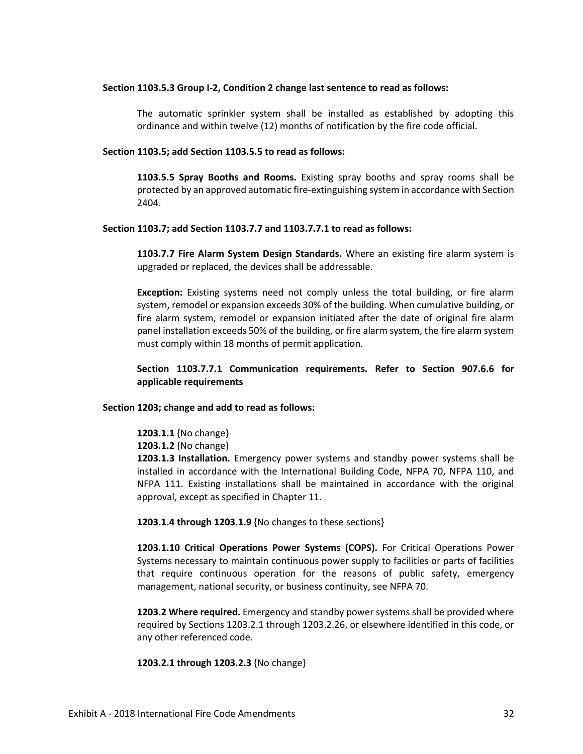**Section 1103.5.3 Group I-2, Condition 2 change last sentence to read as follows:**

The automatic sprinkler system shall be installed as established by adopting this ordinance and within twelve (12) months of notification by the fire code official.

**Section 1103.5; add Section 1103.5.5 to read as follows:**

**1103.5.5 Spray Booths and Rooms.** Existing spray booths and spray rooms shall be protected by an approved automatic fire-extinguishing system in accordance with Section 2404.

**Section 1103.7; add Section 1103.7.7 and 1103.7.7.1 to read as follows:**

**1103.7.7 Fire Alarm System Design Standards.** Where an existing fire alarm system is upgraded or replaced, the devices shall be addressable.

**Exception:** Existing systems need not comply unless the total building, or fire alarm system, remodel or expansion exceeds 30% of the building. When cumulative building, or fire alarm system, remodel or expansion initiated after the date of original fire alarm panel installation exceeds 50% of the building, or fire alarm system, the fire alarm system must comply within 18 months of permit application.

**Section 1103.7.7.1 Communication requirements. Refer to Section 907.6.6 for applicable requirements**

**Section 1203; change and add to read as follows:**

**1203.1.1** {No change}
**1203.1.2** {No change}
**1203.1.3 Installation.** Emergency power systems and standby power systems shall be installed in accordance with the International Building Code, NFPA 70, NFPA 110, and NFPA 111. Existing installations shall be maintained in accordance with the original approval, except as specified in Chapter 11.

**1203.1.4 through 1203.1.9** {No changes to these sections}

**1203.1.10 Critical Operations Power Systems (COPS).** For Critical Operations Power Systems necessary to maintain continuous power supply to facilities or parts of facilities that require continuous operation for the reasons of public safety, emergency management, national security, or business continuity, see NFPA 70.

**1203.2 Where required.** Emergency and standby power systems shall be provided where required by Sections 1203.2.1 through 1203.2.26, or elsewhere identified in this code, or any other referenced code.

**1203.2.1 through 1203.2.3** {No change}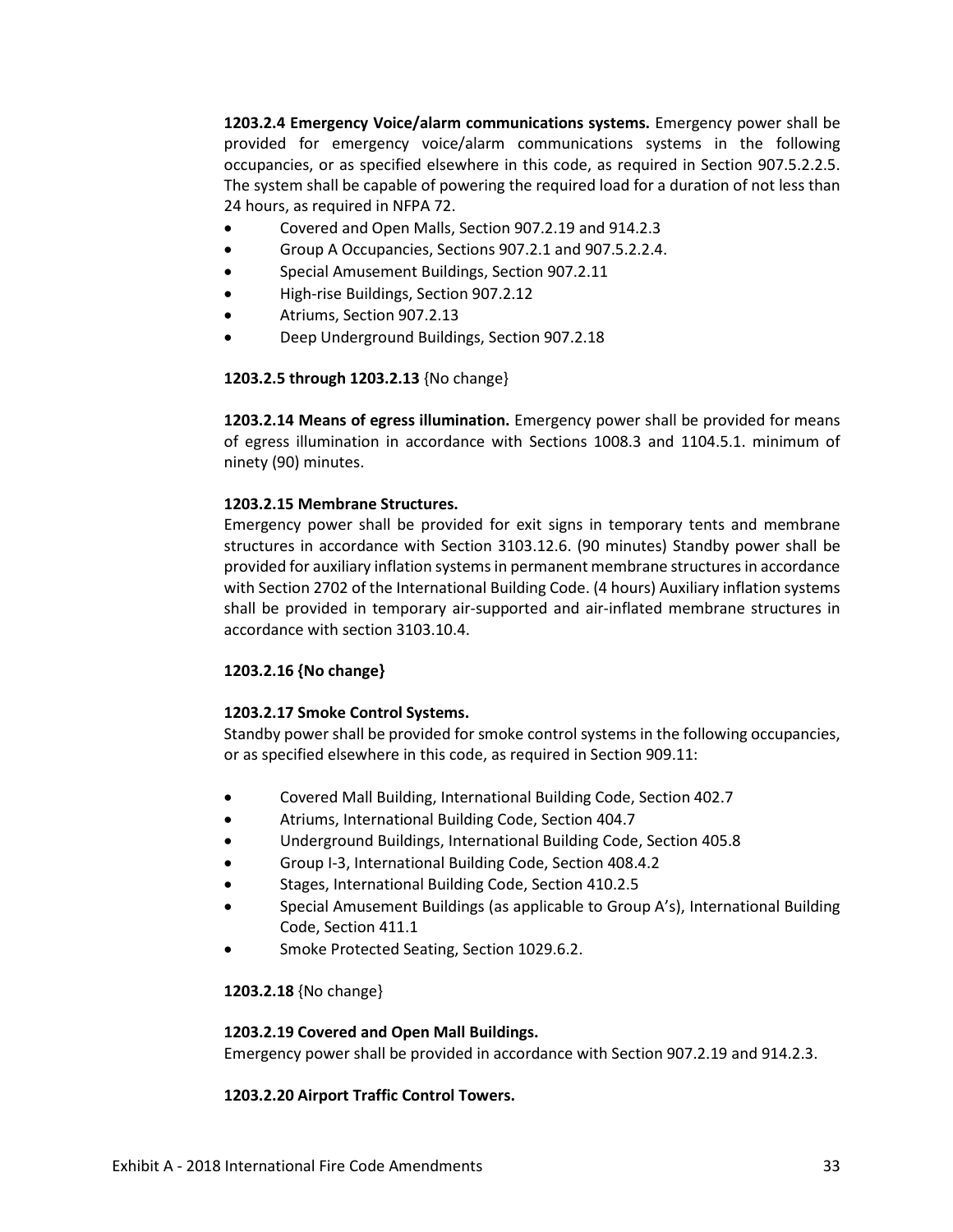**1203.2.4 Emergency Voice/alarm communications systems.** Emergency power shall be provided for emergency voice/alarm communications systems in the following occupancies, or as specified elsewhere in this code, as required in Section 907.5.2.2.5. The system shall be capable of powering the required load for a duration of not less than 24 hours, as required in NFPA 72.

- Covered and Open Malls, Section 907.2.19 and 914.2.3
- Group A Occupancies, Sections 907.2.1 and 907.5.2.2.4.
- Special Amusement Buildings, Section 907.2.11
- High-rise Buildings, Section 907.2.12
- Atriums, Section 907.2.13
- Deep Underground Buildings, Section 907.2.18

**1203.2.5 through 1203.2.13** {No change}

**1203.2.14 Means of egress illumination.** Emergency power shall be provided for means of egress illumination in accordance with Sections 1008.3 and 1104.5.1. minimum of ninety (90) minutes.

**1203.2.15 Membrane Structures.**

Emergency power shall be provided for exit signs in temporary tents and membrane structures in accordance with Section 3103.12.6. (90 minutes) Standby power shall be provided for auxiliary inflation systems in permanent membrane structures in accordance with Section 2702 of the International Building Code. (4 hours) Auxiliary inflation systems shall be provided in temporary air-supported and air-inflated membrane structures in accordance with section 3103.10.4.

**1203.2.16 {No change}**

**1203.2.17 Smoke Control Systems.**

Standby power shall be provided for smoke control systems in the following occupancies, or as specified elsewhere in this code, as required in Section 909.11:

- Covered Mall Building, International Building Code, Section 402.7
- Atriums, International Building Code, Section 404.7
- Underground Buildings, International Building Code, Section 405.8
- Group I-3, International Building Code, Section 408.4.2
- Stages, International Building Code, Section 410.2.5
- Special Amusement Buildings (as applicable to Group A's), International Building Code, Section 411.1
- Smoke Protected Seating, Section 1029.6.2.

**1203.2.18** {No change}

**1203.2.19 Covered and Open Mall Buildings.**

Emergency power shall be provided in accordance with Section 907.2.19 and 914.2.3.

**1203.2.20 Airport Traffic Control Towers.**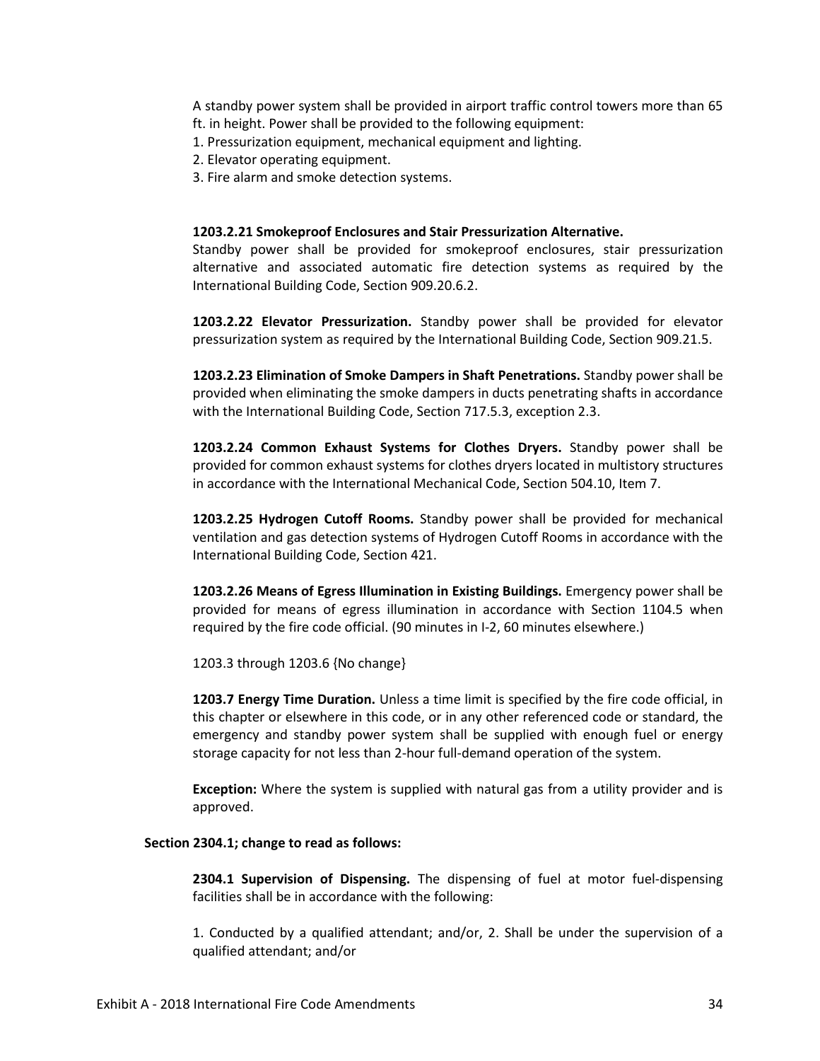A standby power system shall be provided in airport traffic control towers more than 65 ft. in height. Power shall be provided to the following equipment:

1. Pressurization equipment, mechanical equipment and lighting.
2. Elevator operating equipment.
3. Fire alarm and smoke detection systems.

**1203.2.21 Smokeproof Enclosures and Stair Pressurization Alternative.**
Standby power shall be provided for smokeproof enclosures, stair pressurization alternative and associated automatic fire detection systems as required by the International Building Code, Section 909.20.6.2.

**1203.2.22 Elevator Pressurization.** Standby power shall be provided for elevator pressurization system as required by the International Building Code, Section 909.21.5.

**1203.2.23 Elimination of Smoke Dampers in Shaft Penetrations.** Standby power shall be provided when eliminating the smoke dampers in ducts penetrating shafts in accordance with the International Building Code, Section 717.5.3, exception 2.3.

**1203.2.24 Common Exhaust Systems for Clothes Dryers.** Standby power shall be provided for common exhaust systems for clothes dryers located in multistory structures in accordance with the International Mechanical Code, Section 504.10, Item 7.

**1203.2.25 Hydrogen Cutoff Rooms.** Standby power shall be provided for mechanical ventilation and gas detection systems of Hydrogen Cutoff Rooms in accordance with the International Building Code, Section 421.

**1203.2.26 Means of Egress Illumination in Existing Buildings.** Emergency power shall be provided for means of egress illumination in accordance with Section 1104.5 when required by the fire code official. (90 minutes in I-2, 60 minutes elsewhere.)

1203.3 through 1203.6 {No change}

**1203.7 Energy Time Duration.** Unless a time limit is specified by the fire code official, in this chapter or elsewhere in this code, or in any other referenced code or standard, the emergency and standby power system shall be supplied with enough fuel or energy storage capacity for not less than 2-hour full-demand operation of the system.

**Exception:** Where the system is supplied with natural gas from a utility provider and is approved.

**Section 2304.1; change to read as follows:**

**2304.1 Supervision of Dispensing.** The dispensing of fuel at motor fuel-dispensing facilities shall be in accordance with the following:

1. Conducted by a qualified attendant; and/or, 2. Shall be under the supervision of a qualified attendant; and/or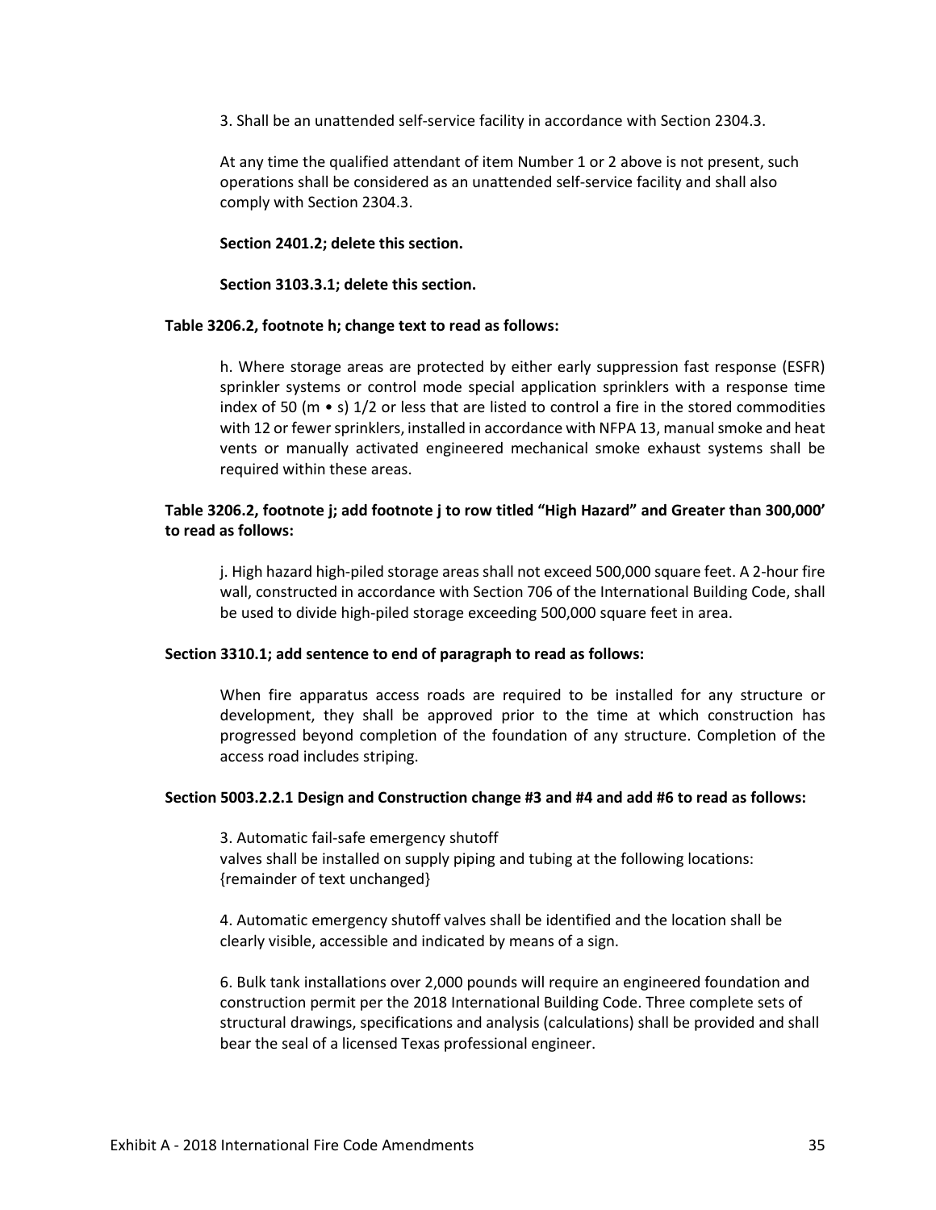3. Shall be an unattended self-service facility in accordance with Section 2304.3.

At any time the qualified attendant of item Number 1 or 2 above is not present, such operations shall be considered as an unattended self-service facility and shall also comply with Section 2304.3.

**Section 2401.2; delete this section.**

**Section 3103.3.1; delete this section.**

**Table 3206.2, footnote h; change text to read as follows:**

h. Where storage areas are protected by either early suppression fast response (ESFR) sprinkler systems or control mode special application sprinklers with a response time index of 50 (m • s) 1/2 or less that are listed to control a fire in the stored commodities with 12 or fewer sprinklers, installed in accordance with NFPA 13, manual smoke and heat vents or manually activated engineered mechanical smoke exhaust systems shall be required within these areas.

**Table 3206.2, footnote j; add footnote j to row titled "High Hazard" and Greater than 300,000' to read as follows:**

j. High hazard high-piled storage areas shall not exceed 500,000 square feet. A 2-hour fire wall, constructed in accordance with Section 706 of the International Building Code, shall be used to divide high-piled storage exceeding 500,000 square feet in area.

**Section 3310.1; add sentence to end of paragraph to read as follows:**

When fire apparatus access roads are required to be installed for any structure or development, they shall be approved prior to the time at which construction has progressed beyond completion of the foundation of any structure. Completion of the access road includes striping.

**Section 5003.2.2.1 Design and Construction change #3 and #4 and add #6 to read as follows:**

3. Automatic fail-safe emergency shutoff
valves shall be installed on supply piping and tubing at the following locations:
{remainder of text unchanged}

4. Automatic emergency shutoff valves shall be identified and the location shall be clearly visible, accessible and indicated by means of a sign.

6. Bulk tank installations over 2,000 pounds will require an engineered foundation and construction permit per the 2018 International Building Code. Three complete sets of structural drawings, specifications and analysis (calculations) shall be provided and shall bear the seal of a licensed Texas professional engineer.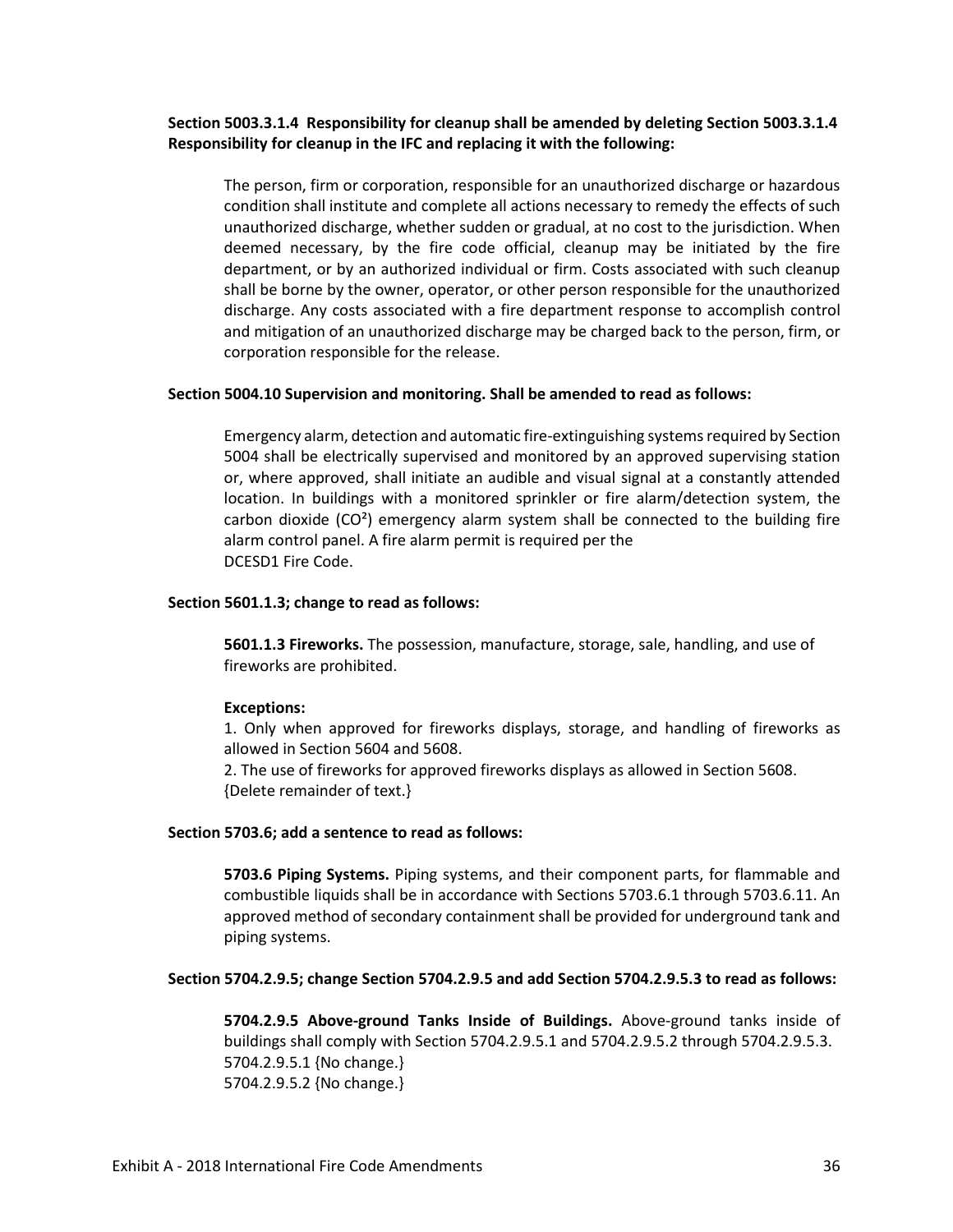**Section 5003.3.1.4 Responsibility for cleanup shall be amended by deleting Section 5003.3.1.4 Responsibility for cleanup in the IFC and replacing it with the following:**

The person, firm or corporation, responsible for an unauthorized discharge or hazardous condition shall institute and complete all actions necessary to remedy the effects of such unauthorized discharge, whether sudden or gradual, at no cost to the jurisdiction. When deemed necessary, by the fire code official, cleanup may be initiated by the fire department, or by an authorized individual or firm. Costs associated with such cleanup shall be borne by the owner, operator, or other person responsible for the unauthorized discharge. Any costs associated with a fire department response to accomplish control and mitigation of an unauthorized discharge may be charged back to the person, firm, or corporation responsible for the release.

**Section 5004.10 Supervision and monitoring. Shall be amended to read as follows:**

Emergency alarm, detection and automatic fire-extinguishing systems required by Section 5004 shall be electrically supervised and monitored by an approved supervising station or, where approved, shall initiate an audible and visual signal at a constantly attended location. In buildings with a monitored sprinkler or fire alarm/detection system, the carbon dioxide ($CO^2$) emergency alarm system shall be connected to the building fire alarm control panel. A fire alarm permit is required per the DCESD1 Fire Code.

**Section 5601.1.3; change to read as follows:**

**5601.1.3 Fireworks.** The possession, manufacture, storage, sale, handling, and use of fireworks are prohibited.

**Exceptions:**

1. Only when approved for fireworks displays, storage, and handling of fireworks as allowed in Section 5604 and 5608.
2. The use of fireworks for approved fireworks displays as allowed in Section 5608.

{Delete remainder of text.}

**Section 5703.6; add a sentence to read as follows:**

**5703.6 Piping Systems.** Piping systems, and their component parts, for flammable and combustible liquids shall be in accordance with Sections 5703.6.1 through 5703.6.11. An approved method of secondary containment shall be provided for underground tank and piping systems.

**Section 5704.2.9.5; change Section 5704.2.9.5 and add Section 5704.2.9.5.3 to read as follows:**

**5704.2.9.5 Above-ground Tanks Inside of Buildings.** Above-ground tanks inside of buildings shall comply with Section 5704.2.9.5.1 and 5704.2.9.5.2 through 5704.2.9.5.3.

5704.2.9.5.1 {No change.}

5704.2.9.5.2 {No change.}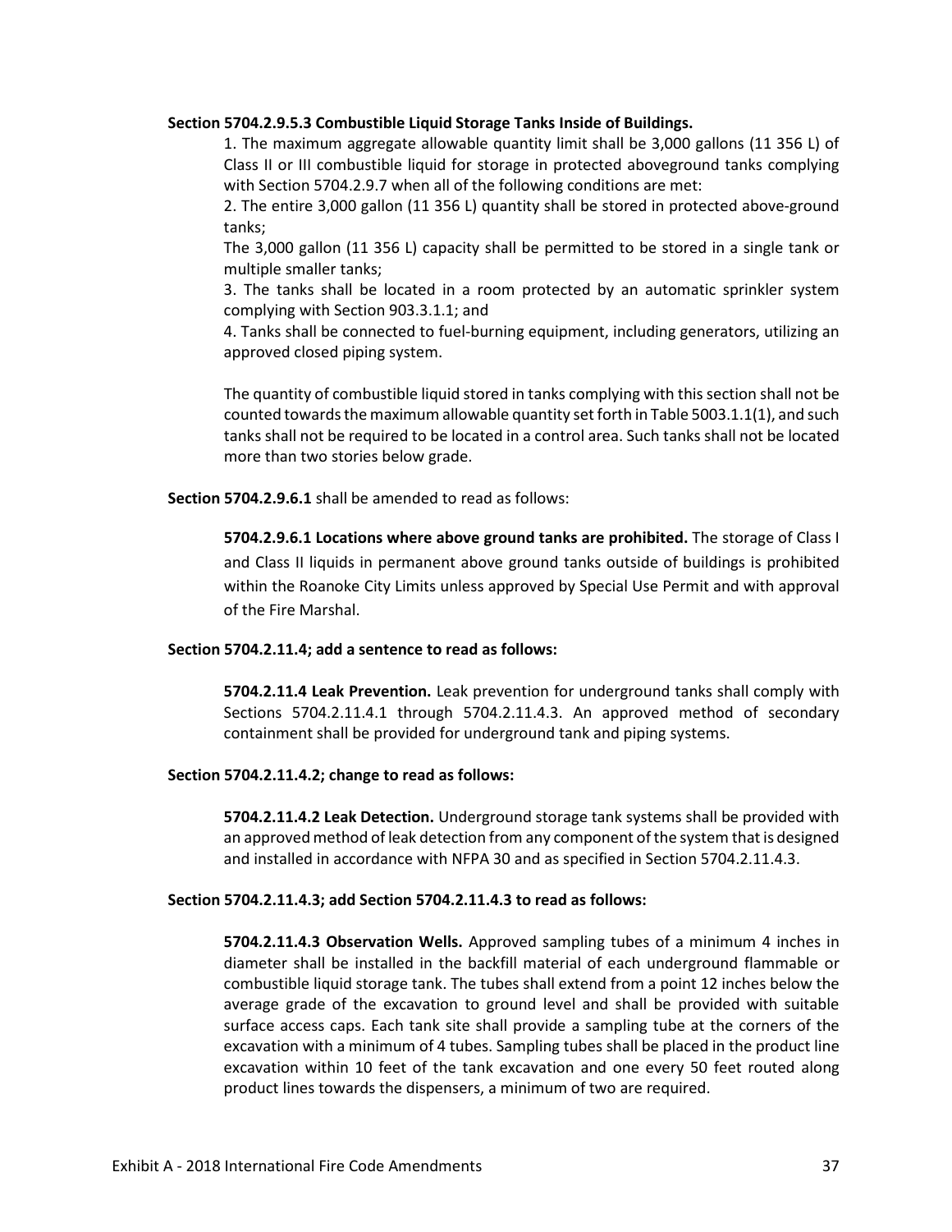**Section 5704.2.9.5.3 Combustible Liquid Storage Tanks Inside of Buildings.**

1. The maximum aggregate allowable quantity limit shall be 3,000 gallons (11 356 L) of Class II or III combustible liquid for storage in protected aboveground tanks complying with Section 5704.2.9.7 when all of the following conditions are met:

2. The entire 3,000 gallon (11 356 L) quantity shall be stored in protected above-ground tanks;

The 3,000 gallon (11 356 L) capacity shall be permitted to be stored in a single tank or multiple smaller tanks;

3. The tanks shall be located in a room protected by an automatic sprinkler system complying with Section 903.3.1.1; and

4. Tanks shall be connected to fuel-burning equipment, including generators, utilizing an approved closed piping system.

The quantity of combustible liquid stored in tanks complying with this section shall not be counted towards the maximum allowable quantity set forth in Table 5003.1.1(1), and such tanks shall not be required to be located in a control area. Such tanks shall not be located more than two stories below grade.

**Section 5704.2.9.6.1** shall be amended to read as follows:

**5704.2.9.6.1 Locations where above ground tanks are prohibited.** The storage of Class I and Class II liquids in permanent above ground tanks outside of buildings is prohibited within the Roanoke City Limits unless approved by Special Use Permit and with approval of the Fire Marshal.

**Section 5704.2.11.4; add a sentence to read as follows:**

**5704.2.11.4 Leak Prevention.** Leak prevention for underground tanks shall comply with Sections 5704.2.11.4.1 through 5704.2.11.4.3. An approved method of secondary containment shall be provided for underground tank and piping systems.

**Section 5704.2.11.4.2; change to read as follows:**

**5704.2.11.4.2 Leak Detection.** Underground storage tank systems shall be provided with an approved method of leak detection from any component of the system that is designed and installed in accordance with NFPA 30 and as specified in Section 5704.2.11.4.3.

**Section 5704.2.11.4.3; add Section 5704.2.11.4.3 to read as follows:**

**5704.2.11.4.3 Observation Wells.** Approved sampling tubes of a minimum 4 inches in diameter shall be installed in the backfill material of each underground flammable or combustible liquid storage tank. The tubes shall extend from a point 12 inches below the average grade of the excavation to ground level and shall be provided with suitable surface access caps. Each tank site shall provide a sampling tube at the corners of the excavation with a minimum of 4 tubes. Sampling tubes shall be placed in the product line excavation within 10 feet of the tank excavation and one every 50 feet routed along product lines towards the dispensers, a minimum of two are required.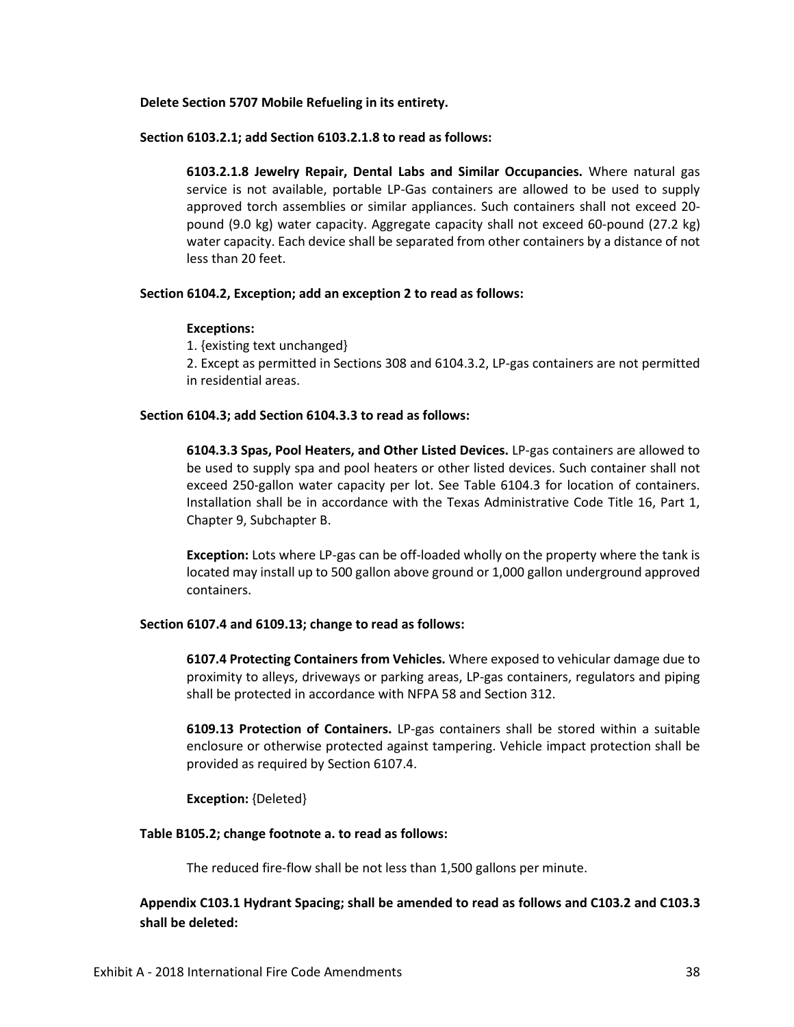**Delete Section 5707 Mobile Refueling in its entirety.**

**Section 6103.2.1; add Section 6103.2.1.8 to read as follows:**

> **6103.2.1.8 Jewelry Repair, Dental Labs and Similar Occupancies.** Where natural gas service is not available, portable LP-Gas containers are allowed to be used to supply approved torch assemblies or similar appliances. Such containers shall not exceed 20-pound (9.0 kg) water capacity. Aggregate capacity shall not exceed 60-pound (27.2 kg) water capacity. Each device shall be separated from other containers by a distance of not less than 20 feet.

**Section 6104.2, Exception; add an exception 2 to read as follows:**

> **Exceptions:**
>
> 1. {existing text unchanged}
> 2. Except as permitted in Sections 308 and 6104.3.2, LP-gas containers are not permitted in residential areas.

**Section 6104.3; add Section 6104.3.3 to read as follows:**

> **6104.3.3 Spas, Pool Heaters, and Other Listed Devices.** LP-gas containers are allowed to be used to supply spa and pool heaters or other listed devices. Such container shall not exceed 250-gallon water capacity per lot. See Table 6104.3 for location of containers. Installation shall be in accordance with the Texas Administrative Code Title 16, Part 1, Chapter 9, Subchapter B.
>
> **Exception:** Lots where LP-gas can be off-loaded wholly on the property where the tank is located may install up to 500 gallon above ground or 1,000 gallon underground approved containers.

**Section 6107.4 and 6109.13; change to read as follows:**

> **6107.4 Protecting Containers from Vehicles.** Where exposed to vehicular damage due to proximity to alleys, driveways or parking areas, LP-gas containers, regulators and piping shall be protected in accordance with NFPA 58 and Section 312.
>
> **6109.13 Protection of Containers.** LP-gas containers shall be stored within a suitable enclosure or otherwise protected against tampering. Vehicle impact protection shall be provided as required by Section 6107.4.
>
> **Exception:** {Deleted}

**Table B105.2; change footnote a. to read as follows:**

> The reduced fire-flow shall be not less than 1,500 gallons per minute.

**Appendix C103.1 Hydrant Spacing; shall be amended to read as follows and C103.2 and C103.3 shall be deleted:**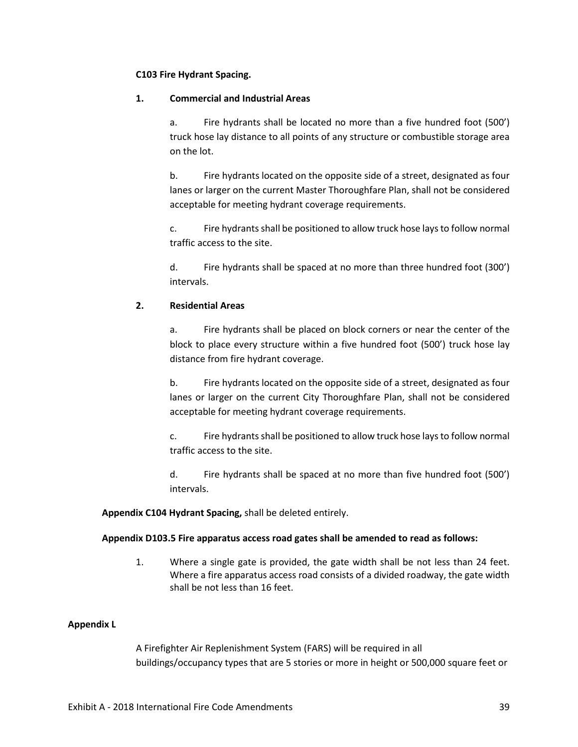**C103 Fire Hydrant Spacing.**

**1. Commercial and Industrial Areas**

a. Fire hydrants shall be located no more than a five hundred foot (500') truck hose lay distance to all points of any structure or combustible storage area on the lot.

b. Fire hydrants located on the opposite side of a street, designated as four lanes or larger on the current Master Thoroughfare Plan, shall not be considered acceptable for meeting hydrant coverage requirements.

c. Fire hydrants shall be positioned to allow truck hose lays to follow normal traffic access to the site.

d. Fire hydrants shall be spaced at no more than three hundred foot (300') intervals.

**2. Residential Areas**

a. Fire hydrants shall be placed on block corners or near the center of the block to place every structure within a five hundred foot (500') truck hose lay distance from fire hydrant coverage.

b. Fire hydrants located on the opposite side of a street, designated as four lanes or larger on the current City Thoroughfare Plan, shall not be considered acceptable for meeting hydrant coverage requirements.

c. Fire hydrants shall be positioned to allow truck hose lays to follow normal traffic access to the site.

d. Fire hydrants shall be spaced at no more than five hundred foot (500') intervals.

**Appendix C104 Hydrant Spacing,** shall be deleted entirely.

**Appendix D103.5 Fire apparatus access road gates shall be amended to read as follows:**

1. Where a single gate is provided, the gate width shall be not less than 24 feet. Where a fire apparatus access road consists of a divided roadway, the gate width shall be not less than 16 feet.

**Appendix L**

A Firefighter Air Replenishment System (FARS) will be required in all buildings/occupancy types that are 5 stories or more in height or 500,000 square feet or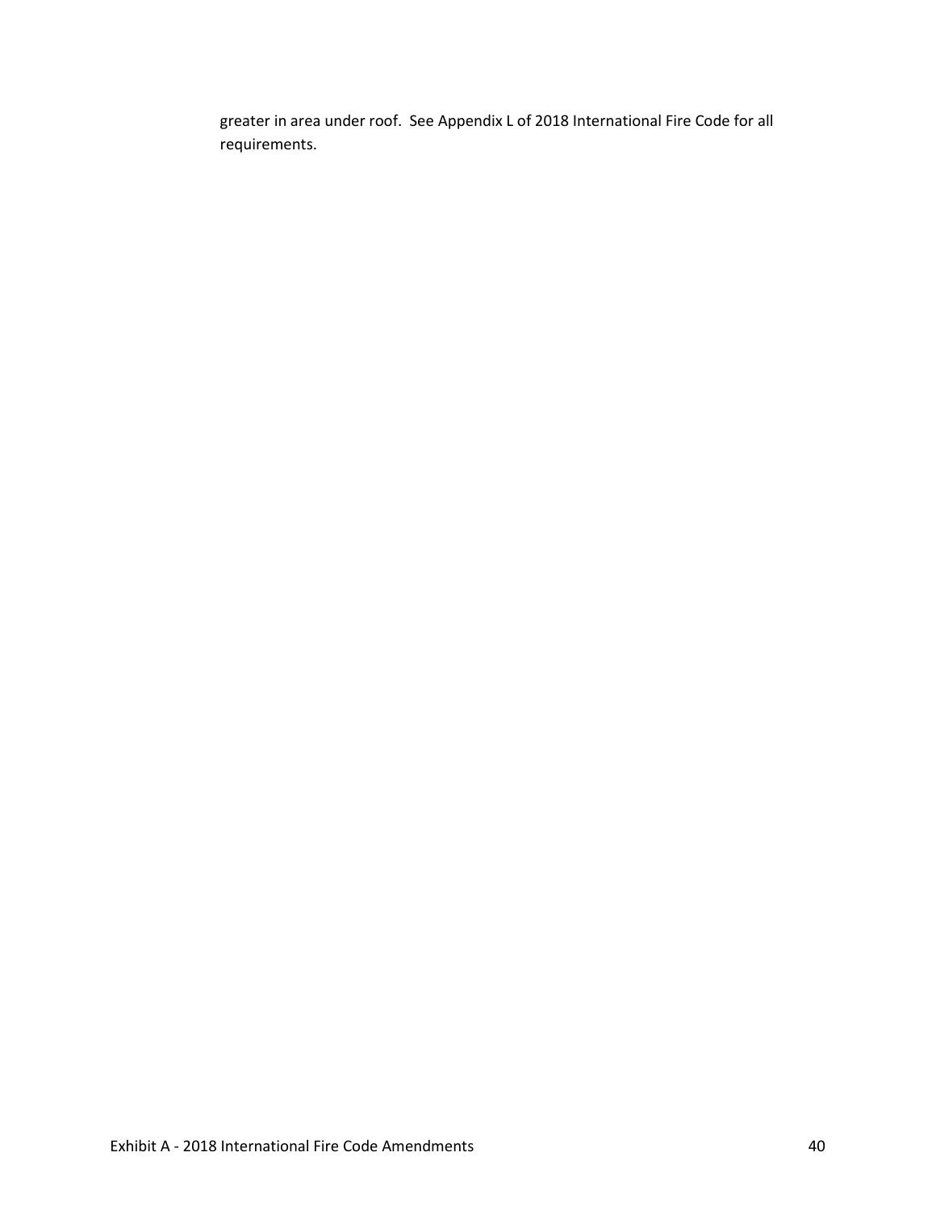greater in area under roof. See Appendix L of 2018 International Fire Code for all requirements.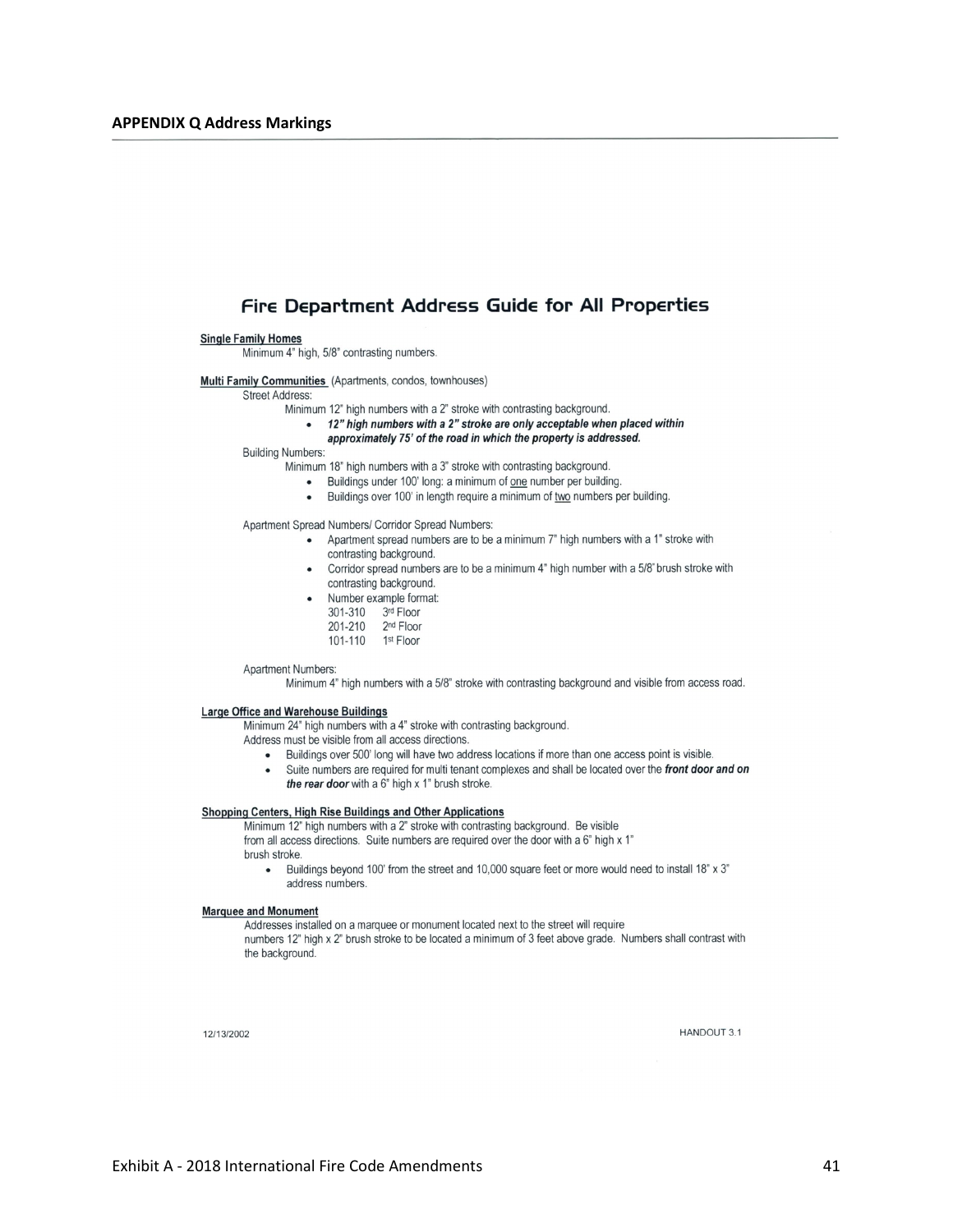## APPENDIX Q Address Markings

# Fire Department Address Guide for All Properties

**Single Family Homes**

Minimum 4" high, 5/8" contrasting numbers.

**Multi Family Communities** (Apartments, condos, townhouses)

Street Address:

Minimum 12" high numbers with a 2" stroke with contrasting background.

- ***12" high numbers with a 2" stroke are only acceptable when placed within approximately 75' of the road in which the property is addressed.***

Building Numbers:

Minimum 18" high numbers with a 3" stroke with contrasting background.

- Buildings under 100' long: a minimum of one number per building.
- Buildings over 100' in length require a minimum of two numbers per building.

Apartment Spread Numbers/ Corridor Spread Numbers:

- Apartment spread numbers are to be a minimum 7" high numbers with a 1" stroke with contrasting background.
- Corridor spread numbers are to be a minimum 4" high number with a 5/8" brush stroke with contrasting background.
- Number example format:
  301-310 3rd Floor
  201-210 2nd Floor
  101-110 1st Floor

Apartment Numbers:

Minimum 4" high numbers with a 5/8" stroke with contrasting background and visible from access road.

**Large Office and Warehouse Buildings**

Minimum 24" high numbers with a 4" stroke with contrasting background.
Address must be visible from all access directions.

- Buildings over 500' long will have two address locations if more than one access point is visible.
- Suite numbers are required for multi tenant complexes and shall be located over the ***front door and on the rear door*** with a 6" high x 1" brush stroke.

**Shopping Centers, High Rise Buildings and Other Applications**

Minimum 12" high numbers with a 2" stroke with contrasting background. Be visible from all access directions. Suite numbers are required over the door with a 6" high x 1" brush stroke.

- Buildings beyond 100' from the street and 10,000 square feet or more would need to install 18" x 3" address numbers.

**Marquee and Monument**

Addresses installed on a marquee or monument located next to the street will require numbers 12" high x 2" brush stroke to be located a minimum of 3 feet above grade. Numbers shall contrast with the background.

12/13/2002

HANDOUT 3.1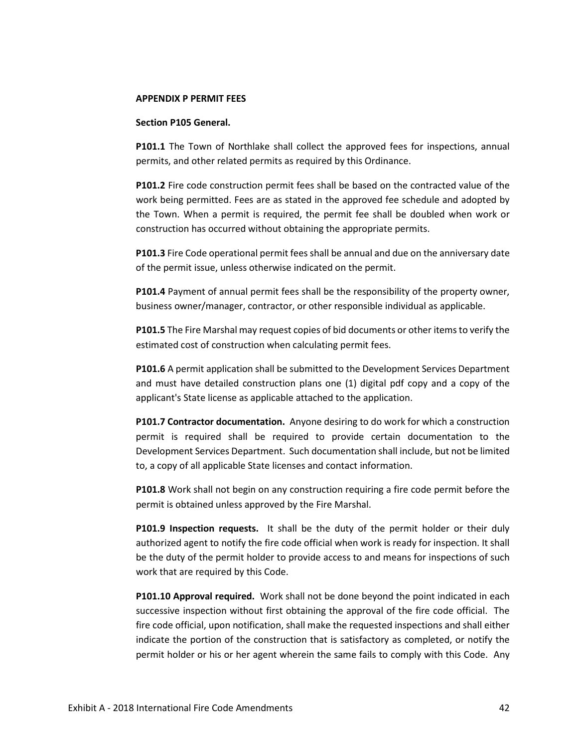**APPENDIX P PERMIT FEES**

**Section P105 General.**

**P101.1** The Town of Northlake shall collect the approved fees for inspections, annual permits, and other related permits as required by this Ordinance.

**P101.2** Fire code construction permit fees shall be based on the contracted value of the work being permitted. Fees are as stated in the approved fee schedule and adopted by the Town. When a permit is required, the permit fee shall be doubled when work or construction has occurred without obtaining the appropriate permits.

**P101.3** Fire Code operational permit fees shall be annual and due on the anniversary date of the permit issue, unless otherwise indicated on the permit.

**P101.4** Payment of annual permit fees shall be the responsibility of the property owner, business owner/manager, contractor, or other responsible individual as applicable.

**P101.5** The Fire Marshal may request copies of bid documents or other items to verify the estimated cost of construction when calculating permit fees.

**P101.6** A permit application shall be submitted to the Development Services Department and must have detailed construction plans one (1) digital pdf copy and a copy of the applicant's State license as applicable attached to the application.

**P101.7 Contractor documentation.** Anyone desiring to do work for which a construction permit is required shall be required to provide certain documentation to the Development Services Department. Such documentation shall include, but not be limited to, a copy of all applicable State licenses and contact information.

**P101.8** Work shall not begin on any construction requiring a fire code permit before the permit is obtained unless approved by the Fire Marshal.

**P101.9 Inspection requests.** It shall be the duty of the permit holder or their duly authorized agent to notify the fire code official when work is ready for inspection. It shall be the duty of the permit holder to provide access to and means for inspections of such work that are required by this Code.

**P101.10 Approval required.** Work shall not be done beyond the point indicated in each successive inspection without first obtaining the approval of the fire code official. The fire code official, upon notification, shall make the requested inspections and shall either indicate the portion of the construction that is satisfactory as completed, or notify the permit holder or his or her agent wherein the same fails to comply with this Code. Any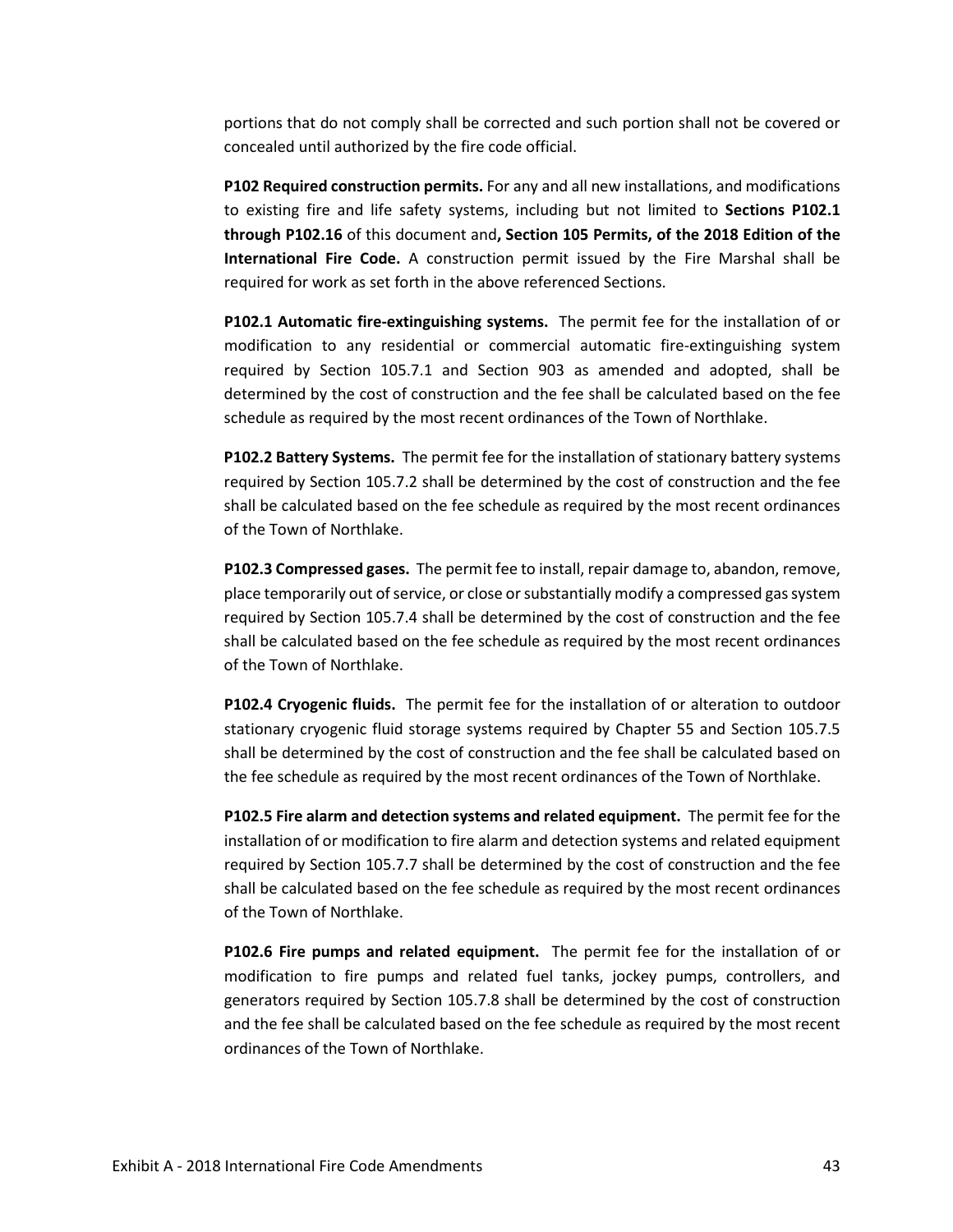portions that do not comply shall be corrected and such portion shall not be covered or concealed until authorized by the fire code official.

**P102 Required construction permits.** For any and all new installations, and modifications to existing fire and life safety systems, including but not limited to **Sections P102.1 through P102.16** of this document and**, Section 105 Permits, of the 2018 Edition of the International Fire Code.** A construction permit issued by the Fire Marshal shall be required for work as set forth in the above referenced Sections.

**P102.1 Automatic fire-extinguishing systems.** The permit fee for the installation of or modification to any residential or commercial automatic fire-extinguishing system required by Section 105.7.1 and Section 903 as amended and adopted, shall be determined by the cost of construction and the fee shall be calculated based on the fee schedule as required by the most recent ordinances of the Town of Northlake.

**P102.2 Battery Systems.** The permit fee for the installation of stationary battery systems required by Section 105.7.2 shall be determined by the cost of construction and the fee shall be calculated based on the fee schedule as required by the most recent ordinances of the Town of Northlake.

**P102.3 Compressed gases.** The permit fee to install, repair damage to, abandon, remove, place temporarily out of service, or close or substantially modify a compressed gas system required by Section 105.7.4 shall be determined by the cost of construction and the fee shall be calculated based on the fee schedule as required by the most recent ordinances of the Town of Northlake.

**P102.4 Cryogenic fluids.** The permit fee for the installation of or alteration to outdoor stationary cryogenic fluid storage systems required by Chapter 55 and Section 105.7.5 shall be determined by the cost of construction and the fee shall be calculated based on the fee schedule as required by the most recent ordinances of the Town of Northlake.

**P102.5 Fire alarm and detection systems and related equipment.** The permit fee for the installation of or modification to fire alarm and detection systems and related equipment required by Section 105.7.7 shall be determined by the cost of construction and the fee shall be calculated based on the fee schedule as required by the most recent ordinances of the Town of Northlake.

**P102.6 Fire pumps and related equipment.** The permit fee for the installation of or modification to fire pumps and related fuel tanks, jockey pumps, controllers, and generators required by Section 105.7.8 shall be determined by the cost of construction and the fee shall be calculated based on the fee schedule as required by the most recent ordinances of the Town of Northlake.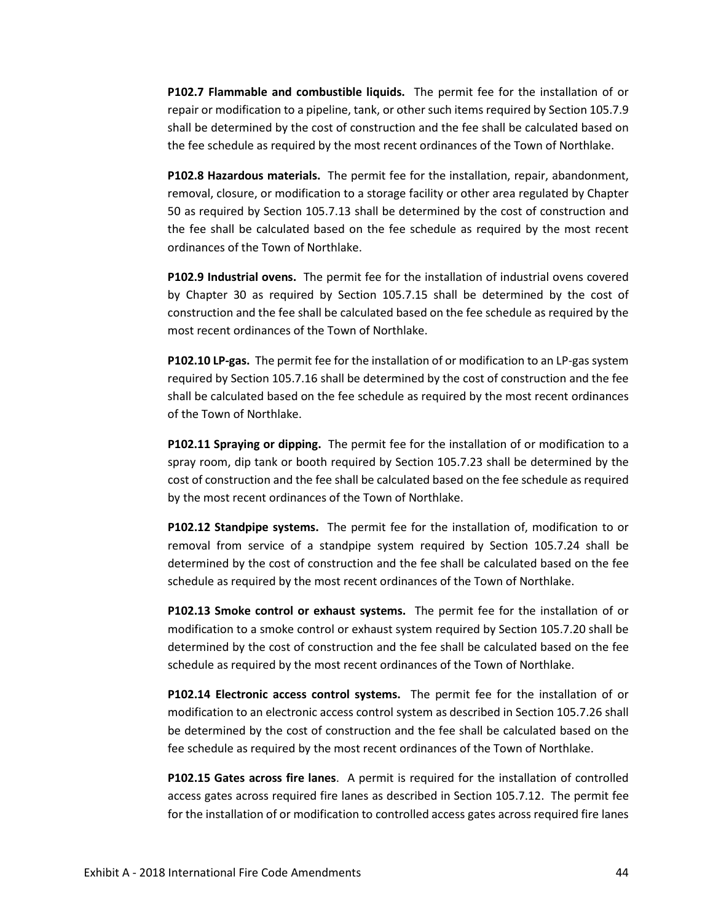**P102.7 Flammable and combustible liquids.** The permit fee for the installation of or repair or modification to a pipeline, tank, or other such items required by Section 105.7.9 shall be determined by the cost of construction and the fee shall be calculated based on the fee schedule as required by the most recent ordinances of the Town of Northlake.

**P102.8 Hazardous materials.** The permit fee for the installation, repair, abandonment, removal, closure, or modification to a storage facility or other area regulated by Chapter 50 as required by Section 105.7.13 shall be determined by the cost of construction and the fee shall be calculated based on the fee schedule as required by the most recent ordinances of the Town of Northlake.

**P102.9 Industrial ovens.** The permit fee for the installation of industrial ovens covered by Chapter 30 as required by Section 105.7.15 shall be determined by the cost of construction and the fee shall be calculated based on the fee schedule as required by the most recent ordinances of the Town of Northlake.

**P102.10 LP-gas.** The permit fee for the installation of or modification to an LP-gas system required by Section 105.7.16 shall be determined by the cost of construction and the fee shall be calculated based on the fee schedule as required by the most recent ordinances of the Town of Northlake.

**P102.11 Spraying or dipping.** The permit fee for the installation of or modification to a spray room, dip tank or booth required by Section 105.7.23 shall be determined by the cost of construction and the fee shall be calculated based on the fee schedule as required by the most recent ordinances of the Town of Northlake.

**P102.12 Standpipe systems.** The permit fee for the installation of, modification to or removal from service of a standpipe system required by Section 105.7.24 shall be determined by the cost of construction and the fee shall be calculated based on the fee schedule as required by the most recent ordinances of the Town of Northlake.

**P102.13 Smoke control or exhaust systems.** The permit fee for the installation of or modification to a smoke control or exhaust system required by Section 105.7.20 shall be determined by the cost of construction and the fee shall be calculated based on the fee schedule as required by the most recent ordinances of the Town of Northlake.

**P102.14 Electronic access control systems.** The permit fee for the installation of or modification to an electronic access control system as described in Section 105.7.26 shall be determined by the cost of construction and the fee shall be calculated based on the fee schedule as required by the most recent ordinances of the Town of Northlake.

**P102.15 Gates across fire lanes**. A permit is required for the installation of controlled access gates across required fire lanes as described in Section 105.7.12. The permit fee for the installation of or modification to controlled access gates across required fire lanes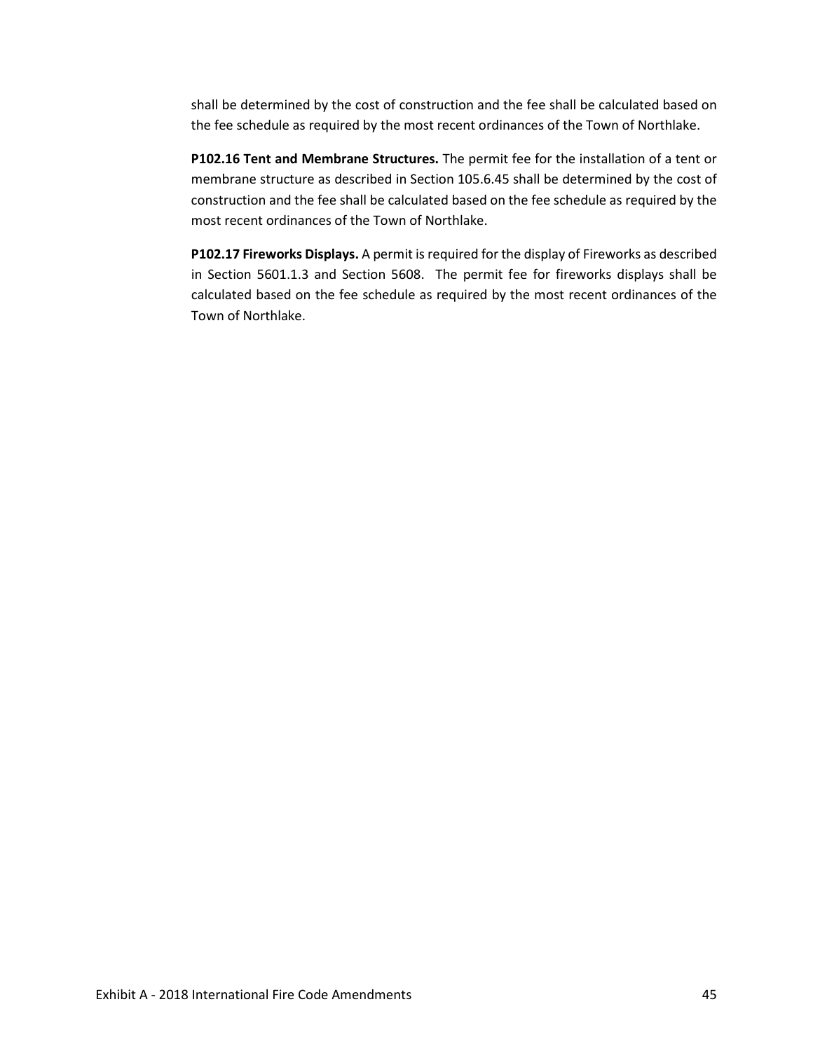shall be determined by the cost of construction and the fee shall be calculated based on the fee schedule as required by the most recent ordinances of the Town of Northlake.

**P102.16 Tent and Membrane Structures.** The permit fee for the installation of a tent or membrane structure as described in Section 105.6.45 shall be determined by the cost of construction and the fee shall be calculated based on the fee schedule as required by the most recent ordinances of the Town of Northlake.

**P102.17 Fireworks Displays.** A permit is required for the display of Fireworks as described in Section 5601.1.3 and Section 5608. The permit fee for fireworks displays shall be calculated based on the fee schedule as required by the most recent ordinances of the Town of Northlake.